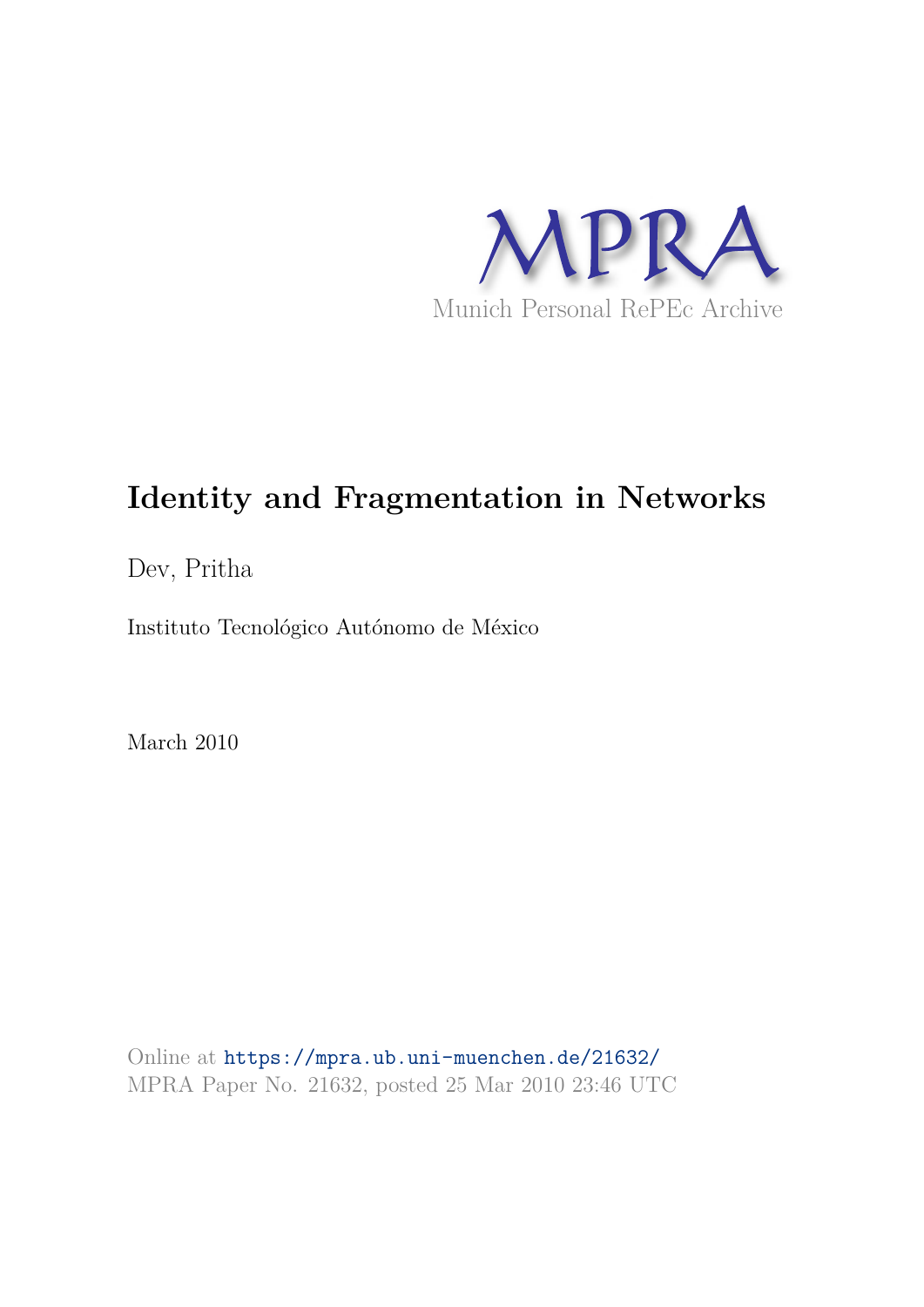MPRA

Munich Personal RePEc Archive

# Identity and Fragmentation in Networks

Dev, Pritha

Instituto Tecnológico Autónomo de México

March 2010

Online at https://mpra.ub.uni-muenchen.de/21632/
MPRA Paper No. 21632, posted 25 Mar 2010 23:46 UTC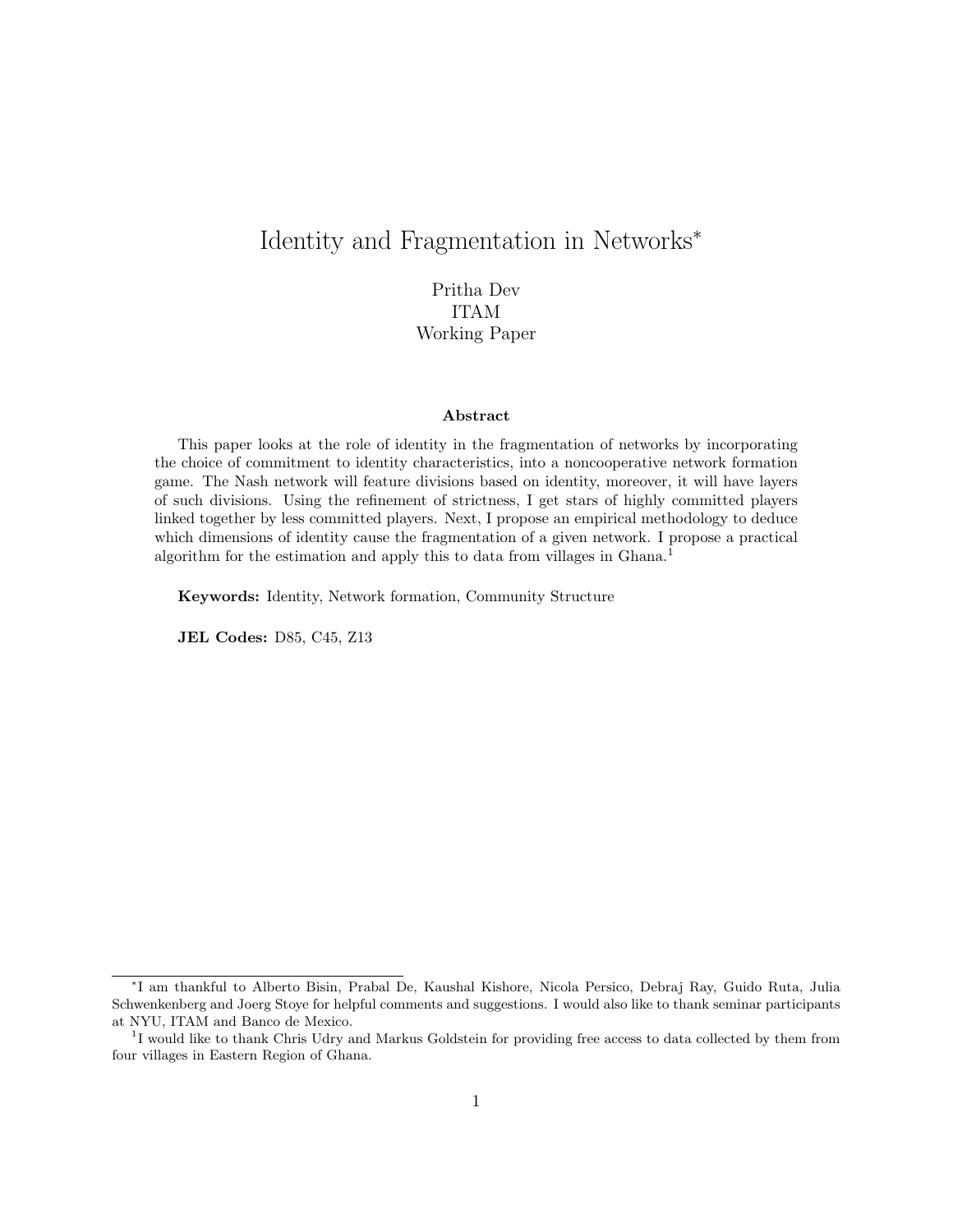# Identity and Fragmentation in Networks*

Pritha Dev
ITAM
Working Paper

**Abstract**

This paper looks at the role of identity in the fragmentation of networks by incorporating the choice of commitment to identity characteristics, into a noncooperative network formation game. The Nash network will feature divisions based on identity, moreover, it will have layers of such divisions. Using the refinement of strictness, I get stars of highly committed players linked together by less committed players. Next, I propose an empirical methodology to deduce which dimensions of identity cause the fragmentation of a given network. I propose a practical algorithm for the estimation and apply this to data from villages in Ghana.[1]

**Keywords:** Identity, Network formation, Community Structure

**JEL Codes:** D85, C45, Z13

---

*I am thankful to Alberto Bisin, Prabal De, Kaushal Kishore, Nicola Persico, Debraj Ray, Guido Ruta, Julia Schwenkenberg and Joerg Stoye for helpful comments and suggestions. I would also like to thank seminar participants at NYU, ITAM and Banco de Mexico.

[1] I would like to thank Chris Udry and Markus Goldstein for providing free access to data collected by them from four villages in Eastern Region of Ghana.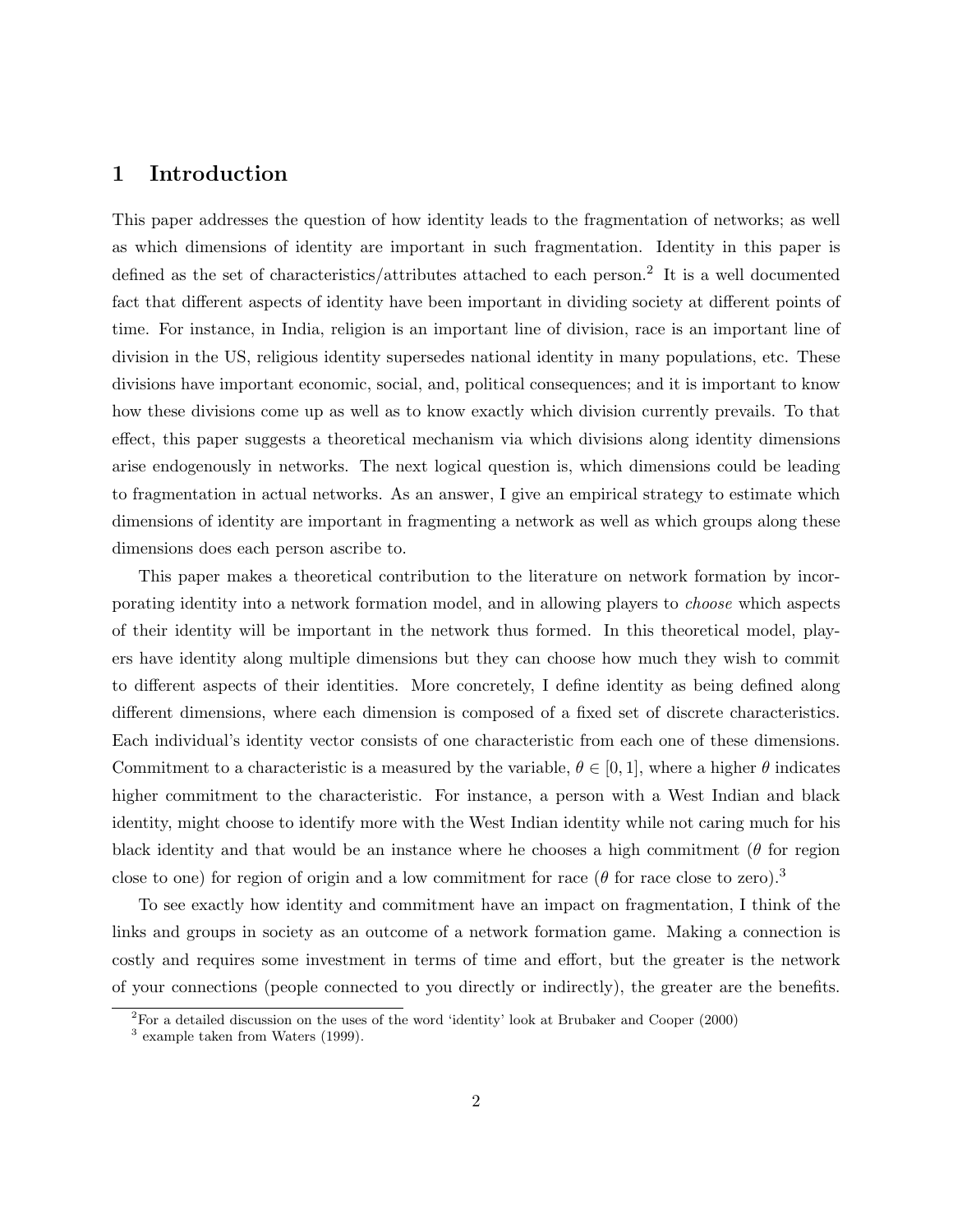# 1 Introduction

This paper addresses the question of how identity leads to the fragmentation of networks; as well as which dimensions of identity are important in such fragmentation. Identity in this paper is defined as the set of characteristics/attributes attached to each person.[2] It is a well documented fact that different aspects of identity have been important in dividing society at different points of time. For instance, in India, religion is an important line of division, race is an important line of division in the US, religious identity supersedes national identity in many populations, etc. These divisions have important economic, social, and, political consequences; and it is important to know how these divisions come up as well as to know exactly which division currently prevails. To that effect, this paper suggests a theoretical mechanism via which divisions along identity dimensions arise endogenously in networks. The next logical question is, which dimensions could be leading to fragmentation in actual networks. As an answer, I give an empirical strategy to estimate which dimensions of identity are important in fragmenting a network as well as which groups along these dimensions does each person ascribe to.

This paper makes a theoretical contribution to the literature on network formation by incorporating identity into a network formation model, and in allowing players to *choose* which aspects of their identity will be important in the network thus formed. In this theoretical model, players have identity along multiple dimensions but they can choose how much they wish to commit to different aspects of their identities. More concretely, I define identity as being defined along different dimensions, where each dimension is composed of a fixed set of discrete characteristics. Each individual's identity vector consists of one characteristic from each one of these dimensions. Commitment to a characteristic is a measured by the variable, $\theta \in [0, 1]$, where a higher $\theta$ indicates higher commitment to the characteristic. For instance, a person with a West Indian and black identity, might choose to identify more with the West Indian identity while not caring much for his black identity and that would be an instance where he chooses a high commitment ($\theta$ for region close to one) for region of origin and a low commitment for race ($\theta$ for race close to zero).[3]

To see exactly how identity and commitment have an impact on fragmentation, I think of the links and groups in society as an outcome of a network formation game. Making a connection is costly and requires some investment in terms of time and effort, but the greater is the network of your connections (people connected to you directly or indirectly), the greater are the benefits.

[2] For a detailed discussion on the uses of the word 'identity' look at Brubaker and Cooper (2000)

[3] example taken from Waters (1999).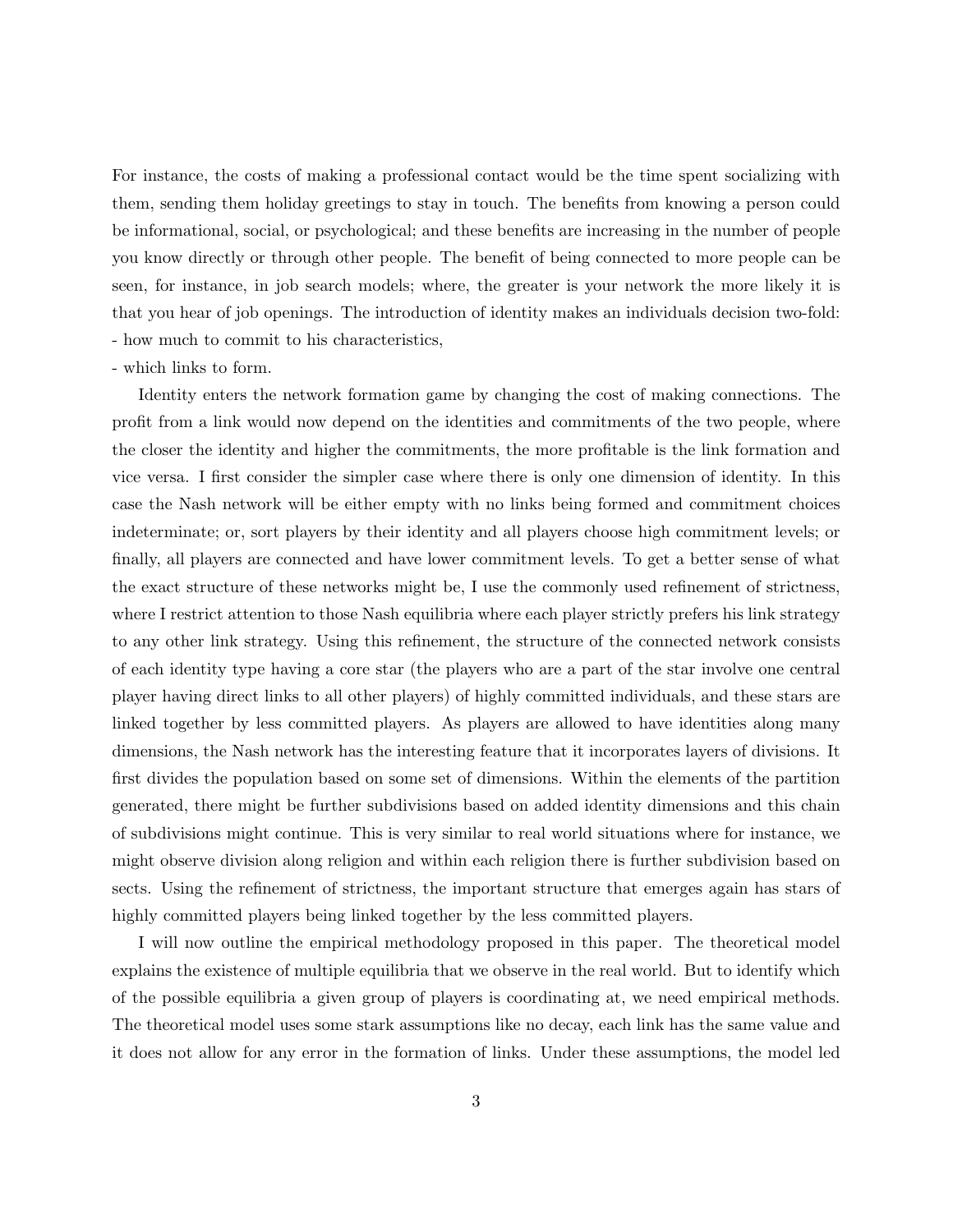For instance, the costs of making a professional contact would be the time spent socializing with them, sending them holiday greetings to stay in touch. The benefits from knowing a person could be informational, social, or psychological; and these benefits are increasing in the number of people you know directly or through other people. The benefit of being connected to more people can be seen, for instance, in job search models; where, the greater is your network the more likely it is that you hear of job openings. The introduction of identity makes an individuals decision two-fold:
- how much to commit to his characteristics,
- which links to form.

Identity enters the network formation game by changing the cost of making connections. The profit from a link would now depend on the identities and commitments of the two people, where the closer the identity and higher the commitments, the more profitable is the link formation and vice versa. I first consider the simpler case where there is only one dimension of identity. In this case the Nash network will be either empty with no links being formed and commitment choices indeterminate; or, sort players by their identity and all players choose high commitment levels; or finally, all players are connected and have lower commitment levels. To get a better sense of what the exact structure of these networks might be, I use the commonly used refinement of strictness, where I restrict attention to those Nash equilibria where each player strictly prefers his link strategy to any other link strategy. Using this refinement, the structure of the connected network consists of each identity type having a core star (the players who are a part of the star involve one central player having direct links to all other players) of highly committed individuals, and these stars are linked together by less committed players. As players are allowed to have identities along many dimensions, the Nash network has the interesting feature that it incorporates layers of divisions. It first divides the population based on some set of dimensions. Within the elements of the partition generated, there might be further subdivisions based on added identity dimensions and this chain of subdivisions might continue. This is very similar to real world situations where for instance, we might observe division along religion and within each religion there is further subdivision based on sects. Using the refinement of strictness, the important structure that emerges again has stars of highly committed players being linked together by the less committed players.

I will now outline the empirical methodology proposed in this paper. The theoretical model explains the existence of multiple equilibria that we observe in the real world. But to identify which of the possible equilibria a given group of players is coordinating at, we need empirical methods. The theoretical model uses some stark assumptions like no decay, each link has the same value and it does not allow for any error in the formation of links. Under these assumptions, the model led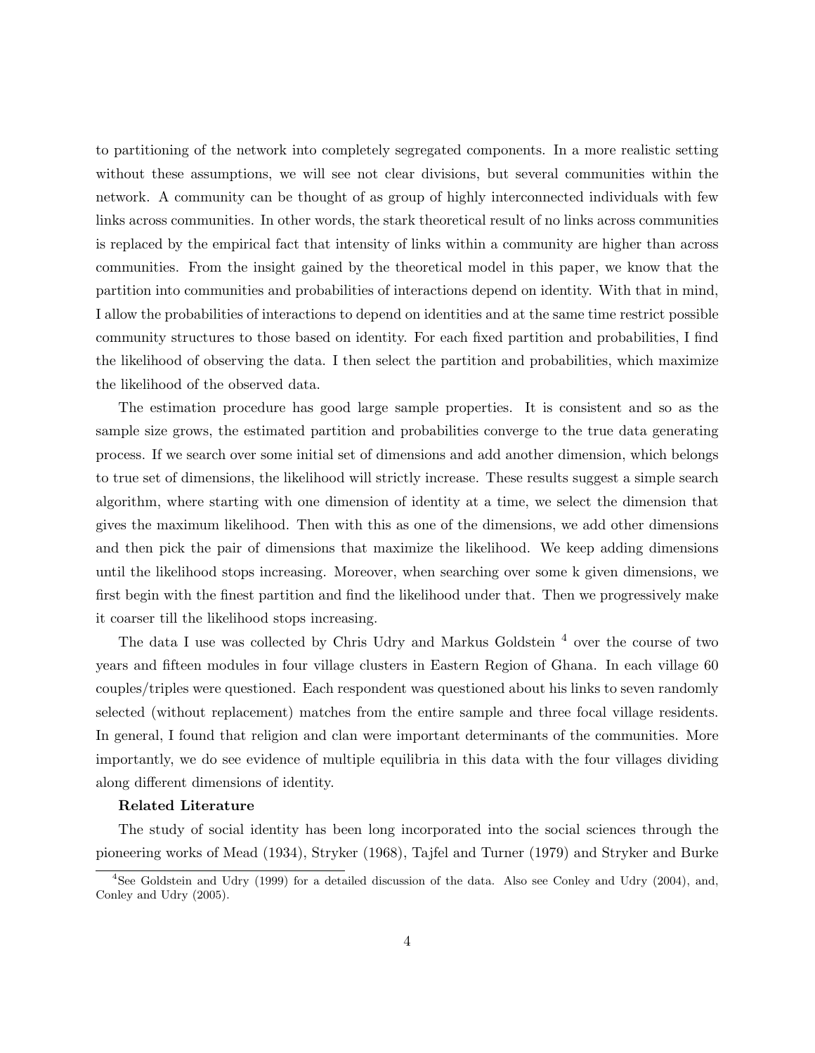to partitioning of the network into completely segregated components. In a more realistic setting without these assumptions, we will see not clear divisions, but several communities within the network. A community can be thought of as group of highly interconnected individuals with few links across communities. In other words, the stark theoretical result of no links across communities is replaced by the empirical fact that intensity of links within a community are higher than across communities. From the insight gained by the theoretical model in this paper, we know that the partition into communities and probabilities of interactions depend on identity. With that in mind, I allow the probabilities of interactions to depend on identities and at the same time restrict possible community structures to those based on identity. For each fixed partition and probabilities, I find the likelihood of observing the data. I then select the partition and probabilities, which maximize the likelihood of the observed data.

The estimation procedure has good large sample properties. It is consistent and so as the sample size grows, the estimated partition and probabilities converge to the true data generating process. If we search over some initial set of dimensions and add another dimension, which belongs to true set of dimensions, the likelihood will strictly increase. These results suggest a simple search algorithm, where starting with one dimension of identity at a time, we select the dimension that gives the maximum likelihood. Then with this as one of the dimensions, we add other dimensions and then pick the pair of dimensions that maximize the likelihood. We keep adding dimensions until the likelihood stops increasing. Moreover, when searching over some k given dimensions, we first begin with the finest partition and find the likelihood under that. Then we progressively make it coarser till the likelihood stops increasing.

The data I use was collected by Chris Udry and Markus Goldstein [4] over the course of two years and fifteen modules in four village clusters in Eastern Region of Ghana. In each village 60 couples/triples were questioned. Each respondent was questioned about his links to seven randomly selected (without replacement) matches from the entire sample and three focal village residents. In general, I found that religion and clan were important determinants of the communities. More importantly, we do see evidence of multiple equilibria in this data with the four villages dividing along different dimensions of identity.

**Related Literature**

The study of social identity has been long incorporated into the social sciences through the pioneering works of Mead (1934), Stryker (1968), Tajfel and Turner (1979) and Stryker and Burke

[4] See Goldstein and Udry (1999) for a detailed discussion of the data. Also see Conley and Udry (2004), and, Conley and Udry (2005).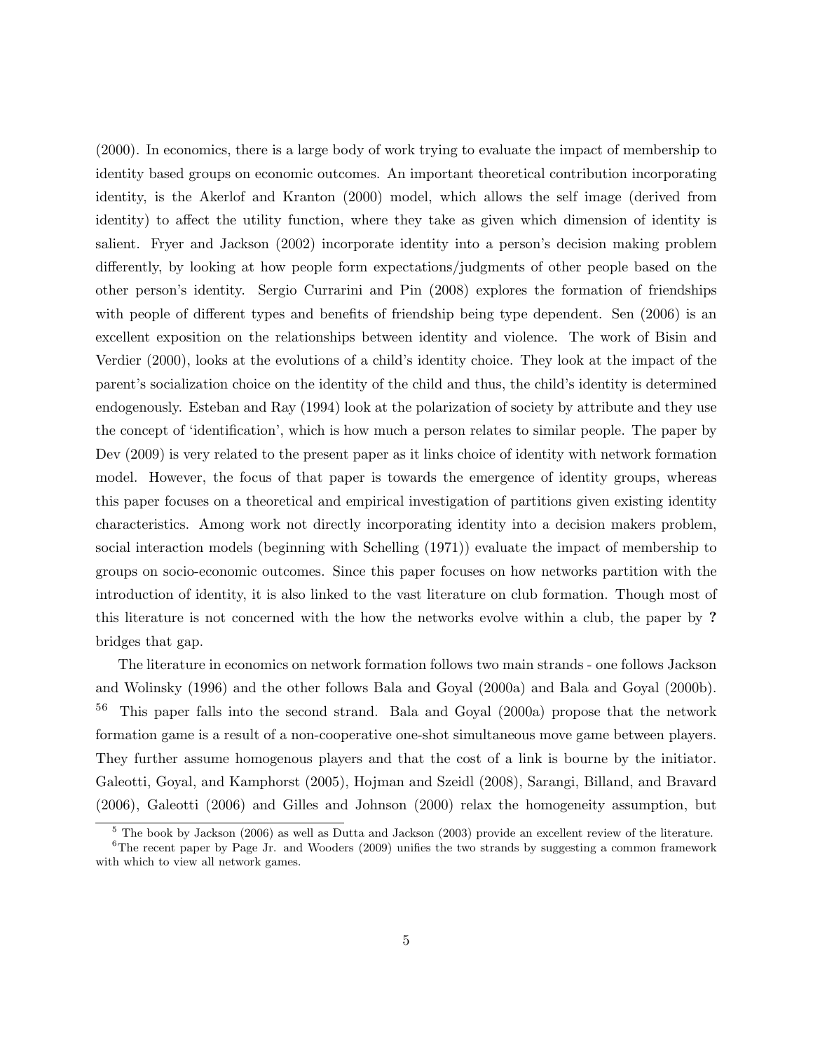(2000). In economics, there is a large body of work trying to evaluate the impact of membership to identity based groups on economic outcomes. An important theoretical contribution incorporating identity, is the Akerlof and Kranton (2000) model, which allows the self image (derived from identity) to affect the utility function, where they take as given which dimension of identity is salient. Fryer and Jackson (2002) incorporate identity into a person's decision making problem differently, by looking at how people form expectations/judgments of other people based on the other person's identity. Sergio Currarini and Pin (2008) explores the formation of friendships with people of different types and benefits of friendship being type dependent. Sen (2006) is an excellent exposition on the relationships between identity and violence. The work of Bisin and Verdier (2000), looks at the evolutions of a child's identity choice. They look at the impact of the parent's socialization choice on the identity of the child and thus, the child's identity is determined endogenously. Esteban and Ray (1994) look at the polarization of society by attribute and they use the concept of 'identification', which is how much a person relates to similar people. The paper by Dev (2009) is very related to the present paper as it links choice of identity with network formation model. However, the focus of that paper is towards the emergence of identity groups, whereas this paper focuses on a theoretical and empirical investigation of partitions given existing identity characteristics. Among work not directly incorporating identity into a decision makers problem, social interaction models (beginning with Schelling (1971)) evaluate the impact of membership to groups on socio-economic outcomes. Since this paper focuses on how networks partition with the introduction of identity, it is also linked to the vast literature on club formation. Though most of this literature is not concerned with the how the networks evolve within a club, the paper by **?** bridges that gap.

The literature in economics on network formation follows two main strands - one follows Jackson and Wolinsky (1996) and the other follows Bala and Goyal (2000a) and Bala and Goyal (2000b). [5] [6] This paper falls into the second strand. Bala and Goyal (2000a) propose that the network formation game is a result of a non-cooperative one-shot simultaneous move game between players. They further assume homogenous players and that the cost of a link is bourne by the initiator. Galeotti, Goyal, and Kamphorst (2005), Hojman and Szeidl (2008), Sarangi, Billand, and Bravard (2006), Galeotti (2006) and Gilles and Johnson (2000) relax the homogeneity assumption, but

[5] The book by Jackson (2006) as well as Dutta and Jackson (2003) provide an excellent review of the literature.

[6] The recent paper by Page Jr. and Wooders (2009) unifies the two strands by suggesting a common framework with which to view all network games.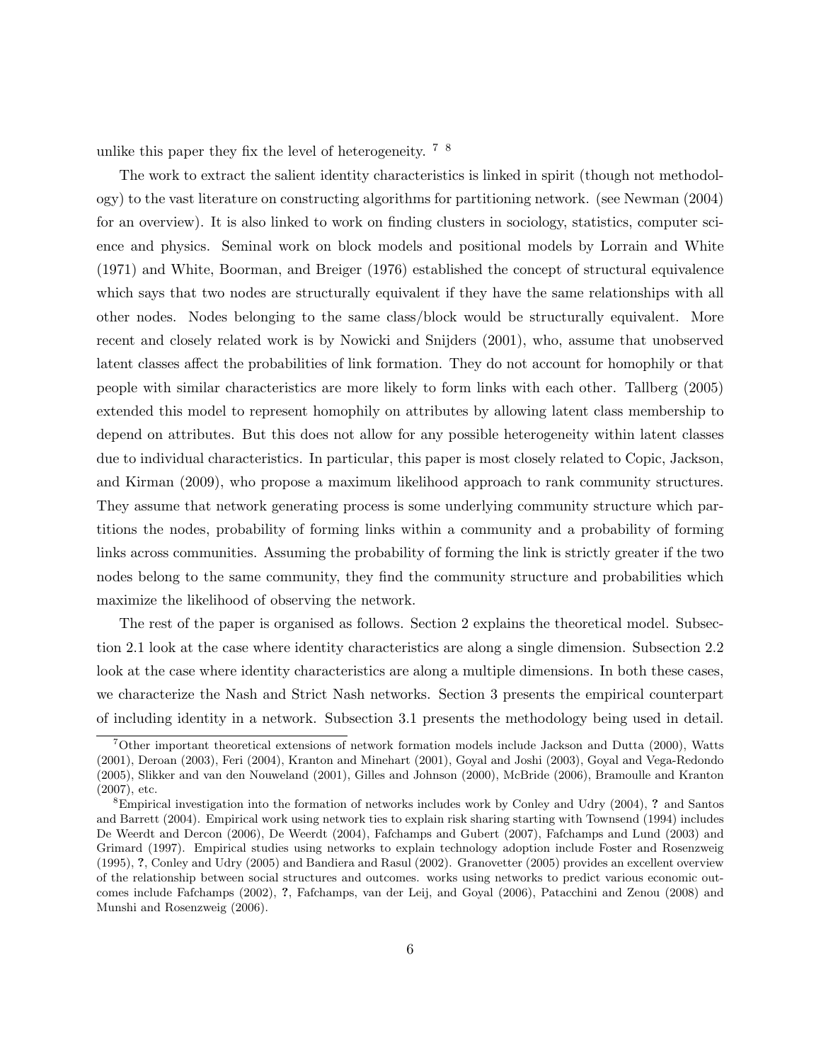unlike this paper they fix the level of heterogeneity. [7] [8]

The work to extract the salient identity characteristics is linked in spirit (though not methodology) to the vast literature on constructing algorithms for partitioning network. (see Newman (2004) for an overview). It is also linked to work on finding clusters in sociology, statistics, computer science and physics. Seminal work on block models and positional models by Lorrain and White (1971) and White, Boorman, and Breiger (1976) established the concept of structural equivalence which says that two nodes are structurally equivalent if they have the same relationships with all other nodes. Nodes belonging to the same class/block would be structurally equivalent. More recent and closely related work is by Nowicki and Snijders (2001), who, assume that unobserved latent classes affect the probabilities of link formation. They do not account for homophily or that people with similar characteristics are more likely to form links with each other. Tallberg (2005) extended this model to represent homophily on attributes by allowing latent class membership to depend on attributes. But this does not allow for any possible heterogeneity within latent classes due to individual characteristics. In particular, this paper is most closely related to Copic, Jackson, and Kirman (2009), who propose a maximum likelihood approach to rank community structures. They assume that network generating process is some underlying community structure which partitions the nodes, probability of forming links within a community and a probability of forming links across communities. Assuming the probability of forming the link is strictly greater if the two nodes belong to the same community, they find the community structure and probabilities which maximize the likelihood of observing the network.

The rest of the paper is organised as follows. Section 2 explains the theoretical model. Subsection 2.1 look at the case where identity characteristics are along a single dimension. Subsection 2.2 look at the case where identity characteristics are along a multiple dimensions. In both these cases, we characterize the Nash and Strict Nash networks. Section 3 presents the empirical counterpart of including identity in a network. Subsection 3.1 presents the methodology being used in detail.

[7] Other important theoretical extensions of network formation models include Jackson and Dutta (2000), Watts (2001), Deroan (2003), Feri (2004), Kranton and Minehart (2001), Goyal and Joshi (2003), Goyal and Vega-Redondo (2005), Slikker and van den Nouweland (2001), Gilles and Johnson (2000), McBride (2006), Bramoulle and Kranton (2007), etc.

[8] Empirical investigation into the formation of networks includes work by Conley and Udry (2004), **?** and Santos and Barrett (2004). Empirical work using network ties to explain risk sharing starting with Townsend (1994) includes De Weerdt and Dercon (2006), De Weerdt (2004), Fafchamps and Gubert (2007), Fafchamps and Lund (2003) and Grimard (1997). Empirical studies using networks to explain technology adoption include Foster and Rosenzweig (1995), **?**, Conley and Udry (2005) and Bandiera and Rasul (2002). Granovetter (2005) provides an excellent overview of the relationship between social structures and outcomes. works using networks to predict various economic outcomes include Fafchamps (2002), **?**, Fafchamps, van der Leij, and Goyal (2006), Patacchini and Zenou (2008) and Munshi and Rosenzweig (2006).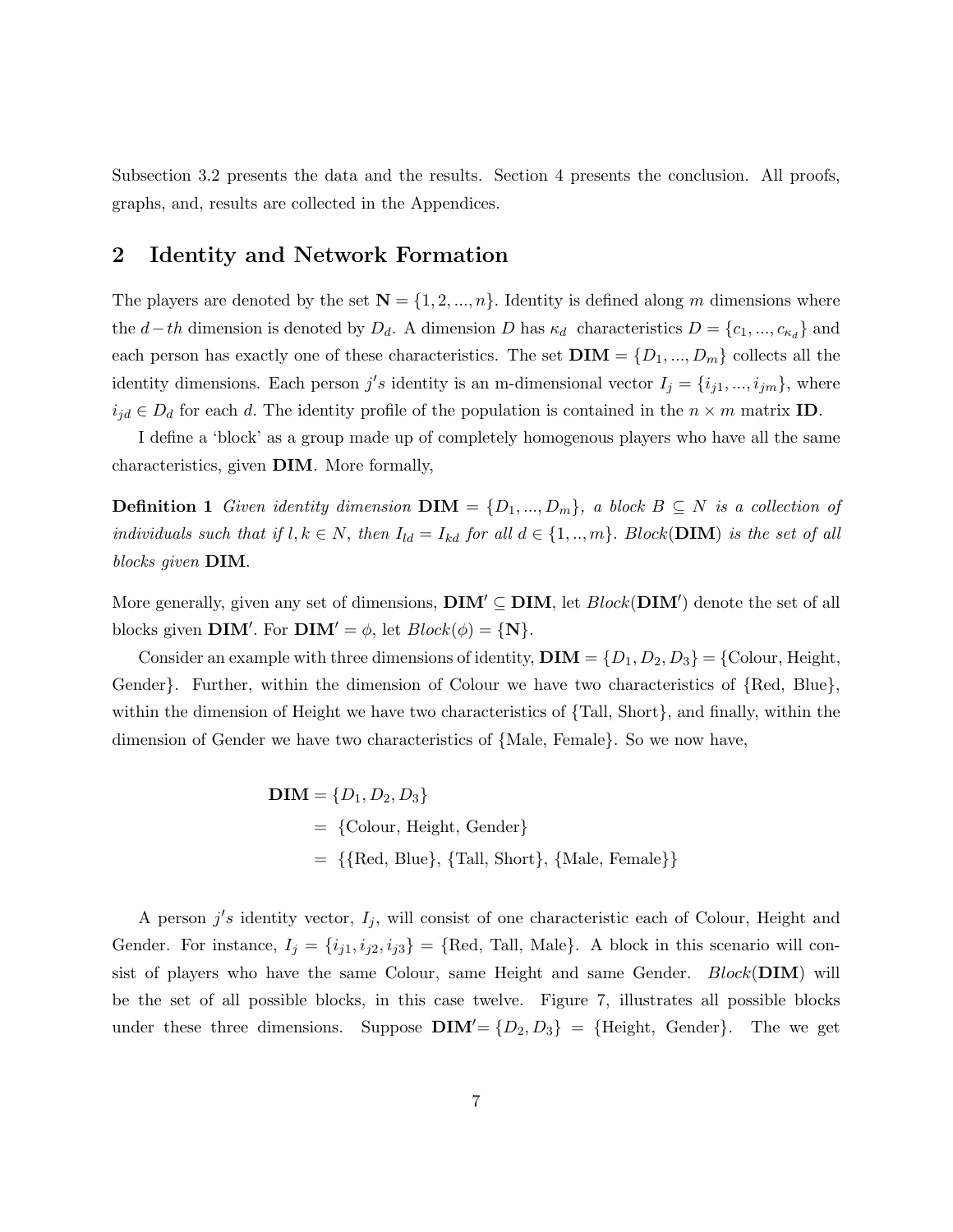Subsection 3.2 presents the data and the results. Section 4 presents the conclusion. All proofs, graphs, and, results are collected in the Appendices.

## 2 Identity and Network Formation

The players are denoted by the set $\mathbf{N} = \{1, 2, ..., n\}$. Identity is defined along $m$ dimensions where the $d-th$ dimension is denoted by $D_d$. A dimension $D$ has $\kappa_d$ characteristics $D = \{c_1, ..., c_{\kappa_d}\}$ and each person has exactly one of these characteristics. The set $\mathbf{DIM} = \{D_1, ..., D_m\}$ collects all the identity dimensions. Each person $j's$ identity is an m-dimensional vector $I_j = \{i_{j1}, ..., i_{jm}\}$, where $i_{jd} \in D_d$ for each $d$. The identity profile of the population is contained in the $n \times m$ matrix $\mathbf{ID}$.

I define a 'block' as a group made up of completely homogenous players who have all the same characteristics, given $\mathbf{DIM}$. More formally,

**Definition 1** *Given identity dimension* $\mathbf{DIM} = \{D_1, ..., D_m\}$*, a block* $B \subseteq N$ *is a collection of individuals such that if* $l, k \in N$*, then* $I_{ld} = I_{kd}$ *for all* $d \in \{1, .., m\}$*.* $Block(\mathbf{DIM})$ *is the set of all blocks given* $\mathbf{DIM}$*.*

More generally, given any set of dimensions, $\mathbf{DIM'} \subseteq \mathbf{DIM}$, let $Block(\mathbf{DIM'})$ denote the set of all blocks given $\mathbf{DIM'}$. For $\mathbf{DIM'} = \phi$, let $Block(\phi) = \{\mathbf{N}\}$.

Consider an example with three dimensions of identity, $\mathbf{DIM} = \{D_1, D_2, D_3\} = \{$Colour, Height, Gender$\}$. Further, within the dimension of Colour we have two characteristics of {Red, Blue}, within the dimension of Height we have two characteristics of {Tall, Short}, and finally, within the dimension of Gender we have two characteristics of {Male, Female}. So we now have,

$$
\begin{aligned}
\mathbf{DIM} &= \{D_1, D_2, D_3\} \\
&= \{\text{Colour, Height, Gender}\} \\
&= \{\{\text{Red, Blue}\}, \{\text{Tall, Short}\}, \{\text{Male, Female}\}\}
\end{aligned}
$$

A person $j's$ identity vector, $I_j$, will consist of one characteristic each of Colour, Height and Gender. For instance, $I_j = \{i_{j1}, i_{j2}, i_{j3}\} = \{$Red, Tall, Male$\}$. A block in this scenario will consist of players who have the same Colour, same Height and same Gender. $Block(\mathbf{DIM})$ will be the set of all possible blocks, in this case twelve. Figure 7, illustrates all possible blocks under these three dimensions. Suppose $\mathbf{DIM'} = \{D_2, D_3\} = \{$Height, Gender$\}$. The we get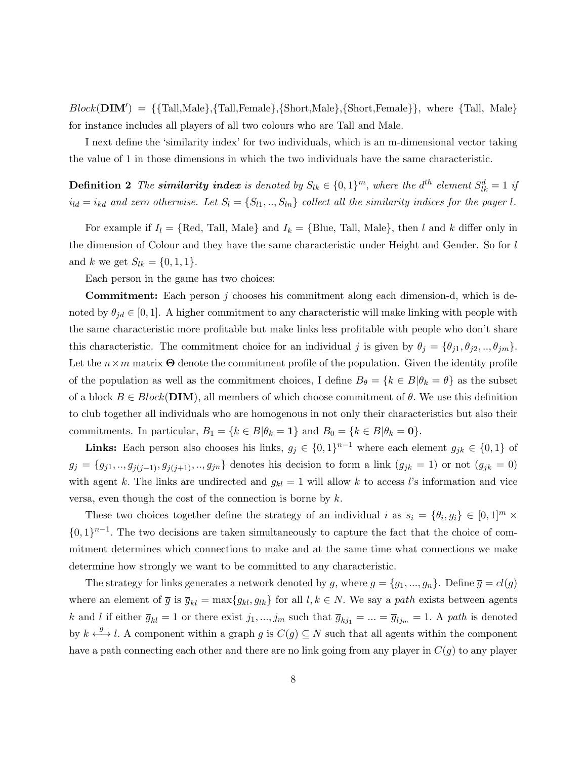$Block(\mathbf{DIM}')$ = {{Tall,Male},{Tall,Female},{Short,Male},{Short,Female}}, where {Tall, Male} for instance includes all players of all two colours who are Tall and Male.

I next define the 'similarity index' for two individuals, which is an m-dimensional vector taking the value of 1 in those dimensions in which the two individuals have the same characteristic.

**Definition 2** *The **similarity index** is denoted by $S_{lk} \in \{0,1\}^m$, where the $d^{th}$ element $S_{lk}^d = 1$ if $i_{ld} = i_{kd}$ and zero otherwise. Let $S_l = \{S_{l1}, .., S_{ln}\}$ collect all the similarity indices for the payer $l$.*

For example if $I_l$ = {Red, Tall, Male} and $I_k$ = {Blue, Tall, Male}, then $l$ and $k$ differ only in the dimension of Colour and they have the same characteristic under Height and Gender. So for $l$ and $k$ we get $S_{lk} = \{0, 1, 1\}$.

Each person in the game has two choices:

**Commitment:** Each person $j$ chooses his commitment along each dimension-d, which is denoted by $\theta_{jd} \in [0,1]$. A higher commitment to any characteristic will make linking with people with the same characteristic more profitable but make links less profitable with people who don't share this characteristic. The commitment choice for an individual $j$ is given by $\theta_j = \{\theta_{j1}, \theta_{j2}, .., \theta_{jm}\}$. Let the $n \times m$ matrix $\mathbf{\Theta}$ denote the commitment profile of the population. Given the identity profile of the population as well as the commitment choices, I define $B_\theta = \{k \in B | \theta_k = \theta\}$ as the subset of a block $B \in Block(\mathbf{DIM})$, all members of which choose commitment of $\theta$. We use this definition to club together all individuals who are homogenous in not only their characteristics but also their commitments. In particular, $B_1 = \{k \in B | \theta_k = \mathbf{1}\}$ and $B_0 = \{k \in B | \theta_k = \mathbf{0}\}$.

**Links:** Each person also chooses his links, $g_j \in \{0,1\}^{n-1}$ where each element $g_{jk} \in \{0,1\}$ of $g_j = \{g_{j1}, .., g_{j(j-1)}, g_{j(j+1)}, .., g_{jn}\}$ denotes his decision to form a link ($g_{jk} = 1$) or not ($g_{jk} = 0$) with agent $k$. The links are undirected and $g_{kl} = 1$ will allow $k$ to access $l$'s information and vice versa, even though the cost of the connection is borne by $k$.

These two choices together define the strategy of an individual $i$ as $s_i = \{\theta_i, g_i\} \in [0,1]^m \times \{0,1\}^{n-1}$. The two decisions are taken simultaneously to capture the fact that the choice of commitment determines which connections to make and at the same time what connections we make determine how strongly we want to be committed to any characteristic.

The strategy for links generates a network denoted by $g$, where $g = \{g_1, ..., g_n\}$. Define $\overline{g} = cl(g)$ where an element of $\overline{g}$ is $\overline{g}_{kl} = \max\{g_{kl}, g_{lk}\}$ for all $l, k \in N$. We say a *path* exists between agents $k$ and $l$ if either $\overline{g}_{kl} = 1$ or there exist $j_1, ..., j_m$ such that $\overline{g}_{kj_1} = ... = \overline{g}_{lj_m} = 1$. A *path* is denoted by $k \overset{\overline{g}}{\longleftrightarrow} l$. A component within a graph $g$ is $C(g) \subseteq N$ such that all agents within the component have a path connecting each other and there are no link going from any player in $C(g)$ to any player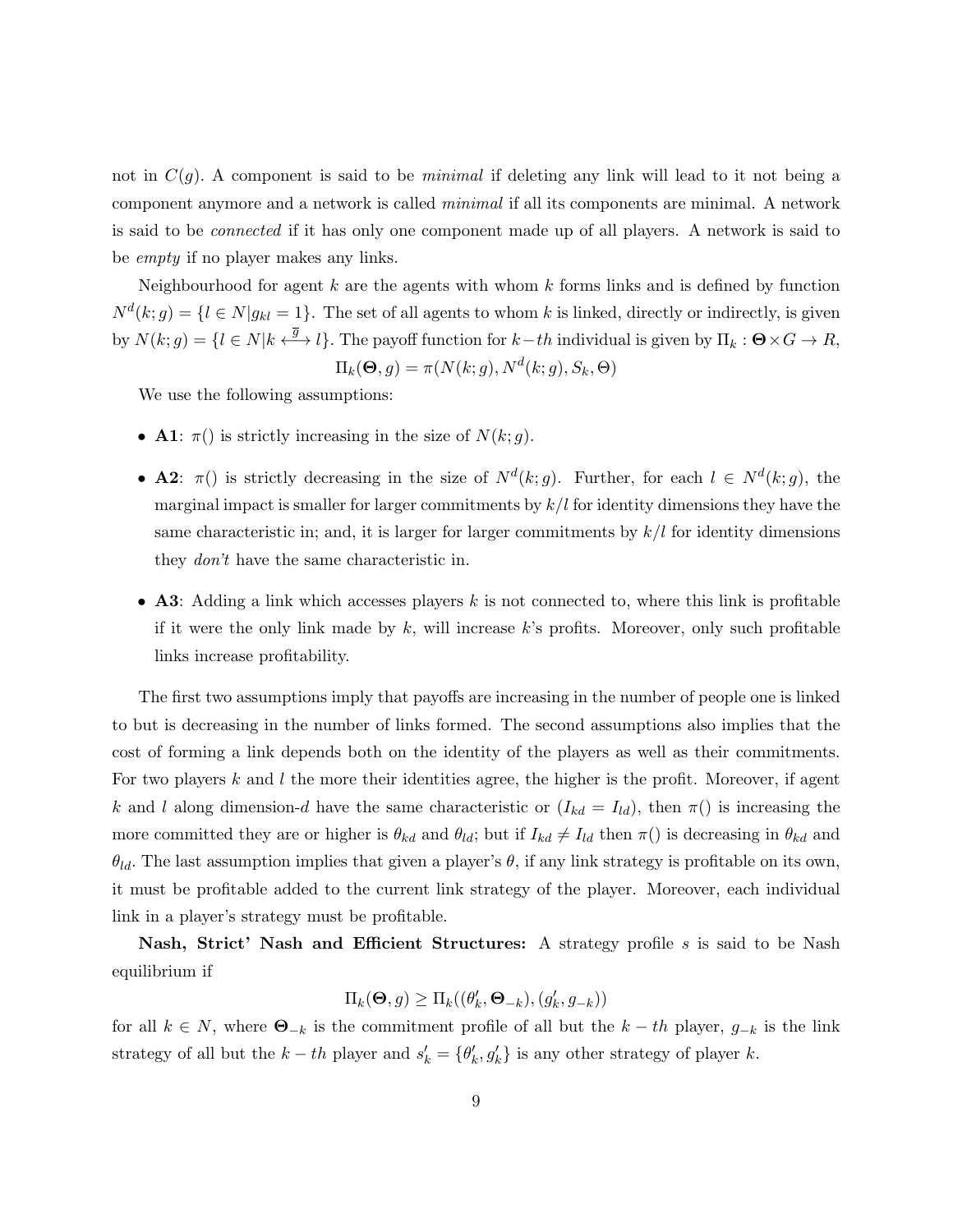not in $C(g)$. A component is said to be *minimal* if deleting any link will lead to it not being a component anymore and a network is called *minimal* if all its components are minimal. A network is said to be *connected* if it has only one component made up of all players. A network is said to be *empty* if no player makes any links.

Neighbourhood for agent $k$ are the agents with whom $k$ forms links and is defined by function $N^d(k;g) = \{l \in N | g_{kl} = 1\}$. The set of all agents to whom $k$ is linked, directly or indirectly, is given by $N(k;g) = \{l \in N | k \stackrel{\bar{g}}{\longleftrightarrow} l\}$. The payoff function for $k-th$ individual is given by $\Pi_k : \mathbf{\Theta} \times G \to R$,

$$\Pi_k(\mathbf{\Theta}, g) = \pi(N(k;g), N^d(k;g), S_k, \Theta)$$

We use the following assumptions:

- **A1**: $\pi()$ is strictly increasing in the size of $N(k;g)$.
- **A2**: $\pi()$ is strictly decreasing in the size of $N^d(k;g)$. Further, for each $l \in N^d(k;g)$, the marginal impact is smaller for larger commitments by $k/l$ for identity dimensions they have the same characteristic in; and, it is larger for larger commitments by $k/l$ for identity dimensions they *don't* have the same characteristic in.
- **A3**: Adding a link which accesses players $k$ is not connected to, where this link is profitable if it were the only link made by $k$, will increase $k$'s profits. Moreover, only such profitable links increase profitability.

The first two assumptions imply that payoffs are increasing in the number of people one is linked to but is decreasing in the number of links formed. The second assumptions also implies that the cost of forming a link depends both on the identity of the players as well as their commitments. For two players $k$ and $l$ the more their identities agree, the higher is the profit. Moreover, if agent $k$ and $l$ along dimension-$d$ have the same characteristic or ($I_{kd} = I_{ld}$), then $\pi()$ is increasing the more committed they are or higher is $\theta_{kd}$ and $\theta_{ld}$; but if $I_{kd} \neq I_{ld}$ then $\pi()$ is decreasing in $\theta_{kd}$ and $\theta_{ld}$. The last assumption implies that given a player's $\theta$, if any link strategy is profitable on its own, it must be profitable added to the current link strategy of the player. Moreover, each individual link in a player's strategy must be profitable.

**Nash, Strict' Nash and Efficient Structures:** A strategy profile $s$ is said to be Nash equilibrium if

$$\Pi_k(\mathbf{\Theta}, g) \geq \Pi_k((\theta'_k, \mathbf{\Theta}_{-k}), (g'_k, g_{-k}))$$

for all $k \in N$, where $\mathbf{\Theta}_{-k}$ is the commitment profile of all but the $k-th$ player, $g_{-k}$ is the link strategy of all but the $k-th$ player and $s'_k = \{\theta'_k, g'_k\}$ is any other strategy of player $k$.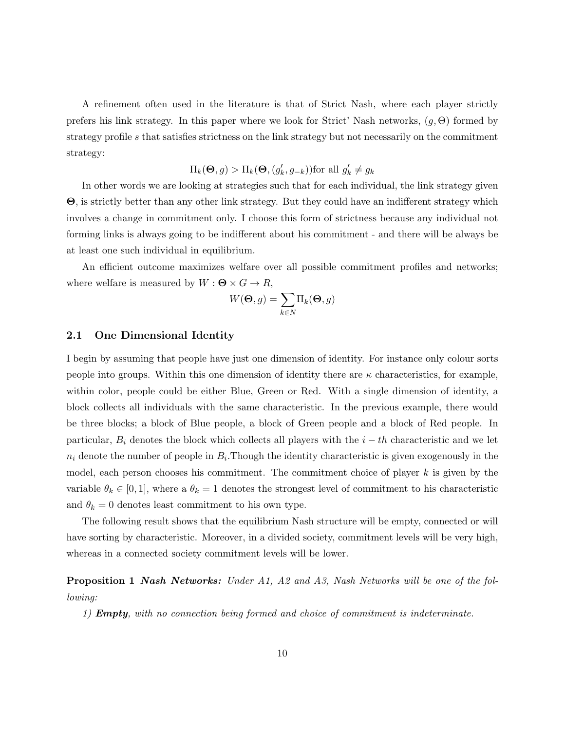A refinement often used in the literature is that of Strict Nash, where each player strictly prefers his link strategy. In this paper where we look for Strict' Nash networks, $(g, \Theta)$ formed by strategy profile $s$ that satisfies strictness on the link strategy but not necessarily on the commitment strategy:

$$\Pi_k(\mathbf{\Theta}, g) > \Pi_k(\mathbf{\Theta}, (g'_k, g_{-k})) \text{for all } g'_k \neq g_k$$

In other words we are looking at strategies such that for each individual, the link strategy given $\mathbf{\Theta}$, is strictly better than any other link strategy. But they could have an indifferent strategy which involves a change in commitment only. I choose this form of strictness because any individual not forming links is always going to be indifferent about his commitment - and there will be always be at least one such individual in equilibrium.

An efficient outcome maximizes welfare over all possible commitment profiles and networks; where welfare is measured by $W : \mathbf{\Theta} \times G \to R$,

$$W(\mathbf{\Theta}, g) = \sum_{k \in N} \Pi_k(\mathbf{\Theta}, g)$$

### 2.1 One Dimensional Identity

I begin by assuming that people have just one dimension of identity. For instance only colour sorts people into groups. Within this one dimension of identity there are $\kappa$ characteristics, for example, within color, people could be either Blue, Green or Red. With a single dimension of identity, a block collects all individuals with the same characteristic. In the previous example, there would be three blocks; a block of Blue people, a block of Green people and a block of Red people. In particular, $B_i$ denotes the block which collects all players with the $i-th$ characteristic and we let $n_i$ denote the number of people in $B_i$.Though the identity characteristic is given exogenously in the model, each person chooses his commitment. The commitment choice of player $k$ is given by the variable $\theta_k \in [0, 1]$, where a $\theta_k = 1$ denotes the strongest level of commitment to his characteristic and $\theta_k = 0$ denotes least commitment to his own type.

The following result shows that the equilibrium Nash structure will be empty, connected or will have sorting by characteristic. Moreover, in a divided society, commitment levels will be very high, whereas in a connected society commitment levels will be lower.

**Proposition 1** ***Nash Networks:*** *Under A1, A2 and A3, Nash Networks will be one of the following:*

*1)* ***Empty****, with no connection being formed and choice of commitment is indeterminate.*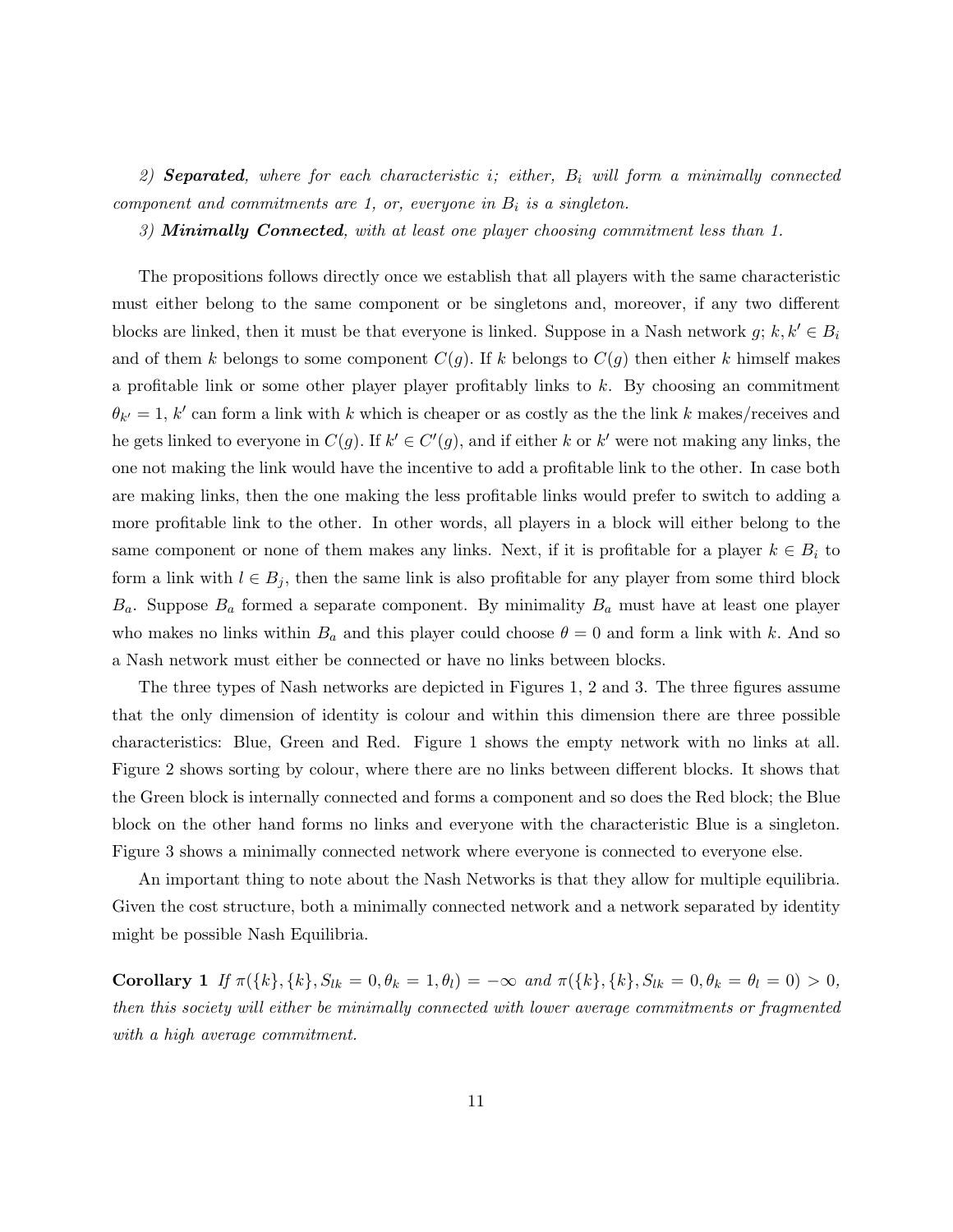*2)* ***Separated****, where for each characteristic i; either, $B_i$ will form a minimally connected component and commitments are 1, or, everyone in $B_i$ is a singleton.*

*3)* ***Minimally Connected****, with at least one player choosing commitment less than 1.*

The propositions follows directly once we establish that all players with the same characteristic must either belong to the same component or be singletons and, moreover, if any two different blocks are linked, then it must be that everyone is linked. Suppose in a Nash network $g$; $k, k' \in B_i$ and of them $k$ belongs to some component $C(g)$. If $k$ belongs to $C(g)$ then either $k$ himself makes a profitable link or some other player player profitably links to $k$. By choosing an commitment $\theta_{k'} = 1$, $k'$ can form a link with $k$ which is cheaper or as costly as the the link $k$ makes/receives and he gets linked to everyone in $C(g)$. If $k' \in C'(g)$, and if either $k$ or $k'$ were not making any links, the one not making the link would have the incentive to add a profitable link to the other. In case both are making links, then the one making the less profitable links would prefer to switch to adding a more profitable link to the other. In other words, all players in a block will either belong to the same component or none of them makes any links. Next, if it is profitable for a player $k \in B_i$ to form a link with $l \in B_j$, then the same link is also profitable for any player from some third block $B_a$. Suppose $B_a$ formed a separate component. By minimality $B_a$ must have at least one player who makes no links within $B_a$ and this player could choose $\theta = 0$ and form a link with $k$. And so a Nash network must either be connected or have no links between blocks.

The three types of Nash networks are depicted in Figures 1, 2 and 3. The three figures assume that the only dimension of identity is colour and within this dimension there are three possible characteristics: Blue, Green and Red. Figure 1 shows the empty network with no links at all. Figure 2 shows sorting by colour, where there are no links between different blocks. It shows that the Green block is internally connected and forms a component and so does the Red block; the Blue block on the other hand forms no links and everyone with the characteristic Blue is a singleton. Figure 3 shows a minimally connected network where everyone is connected to everyone else.

An important thing to note about the Nash Networks is that they allow for multiple equilibria. Given the cost structure, both a minimally connected network and a network separated by identity might be possible Nash Equilibria.

**Corollary 1** *If $\pi(\{k\}, \{k\}, S_{lk} = 0, \theta_k = 1, \theta_l) = -\infty$ and $\pi(\{k\}, \{k\}, S_{lk} = 0, \theta_k = \theta_l = 0) > 0$, then this society will either be minimally connected with lower average commitments or fragmented with a high average commitment.*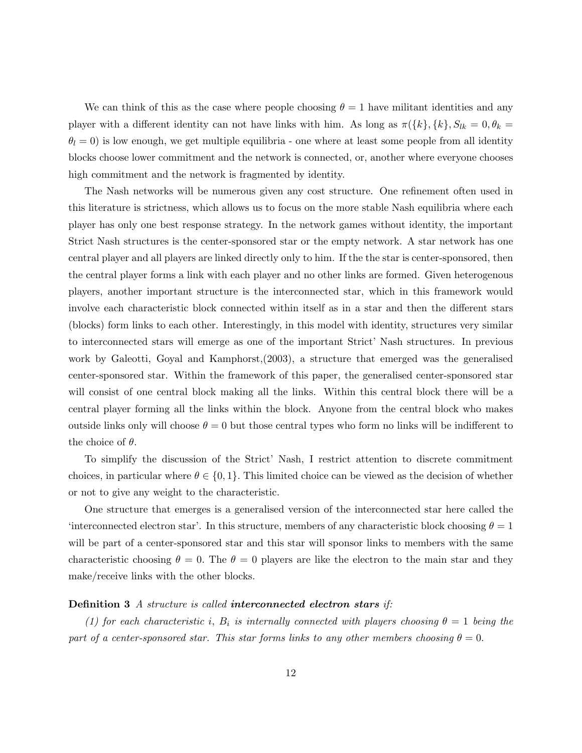We can think of this as the case where people choosing $\theta = 1$ have militant identities and any player with a different identity can not have links with him. As long as $\pi(\{k\}, \{k\}, S_{lk} = 0, \theta_k = \theta_l = 0)$ is low enough, we get multiple equilibria - one where at least some people from all identity blocks choose lower commitment and the network is connected, or, another where everyone chooses high commitment and the network is fragmented by identity.

The Nash networks will be numerous given any cost structure. One refinement often used in this literature is strictness, which allows us to focus on the more stable Nash equilibria where each player has only one best response strategy. In the network games without identity, the important Strict Nash structures is the center-sponsored star or the empty network. A star network has one central player and all players are linked directly only to him. If the the star is center-sponsored, then the central player forms a link with each player and no other links are formed. Given heterogenous players, another important structure is the interconnected star, which in this framework would involve each characteristic block connected within itself as in a star and then the different stars (blocks) form links to each other. Interestingly, in this model with identity, structures very similar to interconnected stars will emerge as one of the important Strict' Nash structures. In previous work by Galeotti, Goyal and Kamphorst,(2003), a structure that emerged was the generalised center-sponsored star. Within the framework of this paper, the generalised center-sponsored star will consist of one central block making all the links. Within this central block there will be a central player forming all the links within the block. Anyone from the central block who makes outside links only will choose $\theta = 0$ but those central types who form no links will be indifferent to the choice of $\theta$.

To simplify the discussion of the Strict' Nash, I restrict attention to discrete commitment choices, in particular where $\theta \in \{0, 1\}$. This limited choice can be viewed as the decision of whether or not to give any weight to the characteristic.

One structure that emerges is a generalised version of the interconnected star here called the 'interconnected electron star'. In this structure, members of any characteristic block choosing $\theta = 1$ will be part of a center-sponsored star and this star will sponsor links to members with the same characteristic choosing $\theta = 0$. The $\theta = 0$ players are like the electron to the main star and they make/receive links with the other blocks.

**Definition 3** *A structure is called* ***interconnected electron stars*** *if:*

*(1) for each characteristic $i$, $B_i$ is internally connected with players choosing $\theta = 1$ being the part of a center-sponsored star. This star forms links to any other members choosing $\theta = 0$.*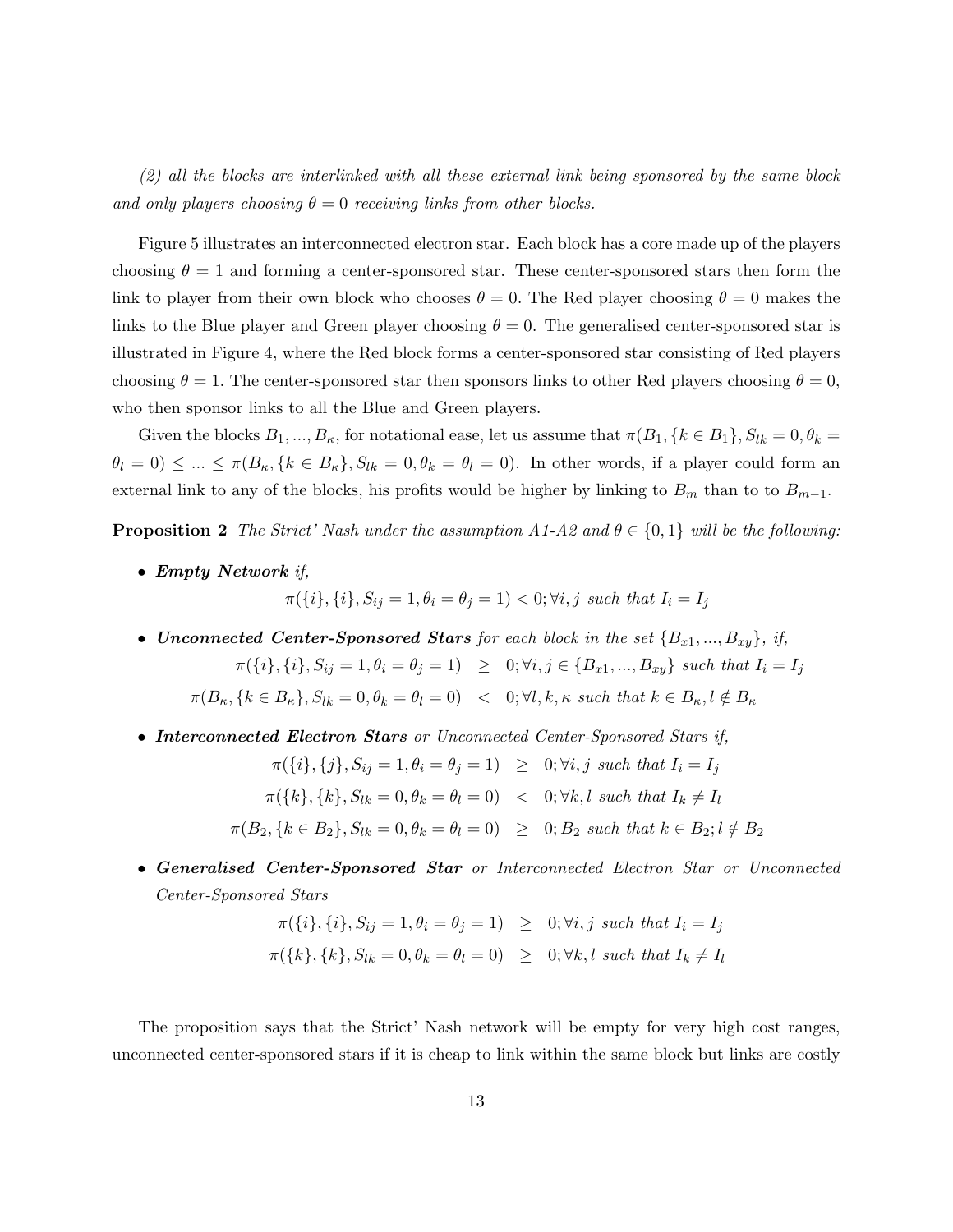*(2) all the blocks are interlinked with all these external link being sponsored by the same block and only players choosing $\theta = 0$ receiving links from other blocks.*

Figure 5 illustrates an interconnected electron star. Each block has a core made up of the players choosing $\theta = 1$ and forming a center-sponsored star. These center-sponsored stars then form the link to player from their own block who chooses $\theta = 0$. The Red player choosing $\theta = 0$ makes the links to the Blue player and Green player choosing $\theta = 0$. The generalised center-sponsored star is illustrated in Figure 4, where the Red block forms a center-sponsored star consisting of Red players choosing $\theta = 1$. The center-sponsored star then sponsors links to other Red players choosing $\theta = 0$, who then sponsor links to all the Blue and Green players.

Given the blocks $B_1, ..., B_\kappa$, for notational ease, let us assume that $\pi(B_1, \{k \in B_1\}, S_{lk} = 0, \theta_k = \theta_l = 0) \leq ... \leq \pi(B_\kappa, \{k \in B_\kappa\}, S_{lk} = 0, \theta_k = \theta_l = 0)$. In other words, if a player could form an external link to any of the blocks, his profits would be higher by linking to $B_m$ than to to $B_{m-1}$.

**Proposition 2** *The Strict' Nash under the assumption A1-A2 and $\theta \in \{0, 1\}$ will be the following:*

- ***Empty Network*** *if,*

$$\pi(\{i\}, \{i\}, S_{ij} = 1, \theta_i = \theta_j = 1) < 0; \forall i, j \text{ such that } I_i = I_j$$

- ***Unconnected Center-Sponsored Stars*** *for each block in the set $\{B_{x1}, ..., B_{xy}\}$, if,*

$$\pi(\{i\}, \{i\}, S_{ij} = 1, \theta_i = \theta_j = 1) \geq 0; \forall i, j \in \{B_{x1}, ..., B_{xy}\} \text{ such that } I_i = I_j$$

$$\pi(B_\kappa, \{k \in B_\kappa\}, S_{lk} = 0, \theta_k = \theta_l = 0) < 0; \forall l, k, \kappa \text{ such that } k \in B_\kappa, l \notin B_\kappa$$

- ***Interconnected Electron Stars*** *or Unconnected Center-Sponsored Stars if,*

$$\pi(\{i\}, \{j\}, S_{ij} = 1, \theta_i = \theta_j = 1) \geq 0; \forall i, j \text{ such that } I_i = I_j$$

$$\pi(\{k\}, \{k\}, S_{lk} = 0, \theta_k = \theta_l = 0) < 0; \forall k, l \text{ such that } I_k \neq I_l$$

$$\pi(B_2, \{k \in B_2\}, S_{lk} = 0, \theta_k = \theta_l = 0) \geq 0; B_2 \text{ such that } k \in B_2; l \notin B_2$$

- ***Generalised Center-Sponsored Star*** *or Interconnected Electron Star or Unconnected Center-Sponsored Stars*

$$\pi(\{i\}, \{i\}, S_{ij} = 1, \theta_i = \theta_j = 1) \geq 0; \forall i, j \text{ such that } I_i = I_j$$

$$\pi(\{k\}, \{k\}, S_{lk} = 0, \theta_k = \theta_l = 0) \geq 0; \forall k, l \text{ such that } I_k \neq I_l$$

The proposition says that the Strict' Nash network will be empty for very high cost ranges, unconnected center-sponsored stars if it is cheap to link within the same block but links are costly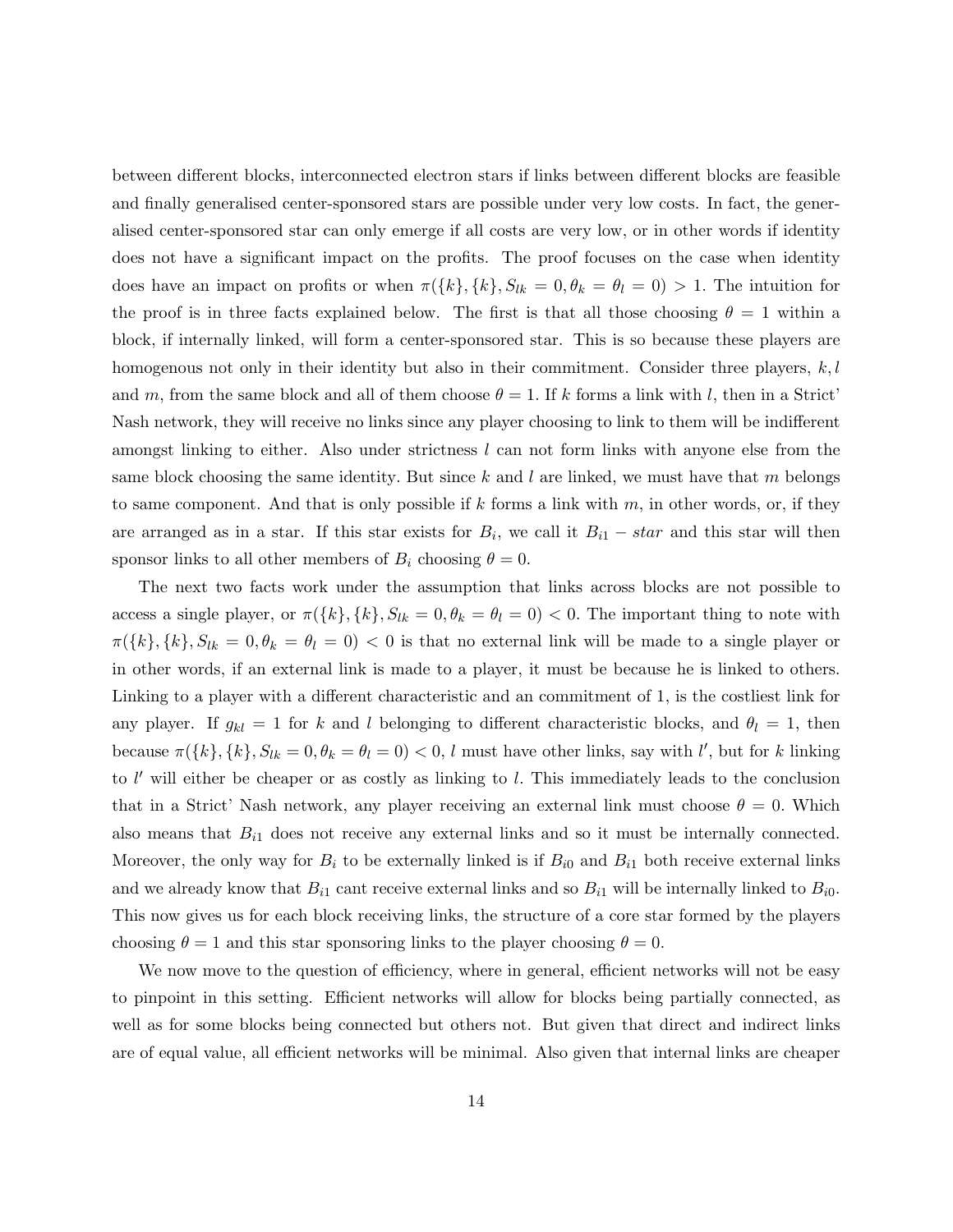between different blocks, interconnected electron stars if links between different blocks are feasible and finally generalised center-sponsored stars are possible under very low costs. In fact, the generalised center-sponsored star can only emerge if all costs are very low, or in other words if identity does not have a significant impact on the profits. The proof focuses on the case when identity does have an impact on profits or when $\pi(\{k\}, \{k\}, S_{lk} = 0, \theta_k = \theta_l = 0) > 1$. The intuition for the proof is in three facts explained below. The first is that all those choosing $\theta = 1$ within a block, if internally linked, will form a center-sponsored star. This is so because these players are homogenous not only in their identity but also in their commitment. Consider three players, $k, l$ and $m$, from the same block and all of them choose $\theta = 1$. If $k$ forms a link with $l$, then in a Strict' Nash network, they will receive no links since any player choosing to link to them will be indifferent amongst linking to either. Also under strictness $l$ can not form links with anyone else from the same block choosing the same identity. But since $k$ and $l$ are linked, we must have that $m$ belongs to same component. And that is only possible if $k$ forms a link with $m$, in other words, or, if they are arranged as in a star. If this star exists for $B_i$, we call it $B_{i1} - star$ and this star will then sponsor links to all other members of $B_i$ choosing $\theta = 0$.

The next two facts work under the assumption that links across blocks are not possible to access a single player, or $\pi(\{k\}, \{k\}, S_{lk} = 0, \theta_k = \theta_l = 0) < 0$. The important thing to note with $\pi(\{k\}, \{k\}, S_{lk} = 0, \theta_k = \theta_l = 0) < 0$ is that no external link will be made to a single player or in other words, if an external link is made to a player, it must be because he is linked to others. Linking to a player with a different characteristic and an commitment of 1, is the costliest link for any player. If $g_{kl} = 1$ for $k$ and $l$ belonging to different characteristic blocks, and $\theta_l = 1$, then because $\pi(\{k\}, \{k\}, S_{lk} = 0, \theta_k = \theta_l = 0) < 0$, $l$ must have other links, say with $l'$, but for $k$ linking to $l'$ will either be cheaper or as costly as linking to $l$. This immediately leads to the conclusion that in a Strict' Nash network, any player receiving an external link must choose $\theta = 0$. Which also means that $B_{i1}$ does not receive any external links and so it must be internally connected. Moreover, the only way for $B_i$ to be externally linked is if $B_{i0}$ and $B_{i1}$ both receive external links and we already know that $B_{i1}$ cant receive external links and so $B_{i1}$ will be internally linked to $B_{i0}$. This now gives us for each block receiving links, the structure of a core star formed by the players choosing $\theta = 1$ and this star sponsoring links to the player choosing $\theta = 0$.

We now move to the question of efficiency, where in general, efficient networks will not be easy to pinpoint in this setting. Efficient networks will allow for blocks being partially connected, as well as for some blocks being connected but others not. But given that direct and indirect links are of equal value, all efficient networks will be minimal. Also given that internal links are cheaper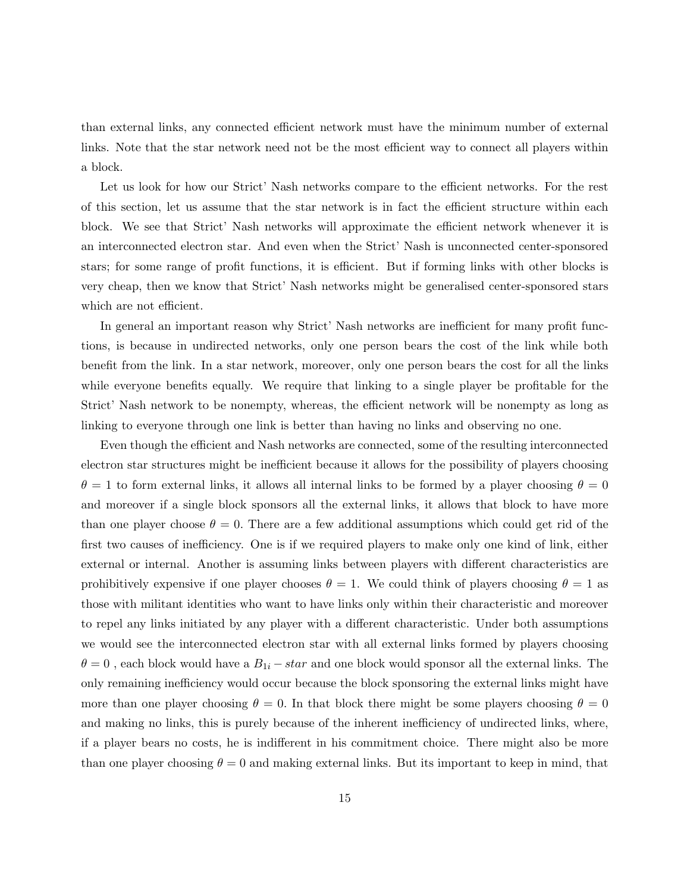than external links, any connected efficient network must have the minimum number of external links. Note that the star network need not be the most efficient way to connect all players within a block.

Let us look for how our Strict' Nash networks compare to the efficient networks. For the rest of this section, let us assume that the star network is in fact the efficient structure within each block. We see that Strict' Nash networks will approximate the efficient network whenever it is an interconnected electron star. And even when the Strict' Nash is unconnected center-sponsored stars; for some range of profit functions, it is efficient. But if forming links with other blocks is very cheap, then we know that Strict' Nash networks might be generalised center-sponsored stars which are not efficient.

In general an important reason why Strict' Nash networks are inefficient for many profit functions, is because in undirected networks, only one person bears the cost of the link while both benefit from the link. In a star network, moreover, only one person bears the cost for all the links while everyone benefits equally. We require that linking to a single player be profitable for the Strict' Nash network to be nonempty, whereas, the efficient network will be nonempty as long as linking to everyone through one link is better than having no links and observing no one.

Even though the efficient and Nash networks are connected, some of the resulting interconnected electron star structures might be inefficient because it allows for the possibility of players choosing $\theta = 1$ to form external links, it allows all internal links to be formed by a player choosing $\theta = 0$ and moreover if a single block sponsors all the external links, it allows that block to have more than one player choose $\theta = 0$. There are a few additional assumptions which could get rid of the first two causes of inefficiency. One is if we required players to make only one kind of link, either external or internal. Another is assuming links between players with different characteristics are prohibitively expensive if one player chooses $\theta = 1$. We could think of players choosing $\theta = 1$ as those with militant identities who want to have links only within their characteristic and moreover to repel any links initiated by any player with a different characteristic. Under both assumptions we would see the interconnected electron star with all external links formed by players choosing $\theta = 0$ , each block would have a $B_{1i} - star$ and one block would sponsor all the external links. The only remaining inefficiency would occur because the block sponsoring the external links might have more than one player choosing $\theta = 0$. In that block there might be some players choosing $\theta = 0$ and making no links, this is purely because of the inherent inefficiency of undirected links, where, if a player bears no costs, he is indifferent in his commitment choice. There might also be more than one player choosing $\theta = 0$ and making external links. But its important to keep in mind, that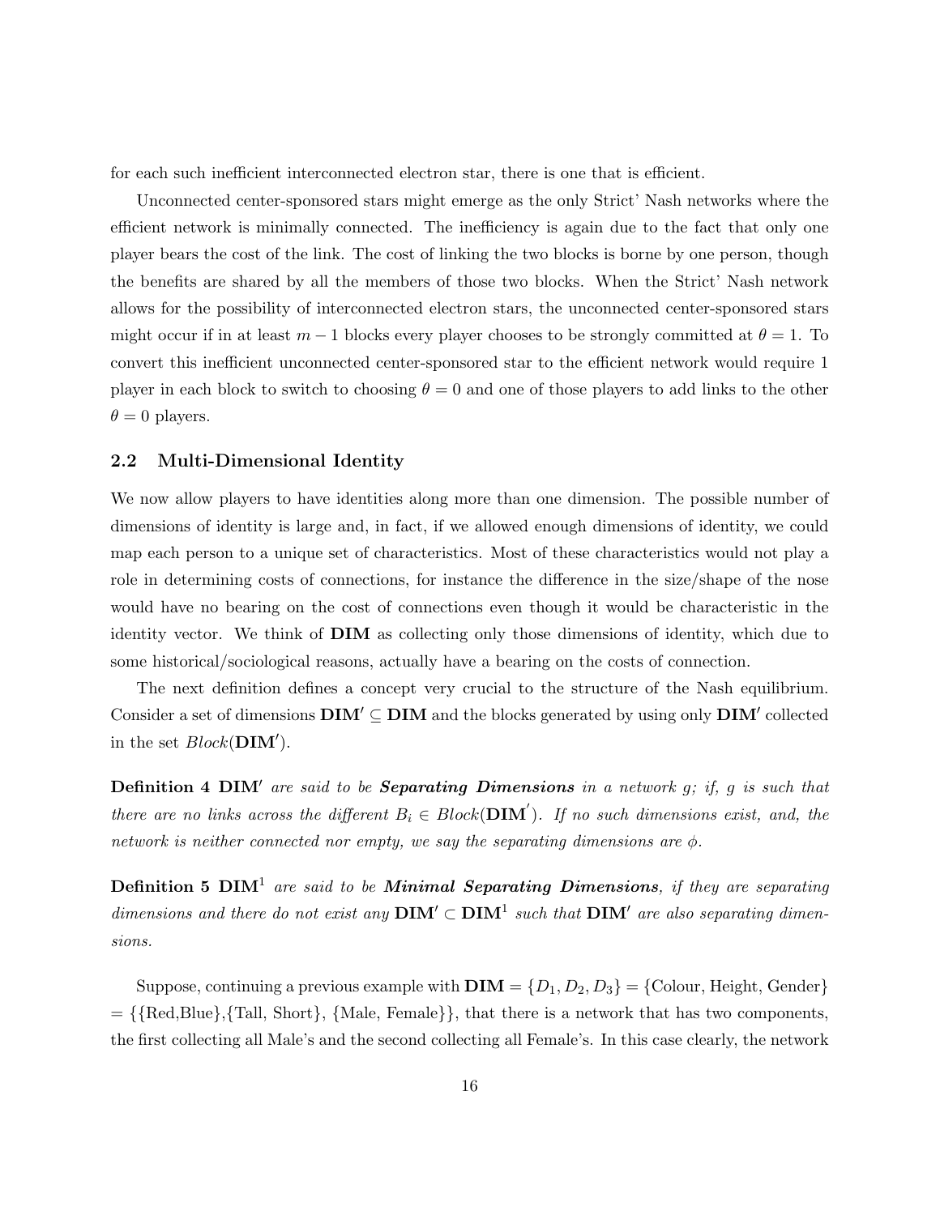for each such inefficient interconnected electron star, there is one that is efficient.

Unconnected center-sponsored stars might emerge as the only Strict' Nash networks where the efficient network is minimally connected. The inefficiency is again due to the fact that only one player bears the cost of the link. The cost of linking the two blocks is borne by one person, though the benefits are shared by all the members of those two blocks. When the Strict' Nash network allows for the possibility of interconnected electron stars, the unconnected center-sponsored stars might occur if in at least $m-1$ blocks every player chooses to be strongly committed at $\theta = 1$. To convert this inefficient unconnected center-sponsored star to the efficient network would require 1 player in each block to switch to choosing $\theta = 0$ and one of those players to add links to the other $\theta = 0$ players.

## 2.2 Multi-Dimensional Identity

We now allow players to have identities along more than one dimension. The possible number of dimensions of identity is large and, in fact, if we allowed enough dimensions of identity, we could map each person to a unique set of characteristics. Most of these characteristics would not play a role in determining costs of connections, for instance the difference in the size/shape of the nose would have no bearing on the cost of connections even though it would be characteristic in the identity vector. We think of $\mathbf{DIM}$ as collecting only those dimensions of identity, which due to some historical/sociological reasons, actually have a bearing on the costs of connection.

The next definition defines a concept very crucial to the structure of the Nash equilibrium. Consider a set of dimensions $\mathbf{DIM'} \subseteq \mathbf{DIM}$ and the blocks generated by using only $\mathbf{DIM'}$ collected in the set $Block(\mathbf{DIM'})$.

**Definition 4** $\mathbf{DIM'}$ *are said to be* ***Separating Dimensions*** *in a network g; if, g is such that there are no links across the different* $B_i \in Block(\mathbf{DIM}^{'})$*. If no such dimensions exist, and, the network is neither connected nor empty, we say the separating dimensions are* $\phi$*.*

**Definition 5** $\mathbf{DIM}^1$ *are said to be* ***Minimal Separating Dimensions****, if they are separating dimensions and there do not exist any* $\mathbf{DIM'} \subset \mathbf{DIM}^1$ *such that* $\mathbf{DIM'}$ *are also separating dimensions.*

Suppose, continuing a previous example with $\mathbf{DIM} = \{D_1, D_2, D_3\} = \{\text{Colour, Height, Gender}\}$ $= \{\{\text{Red,Blue}\},\{\text{Tall, Short}\}, \{\text{Male, Female}\}\}$, that there is a network that has two components, the first collecting all Male's and the second collecting all Female's. In this case clearly, the network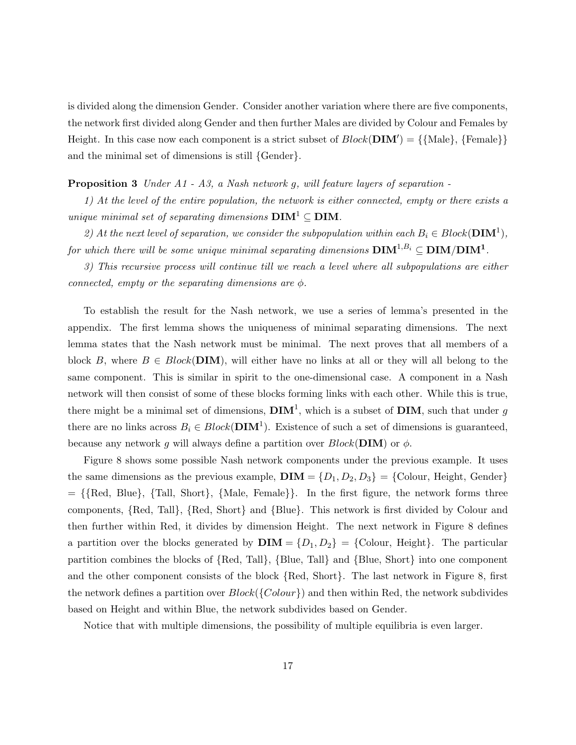is divided along the dimension Gender. Consider another variation where there are five components, the network first divided along Gender and then further Males are divided by Colour and Females by Height. In this case now each component is a strict subset of $Block(\mathbf{DIM'}) = \{\{\text{Male}\}, \{\text{Female}\}\}$ and the minimal set of dimensions is still {Gender}.

**Proposition 3** *Under A1 - A3, a Nash network g, will feature layers of separation -*

*1) At the level of the entire population, the network is either connected, empty or there exists a unique minimal set of separating dimensions* $\mathbf{DIM}^1 \subseteq \mathbf{DIM}$.

*2) At the next level of separation, we consider the subpopulation within each* $B_i \in Block(\mathbf{DIM}^1)$, *for which there will be some unique minimal separating dimensions* $\mathbf{DIM}^{1,B_i} \subseteq \mathbf{DIM}/\mathbf{DIM^1}$.

*3) This recursive process will continue till we reach a level where all subpopulations are either connected, empty or the separating dimensions are* $\phi$.

To establish the result for the Nash network, we use a series of lemma's presented in the appendix. The first lemma shows the uniqueness of minimal separating dimensions. The next lemma states that the Nash network must be minimal. The next proves that all members of a block $B$, where $B \in Block(\mathbf{DIM})$, will either have no links at all or they will all belong to the same component. This is similar in spirit to the one-dimensional case. A component in a Nash network will then consist of some of these blocks forming links with each other. While this is true, there might be a minimal set of dimensions, $\mathbf{DIM}^1$, which is a subset of $\mathbf{DIM}$, such that under $g$ there are no links across $B_i \in Block(\mathbf{DIM}^1)$. Existence of such a set of dimensions is guaranteed, because any network $g$ will always define a partition over $Block(\mathbf{DIM})$ or $\phi$.

Figure 8 shows some possible Nash network components under the previous example. It uses the same dimensions as the previous example, $\mathbf{DIM} = \{D_1, D_2, D_3\} = \{\text{Colour, Height, Gender}\}$ $= \{\{\text{Red, Blue}\}, \{\text{Tall, Short}\}, \{\text{Male, Female}\}\}$. In the first figure, the network forms three components, {Red, Tall}, {Red, Short} and {Blue}. This network is first divided by Colour and then further within Red, it divides by dimension Height. The next network in Figure 8 defines a partition over the blocks generated by $\mathbf{DIM} = \{D_1, D_2\} = \{\text{Colour, Height}\}$. The particular partition combines the blocks of {Red, Tall}, {Blue, Tall} and {Blue, Short} into one component and the other component consists of the block {Red, Short}. The last network in Figure 8, first the network defines a partition over $Block(\{Colour\})$ and then within Red, the network subdivides based on Height and within Blue, the network subdivides based on Gender.

Notice that with multiple dimensions, the possibility of multiple equilibria is even larger.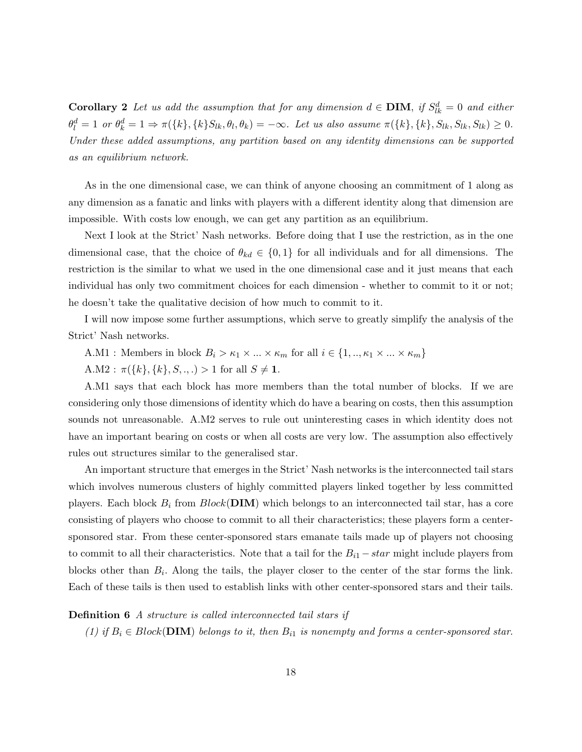**Corollary 2** *Let us add the assumption that for any dimension $d \in \mathbf{DIM}$, if $S^d_{lk} = 0$ and either $\theta^d_l = 1$ or $\theta^d_k = 1 \Rightarrow \pi(\{k\}, \{k\}S_{lk}, \theta_l, \theta_k) = -\infty$. Let us also assume $\pi(\{k\}, \{k\}, S_{lk}, S_{lk}, S_{lk}) \geq 0$. Under these added assumptions, any partition based on any identity dimensions can be supported as an equilibrium network.*

As in the one dimensional case, we can think of anyone choosing an commitment of 1 along as any dimension as a fanatic and links with players with a different identity along that dimension are impossible. With costs low enough, we can get any partition as an equilibrium.

Next I look at the Strict' Nash networks. Before doing that I use the restriction, as in the one dimensional case, that the choice of $\theta_{kd} \in \{0, 1\}$ for all individuals and for all dimensions. The restriction is the similar to what we used in the one dimensional case and it just means that each individual has only two commitment choices for each dimension - whether to commit to it or not; he doesn't take the qualitative decision of how much to commit to it.

I will now impose some further assumptions, which serve to greatly simplify the analysis of the Strict' Nash networks.

A.M1 : Members in block $B_i > \kappa_1 \times ... \times \kappa_m$ for all $i \in \{1, .., \kappa_1 \times ... \times \kappa_m\}$

A.M2 : $\pi(\{k\}, \{k\}, S, ., .) > 1$ for all $S \neq \mathbf{1}$.

A.M1 says that each block has more members than the total number of blocks. If we are considering only those dimensions of identity which do have a bearing on costs, then this assumption sounds not unreasonable. A.M2 serves to rule out uninteresting cases in which identity does not have an important bearing on costs or when all costs are very low. The assumption also effectively rules out structures similar to the generalised star.

An important structure that emerges in the Strict' Nash networks is the interconnected tail stars which involves numerous clusters of highly committed players linked together by less committed players. Each block $B_i$ from $Block(\mathbf{DIM})$ which belongs to an interconnected tail star, has a core consisting of players who choose to commit to all their characteristics; these players form a center-sponsored star. From these center-sponsored stars emanate tails made up of players not choosing to commit to all their characteristics. Note that a tail for the $B_{i1} - star$ might include players from blocks other than $B_i$. Along the tails, the player closer to the center of the star forms the link. Each of these tails is then used to establish links with other center-sponsored stars and their tails.

**Definition 6** *A structure is called interconnected tail stars if*

*(1) if $B_i \in Block(\mathbf{DIM})$ belongs to it, then $B_{i1}$ is nonempty and forms a center-sponsored star.*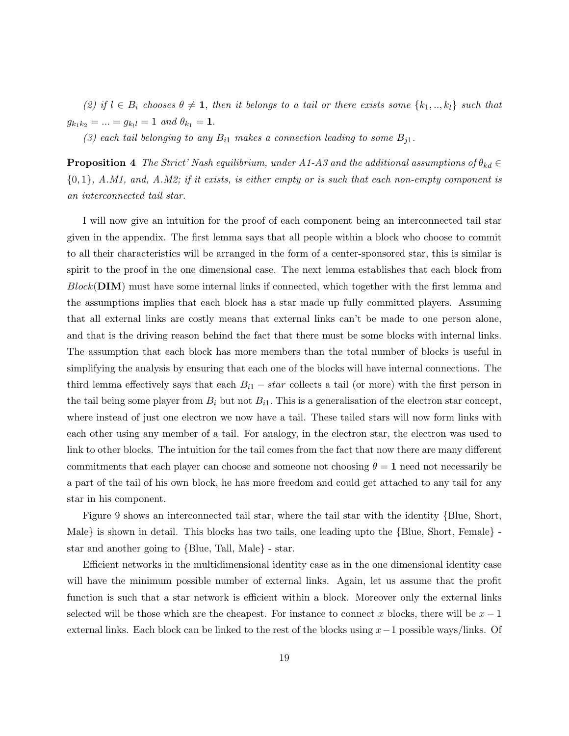*(2) if $l \in B_i$ chooses $\theta \neq \mathbf{1}$, then it belongs to a tail or there exists some $\{k_1, .., k_l\}$ such that $g_{k_1 k_2} = ... = g_{k_l l} = 1$ and $\theta_{k_1} = \mathbf{1}$.*

*(3) each tail belonging to any $B_{i1}$ makes a connection leading to some $B_{j1}$.*

**Proposition 4** *The Strict' Nash equilibrium, under A1-A3 and the additional assumptions of $\theta_{kd} \in \{0, 1\}$, A.M1, and, A.M2; if it exists, is either empty or is such that each non-empty component is an interconnected tail star.*

I will now give an intuition for the proof of each component being an interconnected tail star given in the appendix. The first lemma says that all people within a block who choose to commit to all their characteristics will be arranged in the form of a center-sponsored star, this is similar is spirit to the proof in the one dimensional case. The next lemma establishes that each block from $Block(\mathbf{DIM})$ must have some internal links if connected, which together with the first lemma and the assumptions implies that each block has a star made up fully committed players. Assuming that all external links are costly means that external links can't be made to one person alone, and that is the driving reason behind the fact that there must be some blocks with internal links. The assumption that each block has more members than the total number of blocks is useful in simplifying the analysis by ensuring that each one of the blocks will have internal connections. The third lemma effectively says that each $B_{i1} - star$ collects a tail (or more) with the first person in the tail being some player from $B_i$ but not $B_{i1}$. This is a generalisation of the electron star concept, where instead of just one electron we now have a tail. These tailed stars will now form links with each other using any member of a tail. For analogy, in the electron star, the electron was used to link to other blocks. The intuition for the tail comes from the fact that now there are many different commitments that each player can choose and someone not choosing $\theta = \mathbf{1}$ need not necessarily be a part of the tail of his own block, he has more freedom and could get attached to any tail for any star in his component.

Figure 9 shows an interconnected tail star, where the tail star with the identity {Blue, Short, Male} is shown in detail. This blocks has two tails, one leading upto the {Blue, Short, Female} - star and another going to {Blue, Tall, Male} - star.

Efficient networks in the multidimensional identity case as in the one dimensional identity case will have the minimum possible number of external links. Again, let us assume that the profit function is such that a star network is efficient within a block. Moreover only the external links selected will be those which are the cheapest. For instance to connect $x$ blocks, there will be $x - 1$ external links. Each block can be linked to the rest of the blocks using $x - 1$ possible ways/links. Of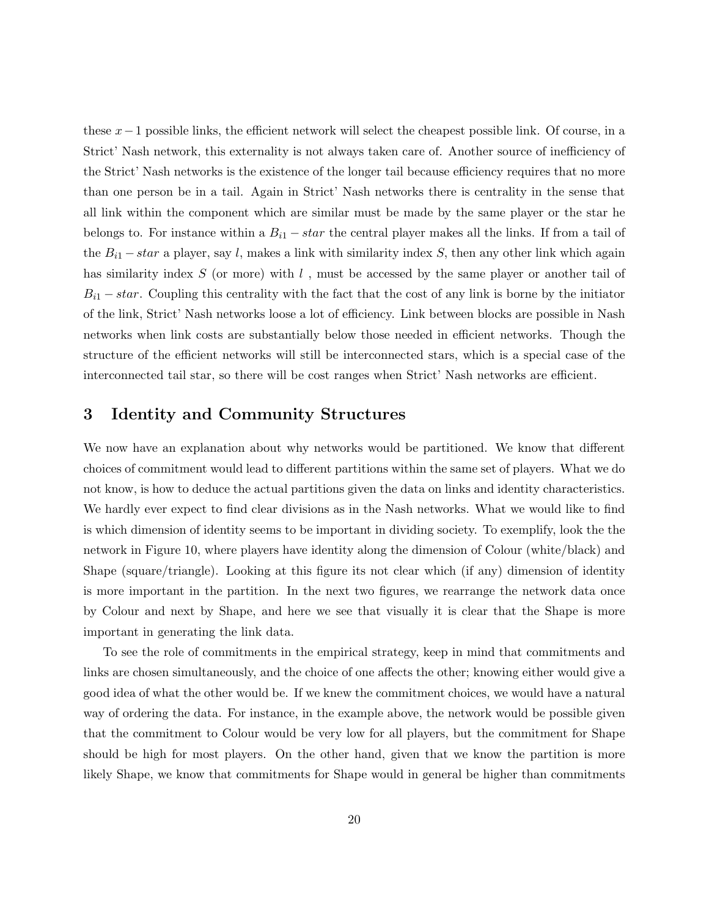these $x-1$ possible links, the efficient network will select the cheapest possible link. Of course, in a Strict' Nash network, this externality is not always taken care of. Another source of inefficiency of the Strict' Nash networks is the existence of the longer tail because efficiency requires that no more than one person be in a tail. Again in Strict' Nash networks there is centrality in the sense that all link within the component which are similar must be made by the same player or the star he belongs to. For instance within a $B_{i1} - star$ the central player makes all the links. If from a tail of the $B_{i1} - star$ a player, say $l$, makes a link with similarity index $S$, then any other link which again has similarity index $S$ (or more) with $l$ , must be accessed by the same player or another tail of $B_{i1} - star$. Coupling this centrality with the fact that the cost of any link is borne by the initiator of the link, Strict' Nash networks loose a lot of efficiency. Link between blocks are possible in Nash networks when link costs are substantially below those needed in efficient networks. Though the structure of the efficient networks will still be interconnected stars, which is a special case of the interconnected tail star, so there will be cost ranges when Strict' Nash networks are efficient.

# 3 Identity and Community Structures

We now have an explanation about why networks would be partitioned. We know that different choices of commitment would lead to different partitions within the same set of players. What we do not know, is how to deduce the actual partitions given the data on links and identity characteristics. We hardly ever expect to find clear divisions as in the Nash networks. What we would like to find is which dimension of identity seems to be important in dividing society. To exemplify, look the the network in Figure 10, where players have identity along the dimension of Colour (white/black) and Shape (square/triangle). Looking at this figure its not clear which (if any) dimension of identity is more important in the partition. In the next two figures, we rearrange the network data once by Colour and next by Shape, and here we see that visually it is clear that the Shape is more important in generating the link data.

To see the role of commitments in the empirical strategy, keep in mind that commitments and links are chosen simultaneously, and the choice of one affects the other; knowing either would give a good idea of what the other would be. If we knew the commitment choices, we would have a natural way of ordering the data. For instance, in the example above, the network would be possible given that the commitment to Colour would be very low for all players, but the commitment for Shape should be high for most players. On the other hand, given that we know the partition is more likely Shape, we know that commitments for Shape would in general be higher than commitments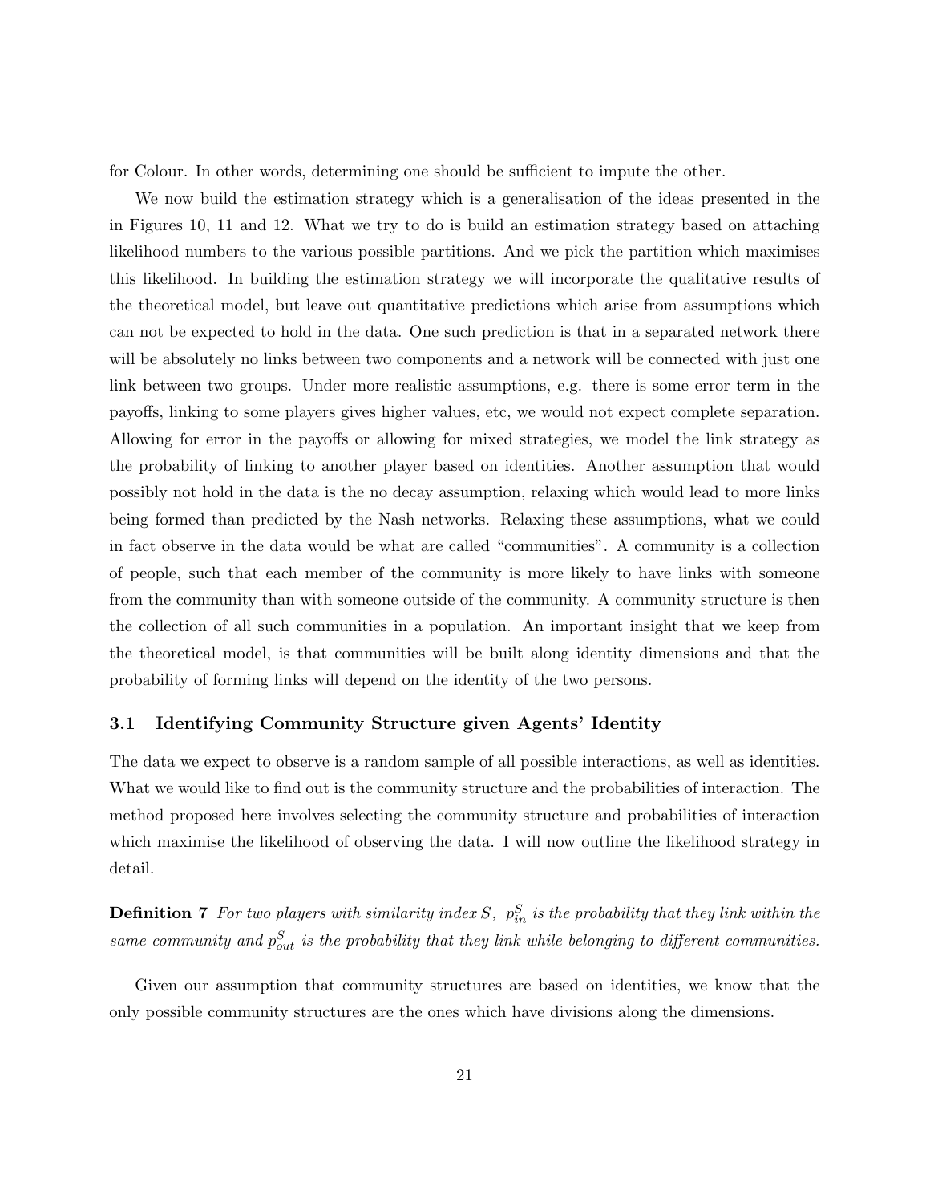for Colour. In other words, determining one should be sufficient to impute the other.

We now build the estimation strategy which is a generalisation of the ideas presented in the in Figures 10, 11 and 12. What we try to do is build an estimation strategy based on attaching likelihood numbers to the various possible partitions. And we pick the partition which maximises this likelihood. In building the estimation strategy we will incorporate the qualitative results of the theoretical model, but leave out quantitative predictions which arise from assumptions which can not be expected to hold in the data. One such prediction is that in a separated network there will be absolutely no links between two components and a network will be connected with just one link between two groups. Under more realistic assumptions, e.g. there is some error term in the payoffs, linking to some players gives higher values, etc, we would not expect complete separation. Allowing for error in the payoffs or allowing for mixed strategies, we model the link strategy as the probability of linking to another player based on identities. Another assumption that would possibly not hold in the data is the no decay assumption, relaxing which would lead to more links being formed than predicted by the Nash networks. Relaxing these assumptions, what we could in fact observe in the data would be what are called "communities". A community is a collection of people, such that each member of the community is more likely to have links with someone from the community than with someone outside of the community. A community structure is then the collection of all such communities in a population. An important insight that we keep from the theoretical model, is that communities will be built along identity dimensions and that the probability of forming links will depend on the identity of the two persons.

### 3.1 Identifying Community Structure given Agents' Identity

The data we expect to observe is a random sample of all possible interactions, as well as identities. What we would like to find out is the community structure and the probabilities of interaction. The method proposed here involves selecting the community structure and probabilities of interaction which maximise the likelihood of observing the data. I will now outline the likelihood strategy in detail.

**Definition 7** *For two players with similarity index $S$, $p^S_{in}$ is the probability that they link within the same community and $p^S_{out}$ is the probability that they link while belonging to different communities.*

Given our assumption that community structures are based on identities, we know that the only possible community structures are the ones which have divisions along the dimensions.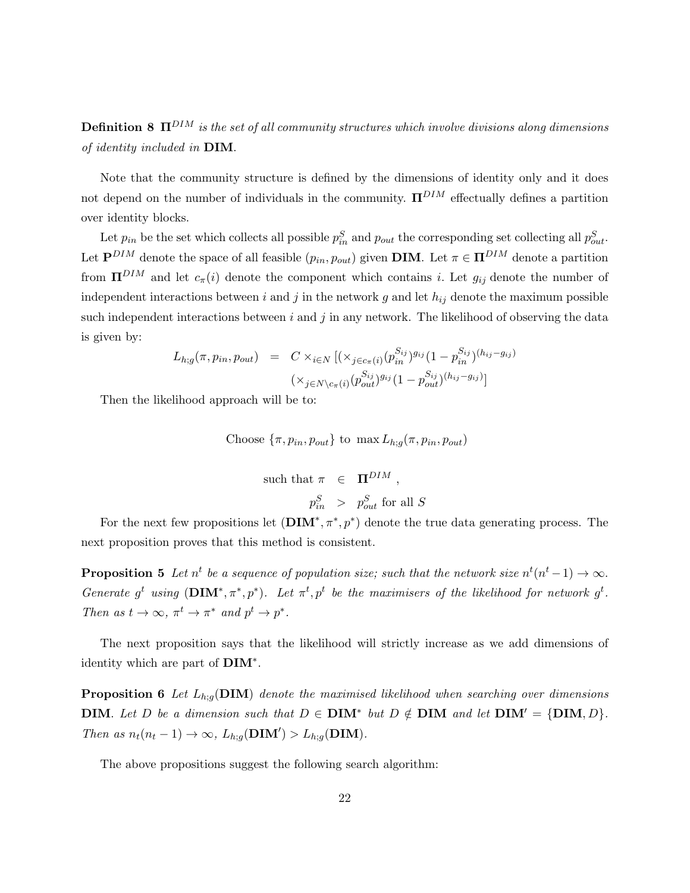**Definition 8** $\mathbf{\Pi}^{DIM}$ *is the set of all community structures which involve divisions along dimensions of identity included in* **DIM**.

Note that the community structure is defined by the dimensions of identity only and it does not depend on the number of individuals in the community. $\mathbf{\Pi}^{DIM}$ effectually defines a partition over identity blocks.

Let $p_{in}$ be the set which collects all possible $p^S_{in}$ and $p_{out}$ the corresponding set collecting all $p^S_{out}$. Let $\mathbf{P}^{DIM}$ denote the space of all feasible $(p_{in}, p_{out})$ given **DIM**. Let $\pi \in \mathbf{\Pi}^{DIM}$ denote a partition from $\mathbf{\Pi}^{DIM}$ and let $c_\pi(i)$ denote the component which contains $i$. Let $g_{ij}$ denote the number of independent interactions between $i$ and $j$ in the network $g$ and let $h_{ij}$ denote the maximum possible such independent interactions between $i$ and $j$ in any network. The likelihood of observing the data is given by:

$$
\begin{aligned}
L_{h;g}(\pi, p_{in}, p_{out}) \;=\; & C \times_{i \in N} [(\times_{j \in c_\pi(i)} (p_{in}^{S_{ij}})^{g_{ij}} (1 - p_{in}^{S_{ij}})^{(h_{ij} - g_{ij})} \\
& (\times_{j \in N \setminus c_\pi(i)} (p_{out}^{S_{ij}})^{g_{ij}} (1 - p_{out}^{S_{ij}})^{(h_{ij} - g_{ij})}]
\end{aligned}
$$

Then the likelihood approach will be to:

$$
\text{Choose } \{\pi, p_{in}, p_{out}\} \text{ to } \max L_{h;g}(\pi, p_{in}, p_{out})
$$

$$
\begin{aligned}
\text{such that } \pi \;&\in\; \mathbf{\Pi}^{DIM}, \\
p^S_{in} \;&>\; p^S_{out} \text{ for all } S
\end{aligned}
$$

For the next few propositions let $(\mathbf{DIM}^*, \pi^*, p^*)$ denote the true data generating process. The next proposition proves that this method is consistent.

**Proposition 5** *Let $n^t$ be a sequence of population size; such that the network size $n^t(n^t - 1) \to \infty$. Generate $g^t$ using $(\mathbf{DIM}^*, \pi^*, p^*)$. Let $\pi^t, p^t$ be the maximisers of the likelihood for network $g^t$. Then as $t \to \infty$, $\pi^t \to \pi^*$ and $p^t \to p^*$.*

The next proposition says that the likelihood will strictly increase as we add dimensions of identity which are part of $\mathbf{DIM}^*$.

**Proposition 6** *Let $L_{h;g}(\mathbf{DIM})$ denote the maximised likelihood when searching over dimensions* **DIM**. *Let $D$ be a dimension such that $D \in \mathbf{DIM}^*$ but $D \notin \mathbf{DIM}$ and let $\mathbf{DIM}' = \{\mathbf{DIM}, D\}$. Then as $n_t(n_t - 1) \to \infty$, $L_{h;g}(\mathbf{DIM}') > L_{h;g}(\mathbf{DIM})$.*

The above propositions suggest the following search algorithm: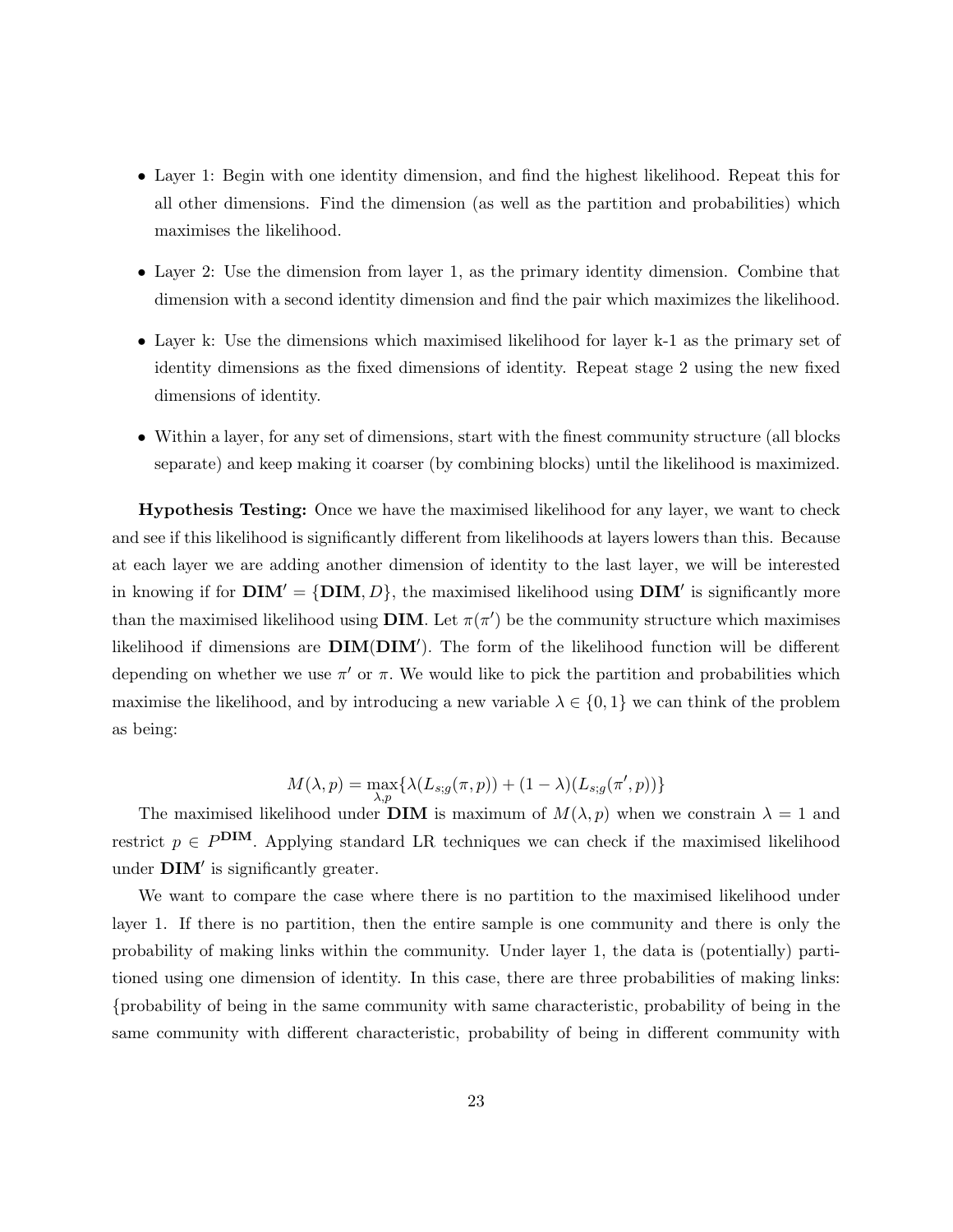- Layer 1: Begin with one identity dimension, and find the highest likelihood. Repeat this for all other dimensions. Find the dimension (as well as the partition and probabilities) which maximises the likelihood.
- Layer 2: Use the dimension from layer 1, as the primary identity dimension. Combine that dimension with a second identity dimension and find the pair which maximizes the likelihood.
- Layer k: Use the dimensions which maximised likelihood for layer k-1 as the primary set of identity dimensions as the fixed dimensions of identity. Repeat stage 2 using the new fixed dimensions of identity.
- Within a layer, for any set of dimensions, start with the finest community structure (all blocks separate) and keep making it coarser (by combining blocks) until the likelihood is maximized.

**Hypothesis Testing:** Once we have the maximised likelihood for any layer, we want to check and see if this likelihood is significantly different from likelihoods at layers lowers than this. Because at each layer we are adding another dimension of identity to the last layer, we will be interested in knowing if for $\mathbf{DIM'} = \{\mathbf{DIM}, D\}$, the maximised likelihood using $\mathbf{DIM'}$ is significantly more than the maximised likelihood using $\mathbf{DIM}$. Let $\pi(\pi')$ be the community structure which maximises likelihood if dimensions are $\mathbf{DIM}(\mathbf{DIM'})$. The form of the likelihood function will be different depending on whether we use $\pi'$ or $\pi$. We would like to pick the partition and probabilities which maximise the likelihood, and by introducing a new variable $\lambda \in \{0, 1\}$ we can think of the problem as being:

$$M(\lambda, p) = \max_{\lambda, p} \{\lambda(L_{s;g}(\pi, p)) + (1 - \lambda)(L_{s;g}(\pi', p))\}$$

The maximised likelihood under $\mathbf{DIM}$ is maximum of $M(\lambda, p)$ when we constrain $\lambda = 1$ and restrict $p \in P^{\mathbf{DIM}}$. Applying standard LR techniques we can check if the maximised likelihood under $\mathbf{DIM'}$ is significantly greater.

We want to compare the case where there is no partition to the maximised likelihood under layer 1. If there is no partition, then the entire sample is one community and there is only the probability of making links within the community. Under layer 1, the data is (potentially) partitioned using one dimension of identity. In this case, there are three probabilities of making links: {probability of being in the same community with same characteristic, probability of being in the same community with different characteristic, probability of being in different community with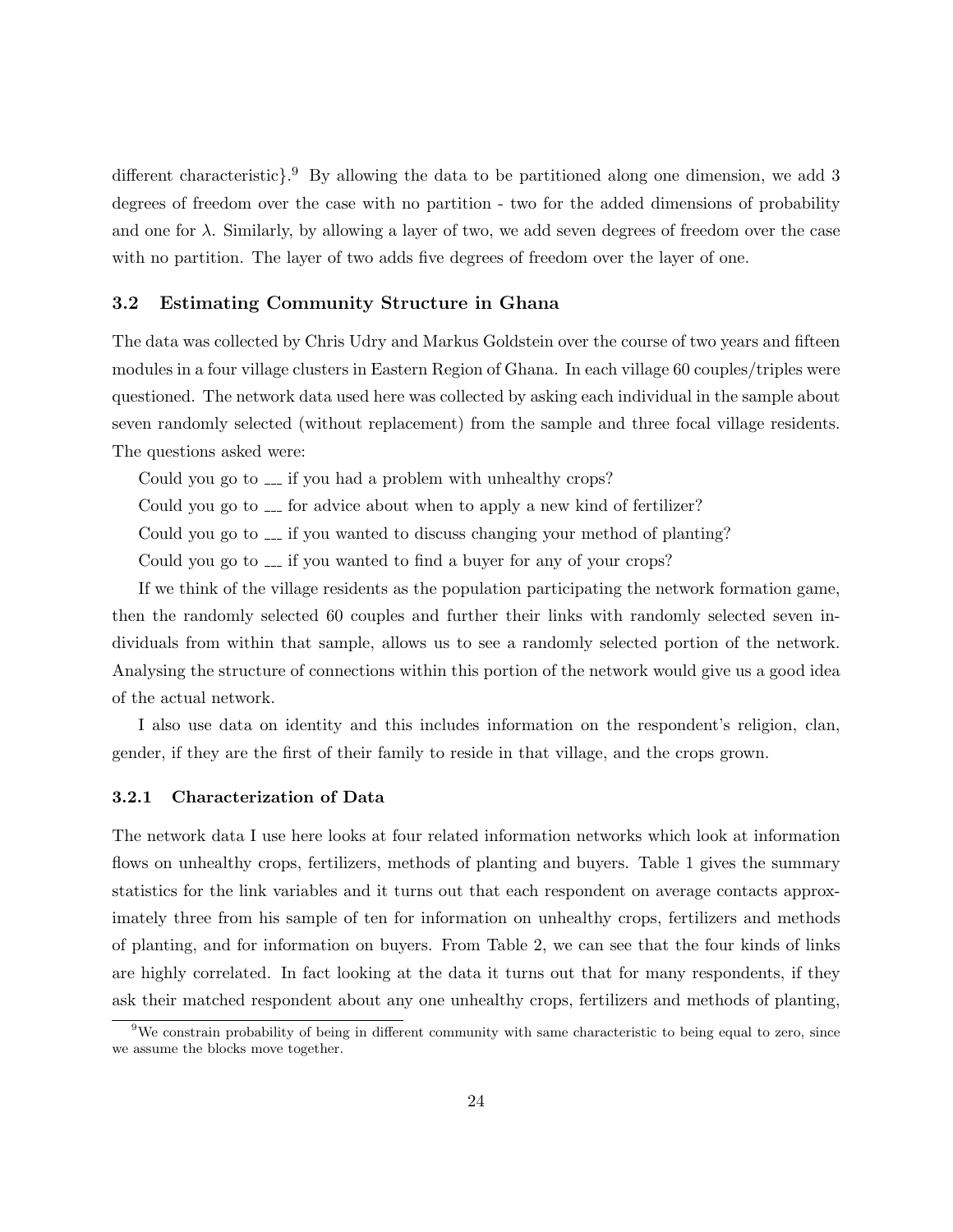different characteristic}.[9] By allowing the data to be partitioned along one dimension, we add 3 degrees of freedom over the case with no partition - two for the added dimensions of probability and one for $\lambda$. Similarly, by allowing a layer of two, we add seven degrees of freedom over the case with no partition. The layer of two adds five degrees of freedom over the layer of one.

## 3.2 Estimating Community Structure in Ghana

The data was collected by Chris Udry and Markus Goldstein over the course of two years and fifteen modules in a four village clusters in Eastern Region of Ghana. In each village 60 couples/triples were questioned. The network data used here was collected by asking each individual in the sample about seven randomly selected (without replacement) from the sample and three focal village residents. The questions asked were:

Could you go to ___ if you had a problem with unhealthy crops?

Could you go to ___ for advice about when to apply a new kind of fertilizer?

Could you go to ___ if you wanted to discuss changing your method of planting?

Could you go to ___ if you wanted to find a buyer for any of your crops?

If we think of the village residents as the population participating the network formation game, then the randomly selected 60 couples and further their links with randomly selected seven individuals from within that sample, allows us to see a randomly selected portion of the network. Analysing the structure of connections within this portion of the network would give us a good idea of the actual network.

I also use data on identity and this includes information on the respondent's religion, clan, gender, if they are the first of their family to reside in that village, and the crops grown.

### 3.2.1 Characterization of Data

The network data I use here looks at four related information networks which look at information flows on unhealthy crops, fertilizers, methods of planting and buyers. Table 1 gives the summary statistics for the link variables and it turns out that each respondent on average contacts approximately three from his sample of ten for information on unhealthy crops, fertilizers and methods of planting, and for information on buyers. From Table 2, we can see that the four kinds of links are highly correlated. In fact looking at the data it turns out that for many respondents, if they ask their matched respondent about any one unhealthy crops, fertilizers and methods of planting,

[9] We constrain probability of being in different community with same characteristic to being equal to zero, since we assume the blocks move together.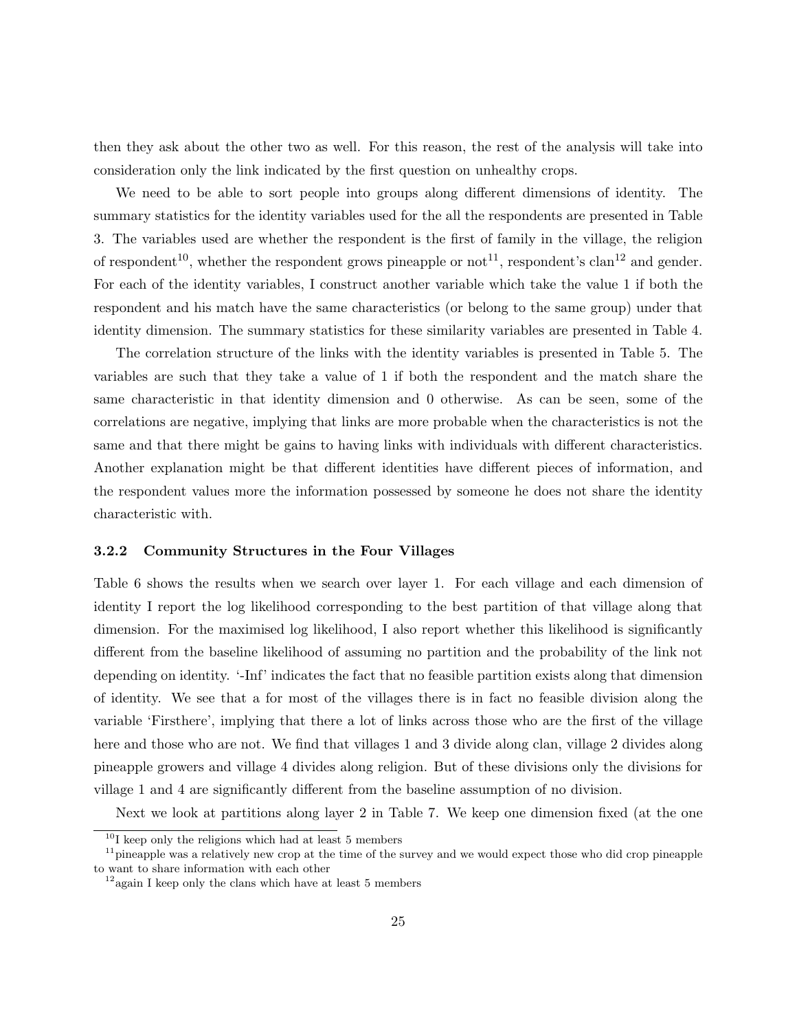then they ask about the other two as well. For this reason, the rest of the analysis will take into consideration only the link indicated by the first question on unhealthy crops.

We need to be able to sort people into groups along different dimensions of identity. The summary statistics for the identity variables used for the all the respondents are presented in Table 3. The variables used are whether the respondent is the first of family in the village, the religion of respondent[10], whether the respondent grows pineapple or not[11], respondent's clan[12] and gender. For each of the identity variables, I construct another variable which take the value 1 if both the respondent and his match have the same characteristics (or belong to the same group) under that identity dimension. The summary statistics for these similarity variables are presented in Table 4.

The correlation structure of the links with the identity variables is presented in Table 5. The variables are such that they take a value of 1 if both the respondent and the match share the same characteristic in that identity dimension and 0 otherwise. As can be seen, some of the correlations are negative, implying that links are more probable when the characteristics is not the same and that there might be gains to having links with individuals with different characteristics. Another explanation might be that different identities have different pieces of information, and the respondent values more the information possessed by someone he does not share the identity characteristic with.

### 3.2.2 Community Structures in the Four Villages

Table 6 shows the results when we search over layer 1. For each village and each dimension of identity I report the log likelihood corresponding to the best partition of that village along that dimension. For the maximised log likelihood, I also report whether this likelihood is significantly different from the baseline likelihood of assuming no partition and the probability of the link not depending on identity. '-Inf' indicates the fact that no feasible partition exists along that dimension of identity. We see that a for most of the villages there is in fact no feasible division along the variable 'Firsthere', implying that there a lot of links across those who are the first of the village here and those who are not. We find that villages 1 and 3 divide along clan, village 2 divides along pineapple growers and village 4 divides along religion. But of these divisions only the divisions for village 1 and 4 are significantly different from the baseline assumption of no division.

Next we look at partitions along layer 2 in Table 7. We keep one dimension fixed (at the one

[10] I keep only the religions which had at least 5 members

[11] pineapple was a relatively new crop at the time of the survey and we would expect those who did crop pineapple to want to share information with each other

[12] again I keep only the clans which have at least 5 members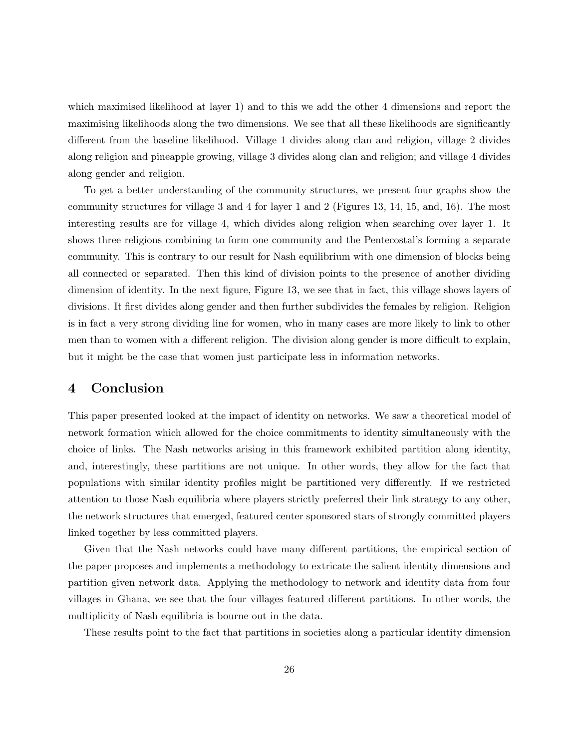which maximised likelihood at layer 1) and to this we add the other 4 dimensions and report the maximising likelihoods along the two dimensions. We see that all these likelihoods are significantly different from the baseline likelihood. Village 1 divides along clan and religion, village 2 divides along religion and pineapple growing, village 3 divides along clan and religion; and village 4 divides along gender and religion.

To get a better understanding of the community structures, we present four graphs show the community structures for village 3 and 4 for layer 1 and 2 (Figures 13, 14, 15, and, 16). The most interesting results are for village 4, which divides along religion when searching over layer 1. It shows three religions combining to form one community and the Pentecostal's forming a separate community. This is contrary to our result for Nash equilibrium with one dimension of blocks being all connected or separated. Then this kind of division points to the presence of another dividing dimension of identity. In the next figure, Figure 13, we see that in fact, this village shows layers of divisions. It first divides along gender and then further subdivides the females by religion. Religion is in fact a very strong dividing line for women, who in many cases are more likely to link to other men than to women with a different religion. The division along gender is more difficult to explain, but it might be the case that women just participate less in information networks.

# 4 Conclusion

This paper presented looked at the impact of identity on networks. We saw a theoretical model of network formation which allowed for the choice commitments to identity simultaneously with the choice of links. The Nash networks arising in this framework exhibited partition along identity, and, interestingly, these partitions are not unique. In other words, they allow for the fact that populations with similar identity profiles might be partitioned very differently. If we restricted attention to those Nash equilibria where players strictly preferred their link strategy to any other, the network structures that emerged, featured center sponsored stars of strongly committed players linked together by less committed players.

Given that the Nash networks could have many different partitions, the empirical section of the paper proposes and implements a methodology to extricate the salient identity dimensions and partition given network data. Applying the methodology to network and identity data from four villages in Ghana, we see that the four villages featured different partitions. In other words, the multiplicity of Nash equilibria is bourne out in the data.

These results point to the fact that partitions in societies along a particular identity dimension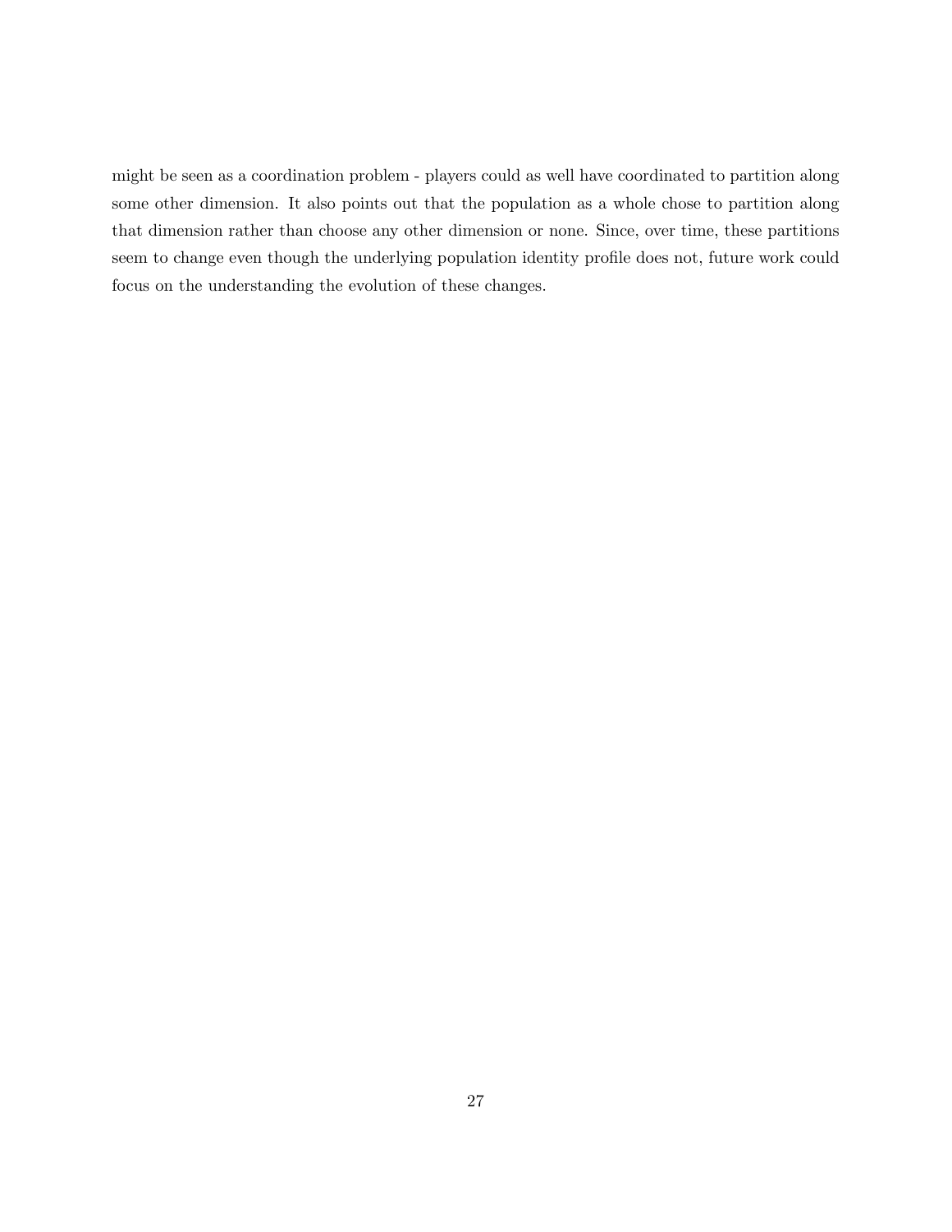might be seen as a coordination problem - players could as well have coordinated to partition along some other dimension. It also points out that the population as a whole chose to partition along that dimension rather than choose any other dimension or none. Since, over time, these partitions seem to change even though the underlying population identity profile does not, future work could focus on the understanding the evolution of these changes.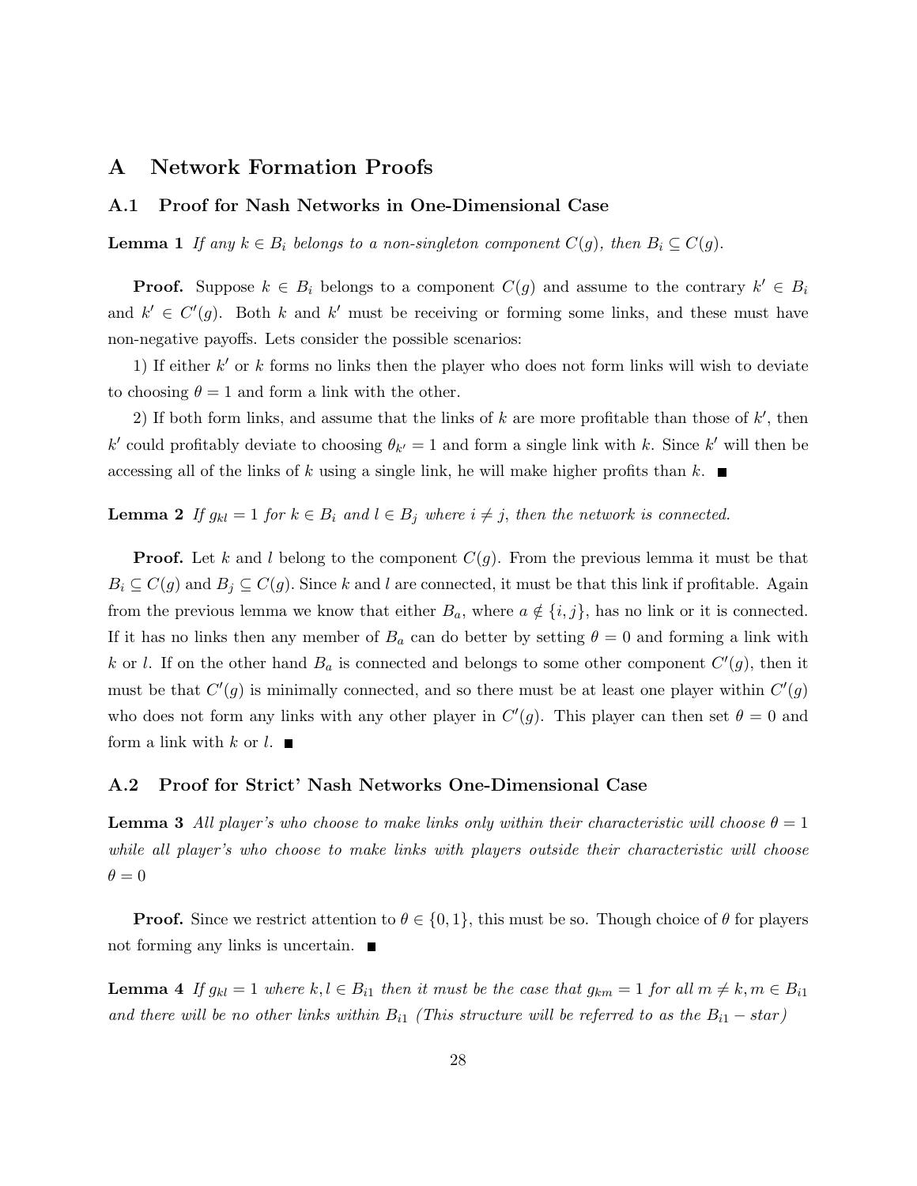# A Network Formation Proofs

## A.1 Proof for Nash Networks in One-Dimensional Case

**Lemma 1** *If any $k \in B_i$ belongs to a non-singleton component $C(g)$, then $B_i \subseteq C(g)$.*

**Proof.** Suppose $k \in B_i$ belongs to a component $C(g)$ and assume to the contrary $k' \in B_i$ and $k' \in C'(g)$. Both $k$ and $k'$ must be receiving or forming some links, and these must have non-negative payoffs. Lets consider the possible scenarios:

1) If either $k'$ or $k$ forms no links then the player who does not form links will wish to deviate to choosing $\theta = 1$ and form a link with the other.

2) If both form links, and assume that the links of $k$ are more profitable than those of $k'$, then $k'$ could profitably deviate to choosing $\theta_{k'} = 1$ and form a single link with $k$. Since $k'$ will then be accessing all of the links of $k$ using a single link, he will make higher profits than $k$. ■

**Lemma 2** *If $g_{kl} = 1$ for $k \in B_i$ and $l \in B_j$ where $i \neq j$, then the network is connected.*

**Proof.** Let $k$ and $l$ belong to the component $C(g)$. From the previous lemma it must be that $B_i \subseteq C(g)$ and $B_j \subseteq C(g)$. Since $k$ and $l$ are connected, it must be that this link if profitable. Again from the previous lemma we know that either $B_a$, where $a \notin \{i, j\}$, has no link or it is connected. If it has no links then any member of $B_a$ can do better by setting $\theta = 0$ and forming a link with $k$ or $l$. If on the other hand $B_a$ is connected and belongs to some other component $C'(g)$, then it must be that $C'(g)$ is minimally connected, and so there must be at least one player within $C'(g)$ who does not form any links with any other player in $C'(g)$. This player can then set $\theta = 0$ and form a link with $k$ or $l$. ■

## A.2 Proof for Strict' Nash Networks One-Dimensional Case

**Lemma 3** *All player's who choose to make links only within their characteristic will choose $\theta = 1$ while all player's who choose to make links with players outside their characteristic will choose $\theta = 0$*

**Proof.** Since we restrict attention to $\theta \in \{0, 1\}$, this must be so. Though choice of $\theta$ for players not forming any links is uncertain. ■

**Lemma 4** *If $g_{kl} = 1$ where $k, l \in B_{i1}$ then it must be the case that $g_{km} = 1$ for all $m \neq k, m \in B_{i1}$ and there will be no other links within $B_{i1}$ (This structure will be referred to as the $B_{i1} - star$)*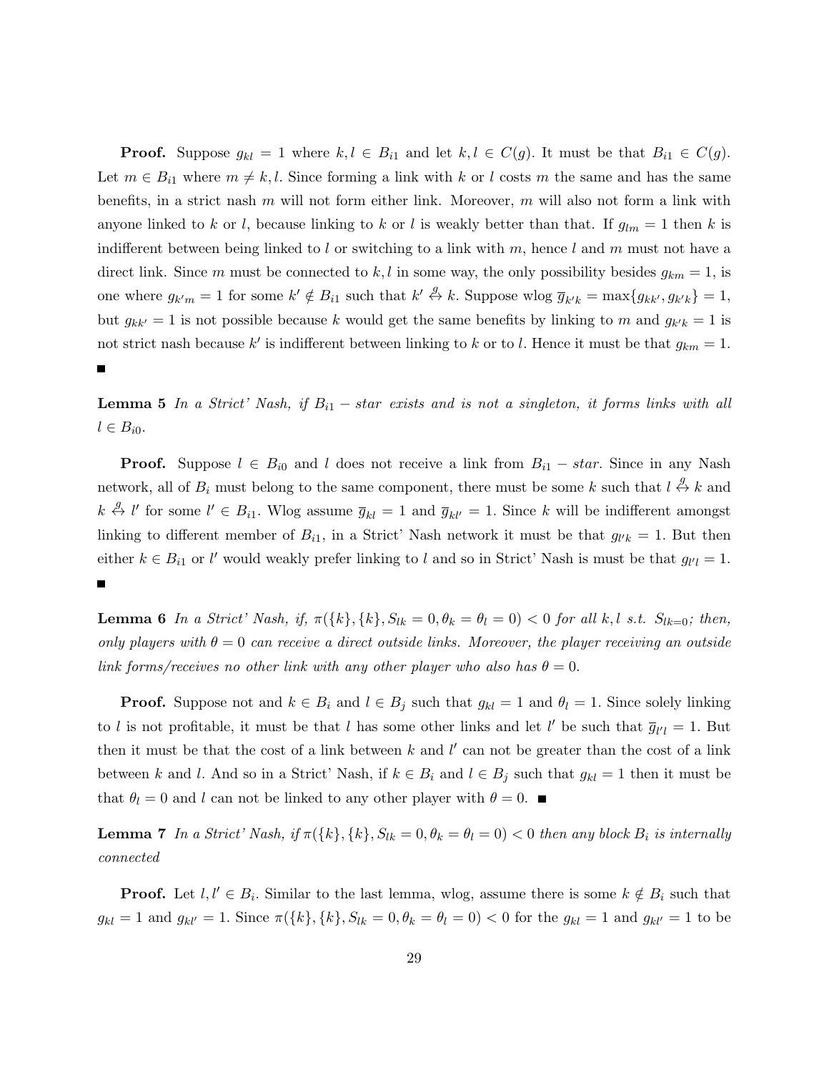**Proof.** Suppose $g_{kl} = 1$ where $k, l \in B_{i1}$ and let $k, l \in C(g)$. It must be that $B_{i1} \in C(g)$. Let $m \in B_{i1}$ where $m \neq k, l$. Since forming a link with $k$ or $l$ costs $m$ the same and has the same benefits, in a strict nash $m$ will not form either link. Moreover, $m$ will also not form a link with anyone linked to $k$ or $l$, because linking to $k$ or $l$ is weakly better than that. If $g_{lm} = 1$ then $k$ is indifferent between being linked to $l$ or switching to a link with $m$, hence $l$ and $m$ must not have a direct link. Since $m$ must be connected to $k, l$ in some way, the only possibility besides $g_{km} = 1$, is one where $g_{k'm} = 1$ for some $k' \notin B_{i1}$ such that $k' \overset{g}{\leftrightarrow} k$. Suppose wlog $\overline{g}_{k'k} = \max\{g_{kk'}, g_{k'k}\} = 1$, but $g_{kk'} = 1$ is not possible because $k$ would get the same benefits by linking to $m$ and $g_{k'k} = 1$ is not strict nash because $k'$ is indifferent between linking to $k$ or to $l$. Hence it must be that $g_{km} = 1$. ∎

**Lemma 5** *In a Strict' Nash, if $B_{i1} - star$ exists and is not a singleton, it forms links with all $l \in B_{i0}$.*

**Proof.** Suppose $l \in B_{i0}$ and $l$ does not receive a link from $B_{i1} - star$. Since in any Nash network, all of $B_i$ must belong to the same component, there must be some $k$ such that $l \overset{g}{\leftrightarrow} k$ and $k \overset{g}{\leftrightarrow} l'$ for some $l' \in B_{i1}$. Wlog assume $\overline{g}_{kl} = 1$ and $\overline{g}_{kl'} = 1$. Since $k$ will be indifferent amongst linking to different member of $B_{i1}$, in a Strict' Nash network it must be that $g_{l'k} = 1$. But then either $k \in B_{i1}$ or $l'$ would weakly prefer linking to $l$ and so in Strict' Nash is must be that $g_{l'l} = 1$. ∎

**Lemma 6** *In a Strict' Nash, if, $\pi(\{k\}, \{k\}, S_{lk} = 0, \theta_k = \theta_l = 0) < 0$ for all $k, l$ s.t. $S_{lk=0}$; then, only players with $\theta = 0$ can receive a direct outside links. Moreover, the player receiving an outside link forms/receives no other link with any other player who also has $\theta = 0$.*

**Proof.** Suppose not and $k \in B_i$ and $l \in B_j$ such that $g_{kl} = 1$ and $\theta_l = 1$. Since solely linking to $l$ is not profitable, it must be that $l$ has some other links and let $l'$ be such that $\overline{g}_{l'l} = 1$. But then it must be that the cost of a link between $k$ and $l'$ can not be greater than the cost of a link between $k$ and $l$. And so in a Strict' Nash, if $k \in B_i$ and $l \in B_j$ such that $g_{kl} = 1$ then it must be that $\theta_l = 0$ and $l$ can not be linked to any other player with $\theta = 0$. ∎

**Lemma 7** *In a Strict' Nash, if $\pi(\{k\}, \{k\}, S_{lk} = 0, \theta_k = \theta_l = 0) < 0$ then any block $B_i$ is internally connected*

**Proof.** Let $l, l' \in B_i$. Similar to the last lemma, wlog, assume there is some $k \notin B_i$ such that $g_{kl} = 1$ and $g_{kl'} = 1$. Since $\pi(\{k\}, \{k\}, S_{lk} = 0, \theta_k = \theta_l = 0) < 0$ for the $g_{kl} = 1$ and $g_{kl'} = 1$ to be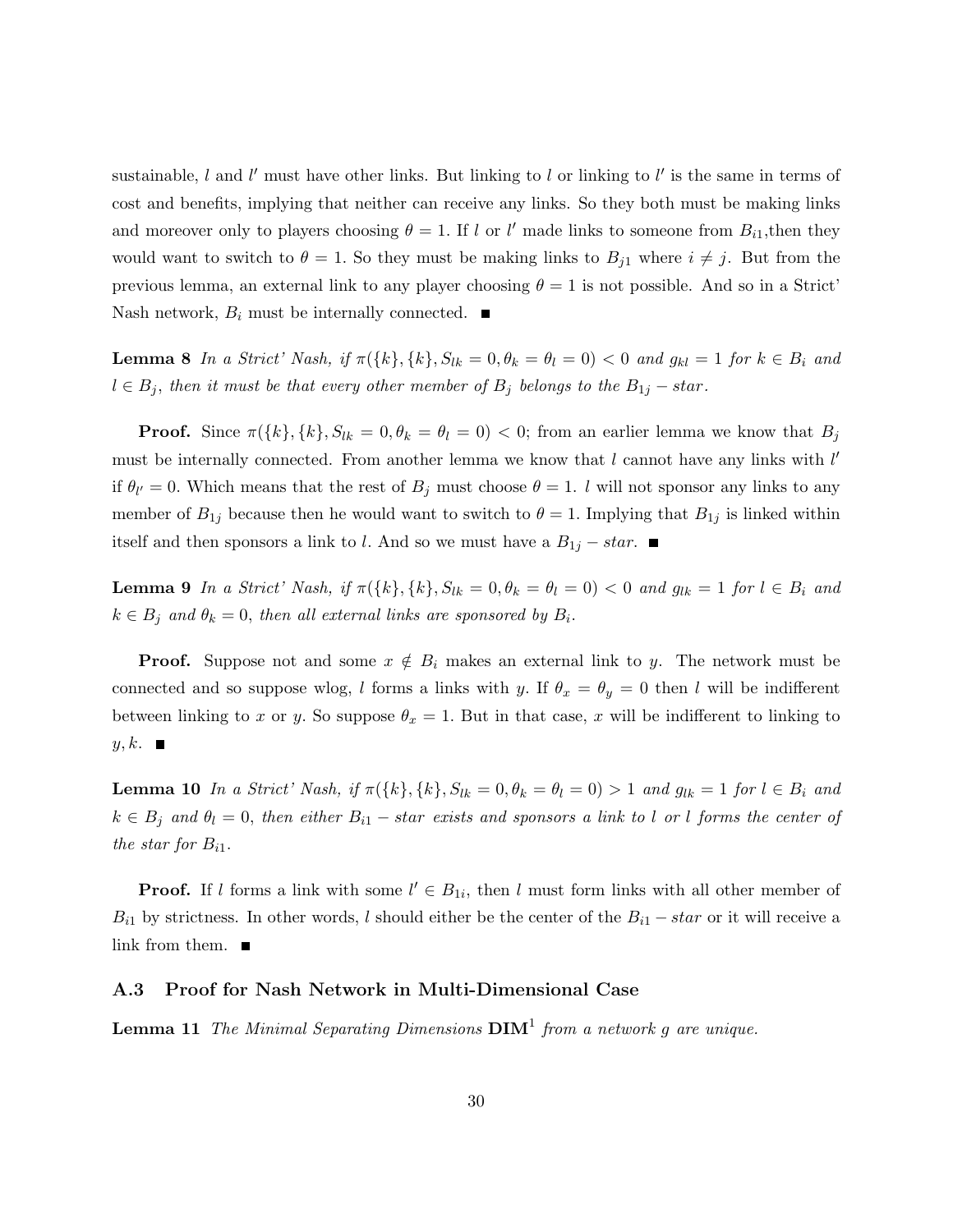sustainable, $l$ and $l'$ must have other links. But linking to $l$ or linking to $l'$ is the same in terms of cost and benefits, implying that neither can receive any links. So they both must be making links and moreover only to players choosing $\theta = 1$. If $l$ or $l'$ made links to someone from $B_{i1}$,then they would want to switch to $\theta = 1$. So they must be making links to $B_{j1}$ where $i \neq j$. But from the previous lemma, an external link to any player choosing $\theta = 1$ is not possible. And so in a Strict' Nash network, $B_i$ must be internally connected. ■

**Lemma 8** *In a Strict' Nash, if $\pi(\{k\}, \{k\}, S_{lk} = 0, \theta_k = \theta_l = 0) < 0$ and $g_{kl} = 1$ for $k \in B_i$ and $l \in B_j$, then it must be that every other member of $B_j$ belongs to the $B_{1j} - star$.*

**Proof.** Since $\pi(\{k\}, \{k\}, S_{lk} = 0, \theta_k = \theta_l = 0) < 0$; from an earlier lemma we know that $B_j$ must be internally connected. From another lemma we know that $l$ cannot have any links with $l'$ if $\theta_{l'} = 0$. Which means that the rest of $B_j$ must choose $\theta = 1$. $l$ will not sponsor any links to any member of $B_{1j}$ because then he would want to switch to $\theta = 1$. Implying that $B_{1j}$ is linked within itself and then sponsors a link to $l$. And so we must have a $B_{1j} - star$. ■

**Lemma 9** *In a Strict' Nash, if $\pi(\{k\}, \{k\}, S_{lk} = 0, \theta_k = \theta_l = 0) < 0$ and $g_{lk} = 1$ for $l \in B_i$ and $k \in B_j$ and $\theta_k = 0$, then all external links are sponsored by $B_i$.*

**Proof.** Suppose not and some $x \notin B_i$ makes an external link to $y$. The network must be connected and so suppose wlog, $l$ forms a links with $y$. If $\theta_x = \theta_y = 0$ then $l$ will be indifferent between linking to $x$ or $y$. So suppose $\theta_x = 1$. But in that case, $x$ will be indifferent to linking to $y, k$. ■

**Lemma 10** *In a Strict' Nash, if $\pi(\{k\}, \{k\}, S_{lk} = 0, \theta_k = \theta_l = 0) > 1$ and $g_{lk} = 1$ for $l \in B_i$ and $k \in B_j$ and $\theta_l = 0$, then either $B_{i1} - star$ exists and sponsors a link to $l$ or $l$ forms the center of the star for $B_{i1}$.*

**Proof.** If $l$ forms a link with some $l' \in B_{1i}$, then $l$ must form links with all other member of $B_{i1}$ by strictness. In other words, $l$ should either be the center of the $B_{i1} - star$ or it will receive a link from them. ■

### A.3 Proof for Nash Network in Multi-Dimensional Case

**Lemma 11** *The Minimal Separating Dimensions $\mathbf{DIM}^1$ from a network $g$ are unique.*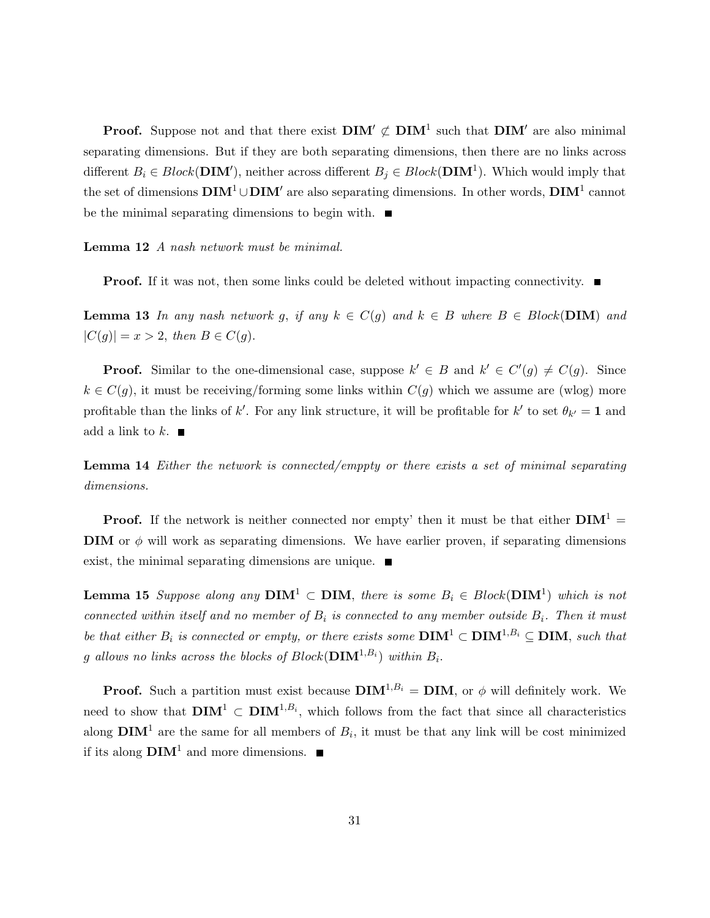**Proof.** Suppose not and that there exist $\mathbf{DIM}' \not\subset \mathbf{DIM}^1$ such that $\mathbf{DIM}'$ are also minimal separating dimensions. But if they are both separating dimensions, then there are no links across different $B_i \in Block(\mathbf{DIM}')$, neither across different $B_j \in Block(\mathbf{DIM}^1)$. Which would imply that the set of dimensions $\mathbf{DIM}^1 \cup \mathbf{DIM}'$ are also separating dimensions. In other words, $\mathbf{DIM}^1$ cannot be the minimal separating dimensions to begin with. ■

**Lemma 12** *A nash network must be minimal.*

**Proof.** If it was not, then some links could be deleted without impacting connectivity. ■

**Lemma 13** *In any nash network $g$, if any $k \in C(g)$ and $k \in B$ where $B \in Block(\mathbf{DIM})$ and $|C(g)| = x > 2$, then $B \in C(g)$.*

**Proof.** Similar to the one-dimensional case, suppose $k' \in B$ and $k' \in C'(g) \neq C(g)$. Since $k \in C(g)$, it must be receiving/forming some links within $C(g)$ which we assume are (wlog) more profitable than the links of $k'$. For any link structure, it will be profitable for $k'$ to set $\theta_{k'} = \mathbf{1}$ and add a link to $k$. ■

**Lemma 14** *Either the network is connected/emppty or there exists a set of minimal separating dimensions.*

**Proof.** If the network is neither connected nor empty' then it must be that either $\mathbf{DIM}^1 = \mathbf{DIM}$ or $\phi$ will work as separating dimensions. We have earlier proven, if separating dimensions exist, the minimal separating dimensions are unique. ■

**Lemma 15** *Suppose along any $\mathbf{DIM}^1 \subset \mathbf{DIM}$, there is some $B_i \in Block(\mathbf{DIM}^1)$ which is not connected within itself and no member of $B_i$ is connected to any member outside $B_i$. Then it must be that either $B_i$ is connected or empty, or there exists some $\mathbf{DIM}^1 \subset \mathbf{DIM}^{1,B_i} \subseteq \mathbf{DIM}$, such that $g$ allows no links across the blocks of $Block(\mathbf{DIM}^{1,B_i})$ within $B_i$.*

**Proof.** Such a partition must exist because $\mathbf{DIM}^{1,B_i} = \mathbf{DIM}$, or $\phi$ will definitely work. We need to show that $\mathbf{DIM}^1 \subset \mathbf{DIM}^{1,B_i}$, which follows from the fact that since all characteristics along $\mathbf{DIM}^1$ are the same for all members of $B_i$, it must be that any link will be cost minimized if its along $\mathbf{DIM}^1$ and more dimensions. ■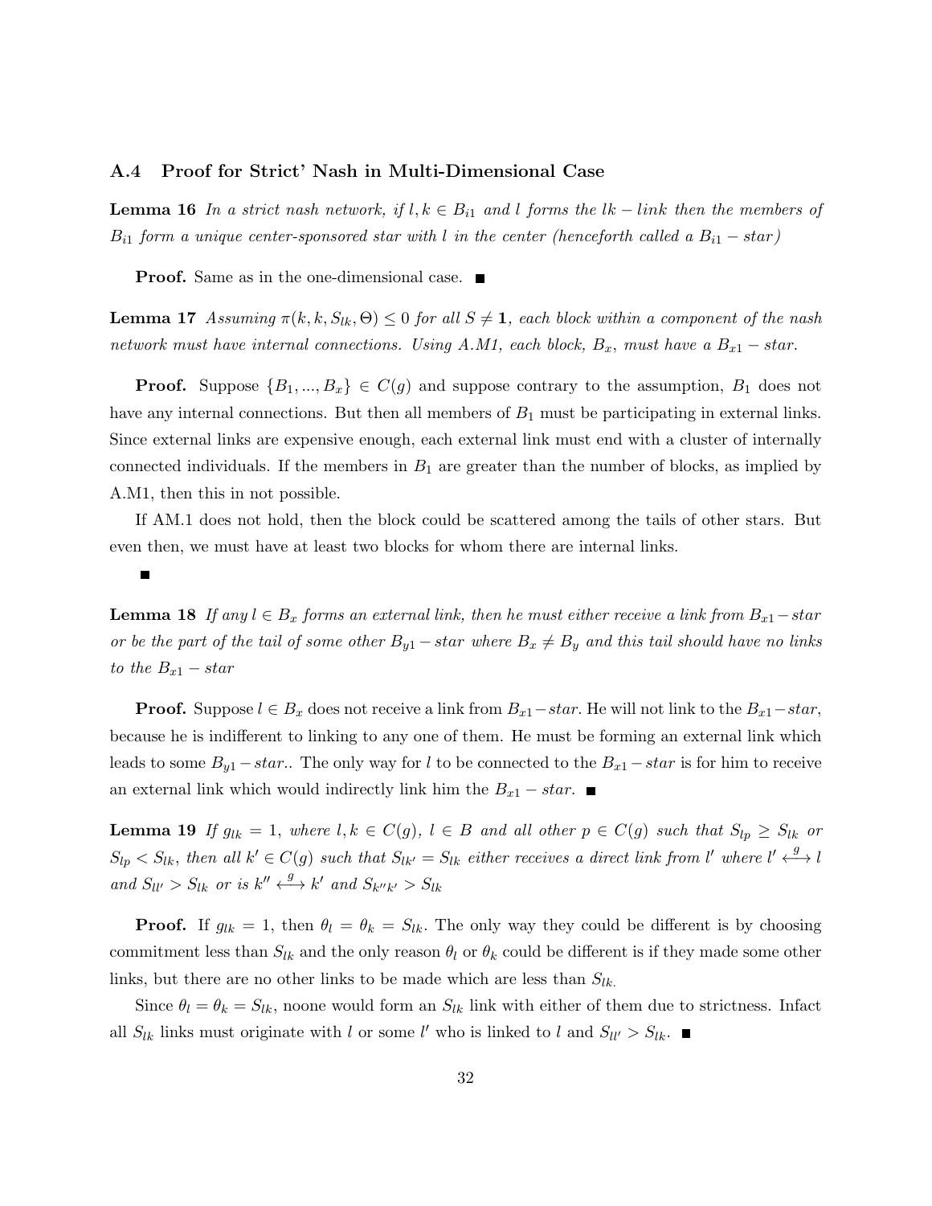### A.4 Proof for Strict' Nash in Multi-Dimensional Case

**Lemma 16** *In a strict nash network, if $l, k \in B_{i1}$ and $l$ forms the $lk - link$ then the members of $B_{i1}$ form a unique center-sponsored star with $l$ in the center (henceforth called a $B_{i1} - star$)*

**Proof.** Same as in the one-dimensional case. ■

**Lemma 17** *Assuming $\pi(k, k, S_{lk}, \Theta) \leq 0$ for all $S \neq \mathbf{1}$, each block within a component of the nash network must have internal connections. Using A.M1, each block, $B_x$, must have a $B_{x1} - star$.*

**Proof.** Suppose $\{B_1, ..., B_x\} \in C(g)$ and suppose contrary to the assumption, $B_1$ does not have any internal connections. But then all members of $B_1$ must be participating in external links. Since external links are expensive enough, each external link must end with a cluster of internally connected individuals. If the members in $B_1$ are greater than the number of blocks, as implied by A.M1, then this in not possible.

If AM.1 does not hold, then the block could be scattered among the tails of other stars. But even then, we must have at least two blocks for whom there are internal links.

■

**Lemma 18** *If any $l \in B_x$ forms an external link, then he must either receive a link from $B_{x1} - star$ or be the part of the tail of some other $B_{y1} - star$ where $B_x \neq B_y$ and this tail should have no links to the $B_{x1} - star$*

**Proof.** Suppose $l \in B_x$ does not receive a link from $B_{x1} - star$. He will not link to the $B_{x1} - star$, because he is indifferent to linking to any one of them. He must be forming an external link which leads to some $B_{y1} - star$.. The only way for $l$ to be connected to the $B_{x1} - star$ is for him to receive an external link which would indirectly link him the $B_{x1} - star$. ■

**Lemma 19** *If $g_{lk} = 1$, where $l, k \in C(g)$, $l \in B$ and all other $p \in C(g)$ such that $S_{lp} \geq S_{lk}$ or $S_{lp} < S_{lk}$, then all $k' \in C(g)$ such that $S_{lk'} = S_{lk}$ either receives a direct link from $l'$ where $l' \overset{g}{\longleftrightarrow} l$ and $S_{ll'} > S_{lk}$ or is $k'' \overset{g}{\longleftrightarrow} k'$ and $S_{k''k'} > S_{lk}$*

**Proof.** If $g_{lk} = 1$, then $\theta_l = \theta_k = S_{lk}$. The only way they could be different is by choosing commitment less than $S_{lk}$ and the only reason $\theta_l$ or $\theta_k$ could be different is if they made some other links, but there are no other links to be made which are less than $S_{lk}$.

Since $\theta_l = \theta_k = S_{lk}$, noone would form an $S_{lk}$ link with either of them due to strictness. Infact all $S_{lk}$ links must originate with $l$ or some $l'$ who is linked to $l$ and $S_{ll'} > S_{lk}$. ■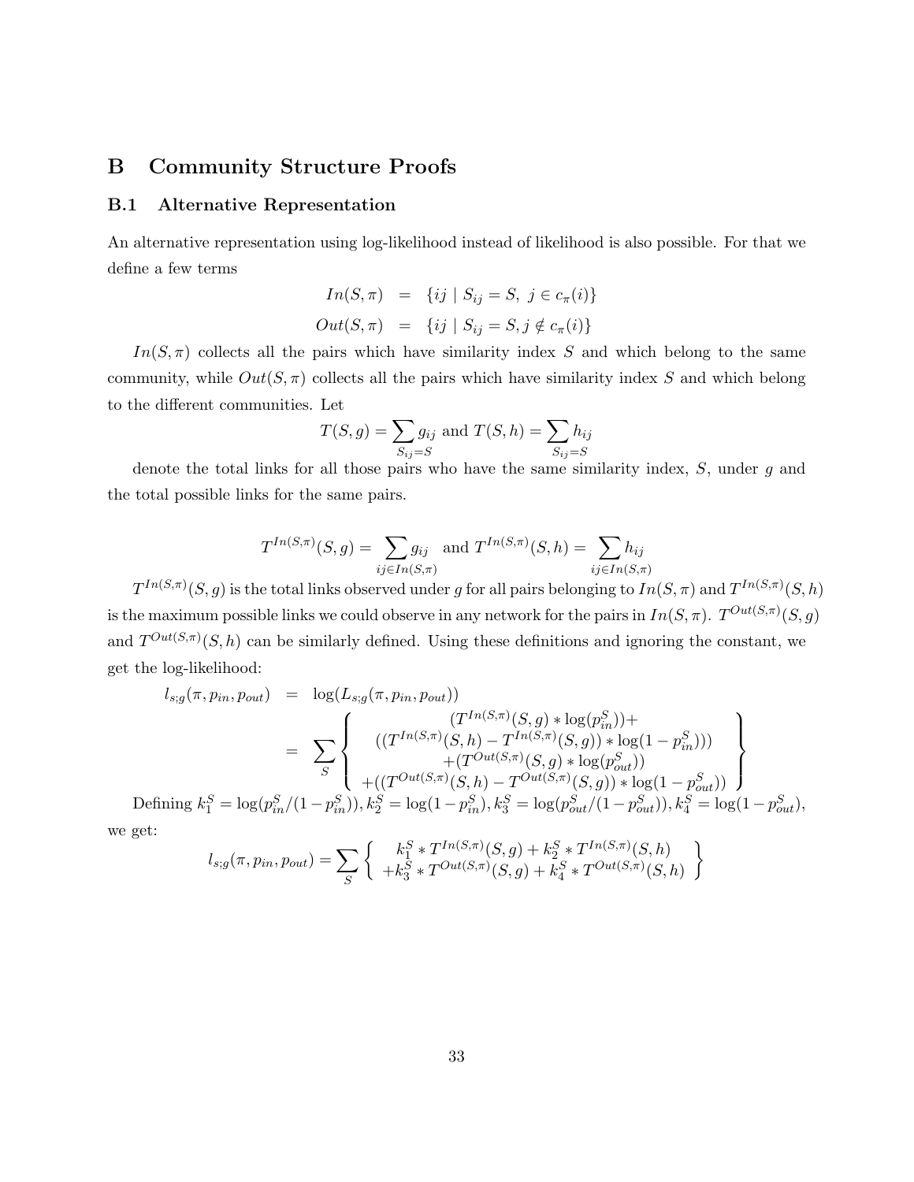## B Community Structure Proofs

### B.1 Alternative Representation

An alternative representation using log-likelihood instead of likelihood is also possible. For that we define a few terms

$$
\begin{aligned}
In(S, \pi) &= \{ij \mid S_{ij} = S,\ j \in c_\pi(i)\} \\
Out(S, \pi) &= \{ij \mid S_{ij} = S, j \notin c_\pi(i)\}
\end{aligned}
$$

$In(S, \pi)$ collects all the pairs which have similarity index $S$ and which belong to the same community, while $Out(S, \pi)$ collects all the pairs which have similarity index $S$ and which belong to the different communities. Let

$$
T(S, g) = \sum_{S_{ij}=S} g_{ij} \text{ and } T(S, h) = \sum_{S_{ij}=S} h_{ij}
$$

denote the total links for all those pairs who have the same similarity index, $S$, under $g$ and the total possible links for the same pairs.

$$
T^{In(S,\pi)}(S, g) = \sum_{ij \in In(S,\pi)} g_{ij} \ \text{ and } T^{In(S,\pi)}(S, h) = \sum_{ij \in In(S,\pi)} h_{ij}
$$

$T^{In(S,\pi)}(S, g)$ is the total links observed under $g$ for all pairs belonging to $In(S, \pi)$ and $T^{In(S,\pi)}(S, h)$ is the maximum possible links we could observe in any network for the pairs in $In(S, \pi)$. $T^{Out(S,\pi)}(S, g)$ and $T^{Out(S,\pi)}(S, h)$ can be similarly defined. Using these definitions and ignoring the constant, we get the log-likelihood:

$$
\begin{aligned}
l_{s;g}(\pi, p_{in}, p_{out}) &= \log(L_{s;g}(\pi, p_{in}, p_{out})) \\
&= \sum_S \left\{ \begin{array}{c} (T^{In(S,\pi)}(S, g) * \log(p^S_{in})) + \\ ((T^{In(S,\pi)}(S, h) - T^{In(S,\pi)}(S, g)) * \log(1 - p^S_{in}))) \\ +(T^{Out(S,\pi)}(S, g) * \log(p^S_{out})) \\ +((T^{Out(S,\pi)}(S, h) - T^{Out(S,\pi)}(S, g)) * \log(1 - p^S_{out})) \end{array} \right\}
\end{aligned}
$$

Defining $k^S_1 = \log(p^S_{in}/(1 - p^S_{in})), k^S_2 = \log(1 - p^S_{in}), k^S_3 = \log(p^S_{out}/(1 - p^S_{out})), k^S_4 = \log(1 - p^S_{out})$, we get:

$$
l_{s;g}(\pi, p_{in}, p_{out}) = \sum_S \left\{ \begin{array}{c} k^S_1 * T^{In(S,\pi)}(S, g) + k^S_2 * T^{In(S,\pi)}(S, h) \\ +k^S_3 * T^{Out(S,\pi)}(S, g) + k^S_4 * T^{Out(S,\pi)}(S, h) \end{array} \right\}
$$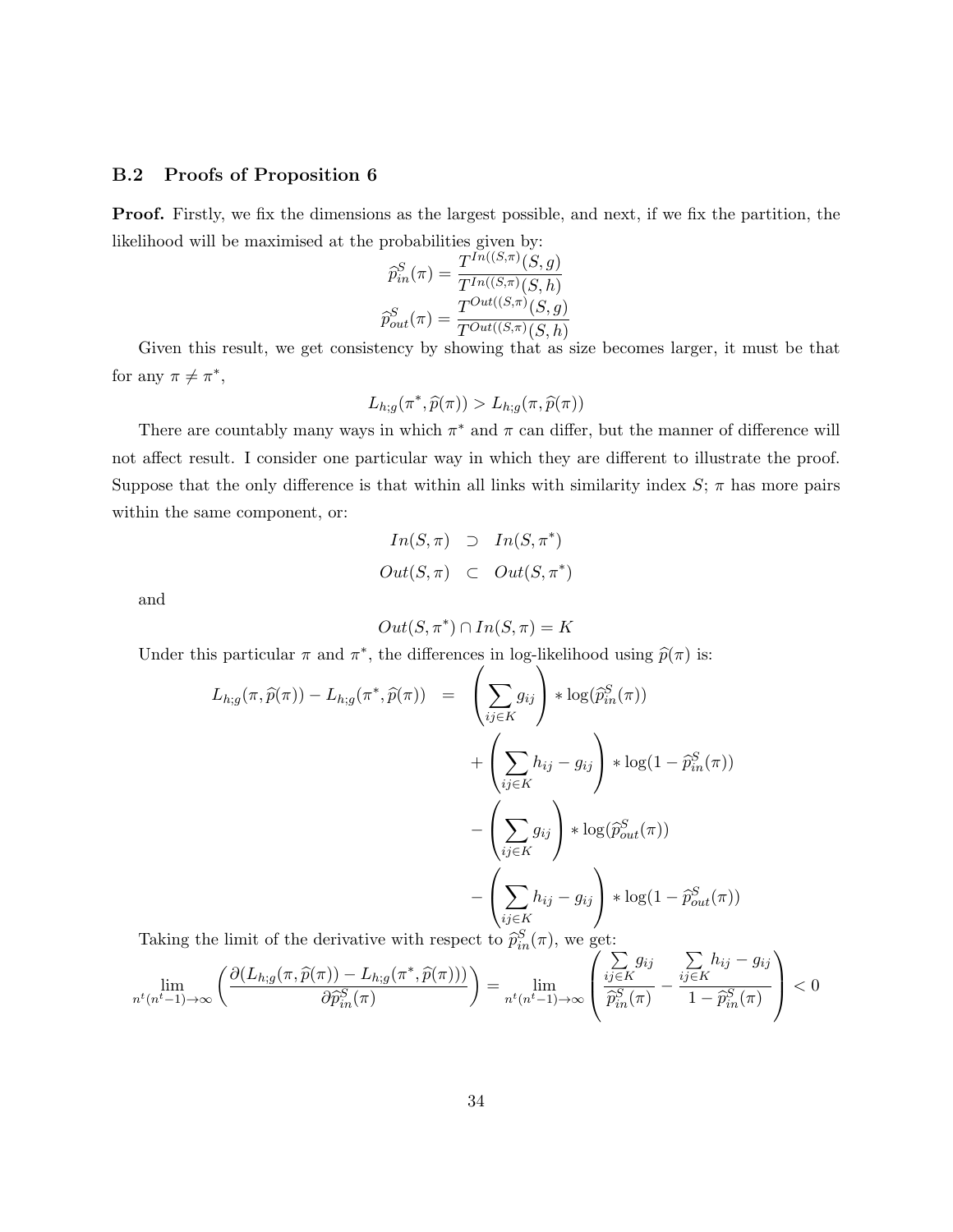### B.2 Proofs of Proposition 6

**Proof.** Firstly, we fix the dimensions as the largest possible, and next, if we fix the partition, the likelihood will be maximised at the probabilities given by:

$$\widehat{p}^S_{in}(\pi) = \frac{T^{In((S,\pi)}(S,g)}{T^{In((S,\pi)}(S,h)}$$

$$\widehat{p}^S_{out}(\pi) = \frac{T^{Out((S,\pi)}(S,g)}{T^{Out((S,\pi)}(S,h)}$$

Given this result, we get consistency by showing that as size becomes larger, it must be that for any $\pi \neq \pi^*$,

$$L_{h;g}(\pi^*, \widehat{p}(\pi)) > L_{h;g}(\pi, \widehat{p}(\pi))$$

There are countably many ways in which $\pi^*$ and $\pi$ can differ, but the manner of difference will not affect result. I consider one particular way in which they are different to illustrate the proof. Suppose that the only difference is that within all links with similarity index $S$; $\pi$ has more pairs within the same component, or:

$$\begin{aligned} In(S,\pi) &\supset In(S,\pi^*) \\ Out(S,\pi) &\subset Out(S,\pi^*) \end{aligned}$$

and

$$Out(S,\pi^*) \cap In(S,\pi) = K$$

Under this particular $\pi$ and $\pi^*$, the differences in log-likelihood using $\widehat{p}(\pi)$ is:

$$\begin{aligned} L_{h;g}(\pi, \widehat{p}(\pi)) - L_{h;g}(\pi^*, \widehat{p}(\pi)) &= \left(\sum_{ij \in K} g_{ij}\right) * \log(\widehat{p}^S_{in}(\pi)) \\ &+ \left(\sum_{ij \in K} h_{ij} - g_{ij}\right) * \log(1 - \widehat{p}^S_{in}(\pi)) \\ &- \left(\sum_{ij \in K} g_{ij}\right) * \log(\widehat{p}^S_{out}(\pi)) \\ &- \left(\sum_{ij \in K} h_{ij} - g_{ij}\right) * \log(1 - \widehat{p}^S_{out}(\pi)) \end{aligned}$$

Taking the limit of the derivative with respect to $\widehat{p}^S_{in}(\pi)$, we get:

$$\lim_{n^t(n^t-1)\to\infty} \left(\frac{\partial(L_{h;g}(\pi, \widehat{p}(\pi)) - L_{h;g}(\pi^*, \widehat{p}(\pi)))}{\partial \widehat{p}^S_{in}(\pi)}\right) = \lim_{n^t(n^t-1)\to\infty} \left(\frac{\sum_{ij \in K} g_{ij}}{\widehat{p}^S_{in}(\pi)} - \frac{\sum_{ij \in K} h_{ij} - g_{ij}}{1 - \widehat{p}^S_{in}(\pi)}\right) < 0$$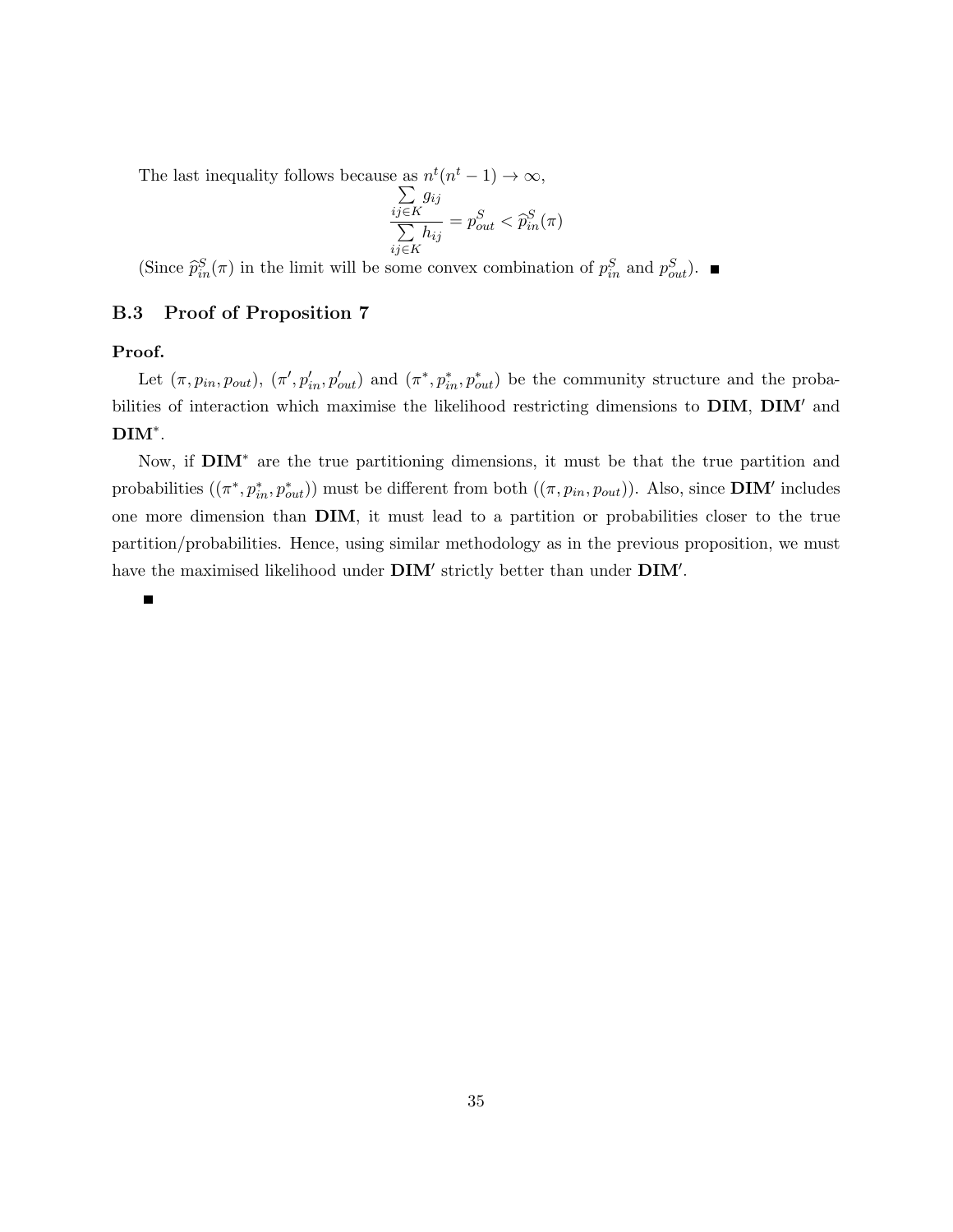The last inequality follows because as $n^t(n^t - 1) \to \infty$,

$$\frac{\sum_{ij \in K} g_{ij}}{\sum_{ij \in K} h_{ij}} = p^S_{out} < \widehat{p}^S_{in}(\pi)$$

(Since $\widehat{p}^S_{in}(\pi)$ in the limit will be some convex combination of $p^S_{in}$ and $p^S_{out}$). ■

### B.3 Proof of Proposition 7

**Proof.**

Let $(\pi, p_{in}, p_{out})$, $(\pi', p'_{in}, p'_{out})$ and $(\pi^*, p^*_{in}, p^*_{out})$ be the community structure and the probabilities of interaction which maximise the likelihood restricting dimensions to $\mathbf{DIM}$, $\mathbf{DIM}'$ and $\mathbf{DIM}^*$.

Now, if $\mathbf{DIM}^*$ are the true partitioning dimensions, it must be that the true partition and probabilities $((\pi^*, p^*_{in}, p^*_{out}))$ must be different from both $((\pi, p_{in}, p_{out}))$. Also, since $\mathbf{DIM}'$ includes one more dimension than $\mathbf{DIM}$, it must lead to a partition or probabilities closer to the true partition/probabilities. Hence, using similar methodology as in the previous proposition, we must have the maximised likelihood under $\mathbf{DIM}'$ strictly better than under $\mathbf{DIM}'$.

■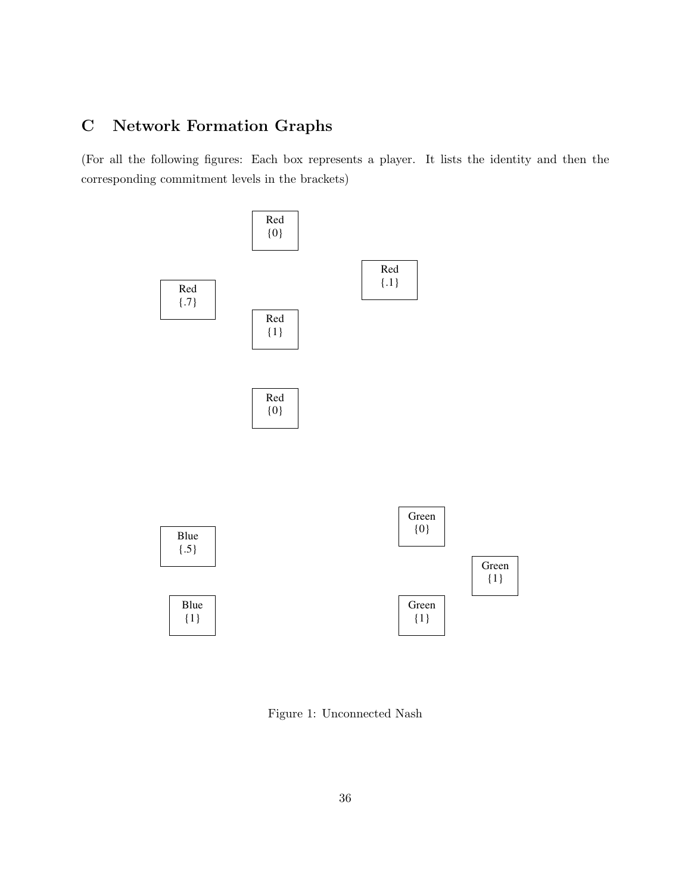## C Network Formation Graphs

(For all the following figures: Each box represents a player. It lists the identity and then the corresponding commitment levels in the brackets)

Red {0}

Red {.1}

Red {.7}

Red {1}

Red {0}

Blue {.5}

Blue {1}

Green {0}

Green {1}

Green {1}

Figure 1: Unconnected Nash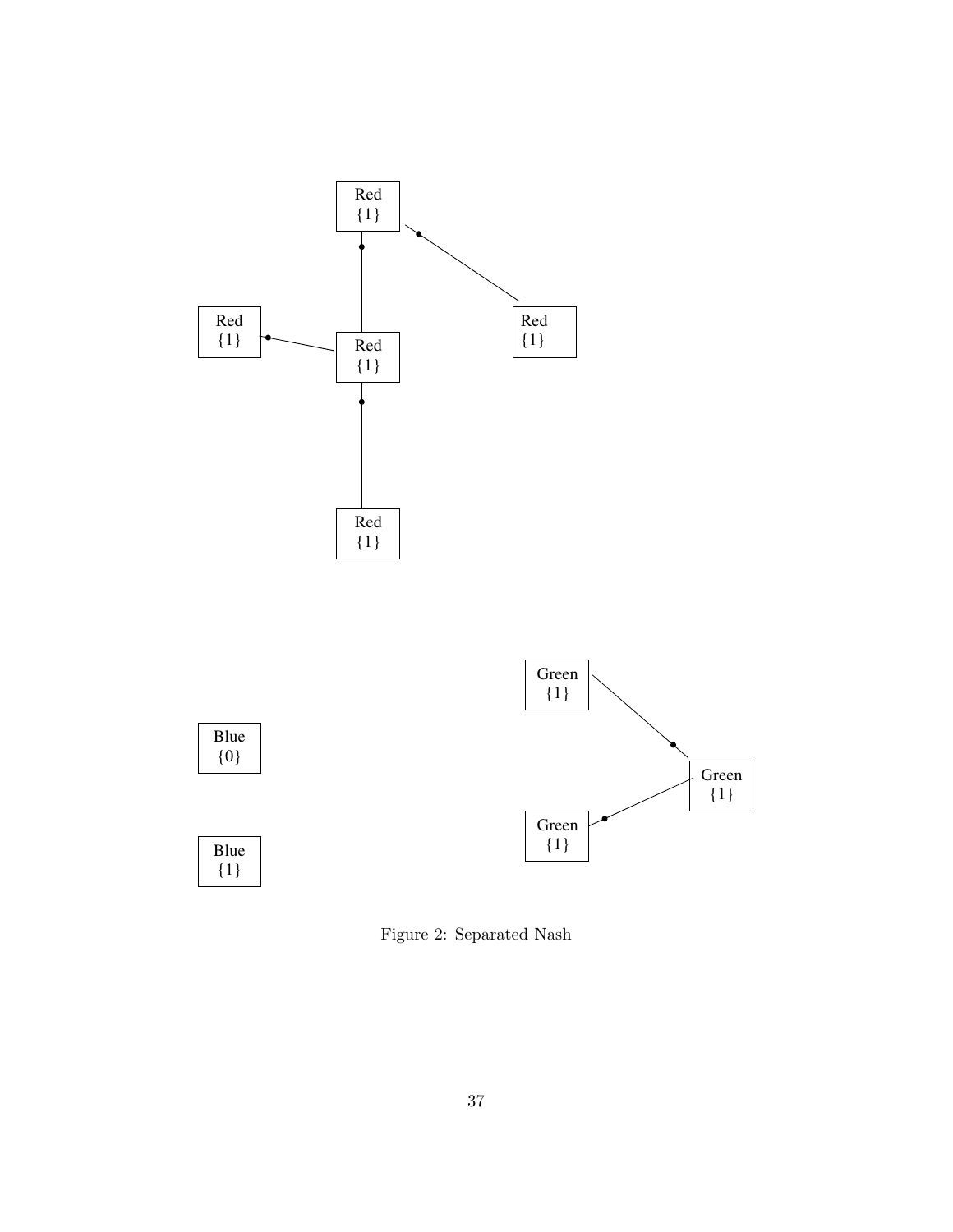Red
{1}

Red
{1}

Red
{1}

Red
{1}

Red
{1}

Green
{1}

Blue
{0}

Green
{1}

Green
{1}

Blue
{1}

Figure 2: Separated Nash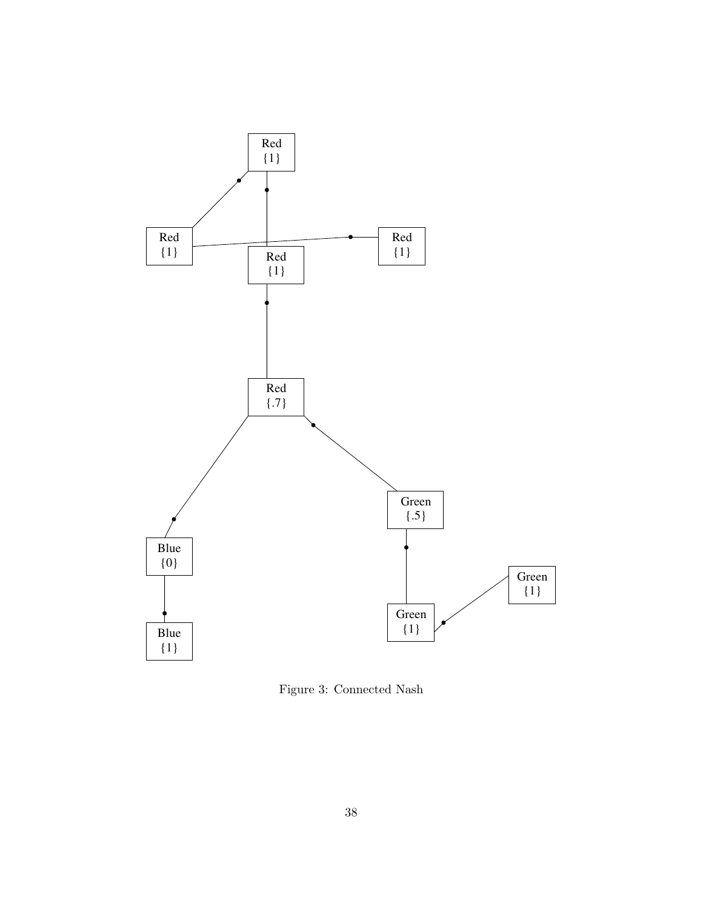Figure 3: Connected Nash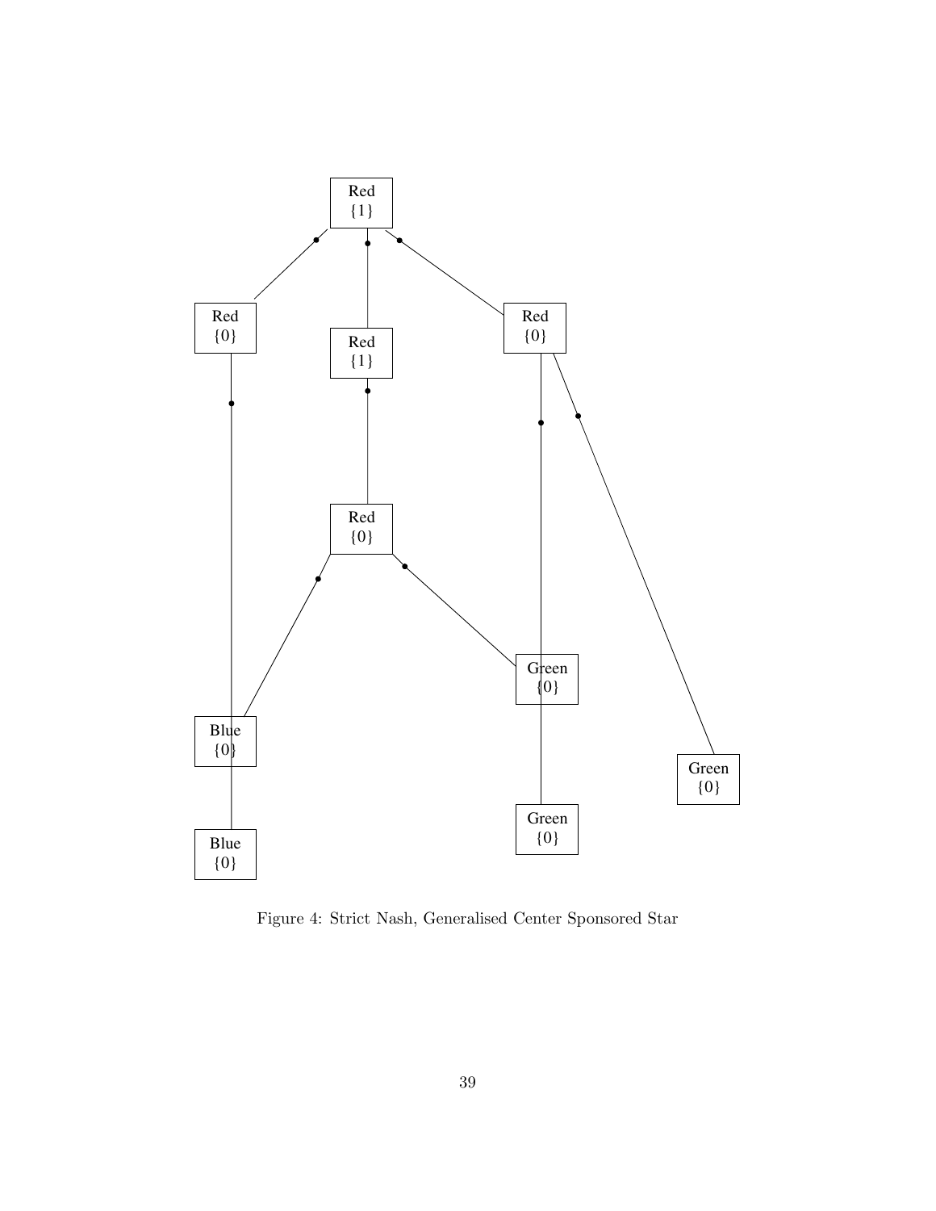Figure 4: Strict Nash, Generalised Center Sponsored Star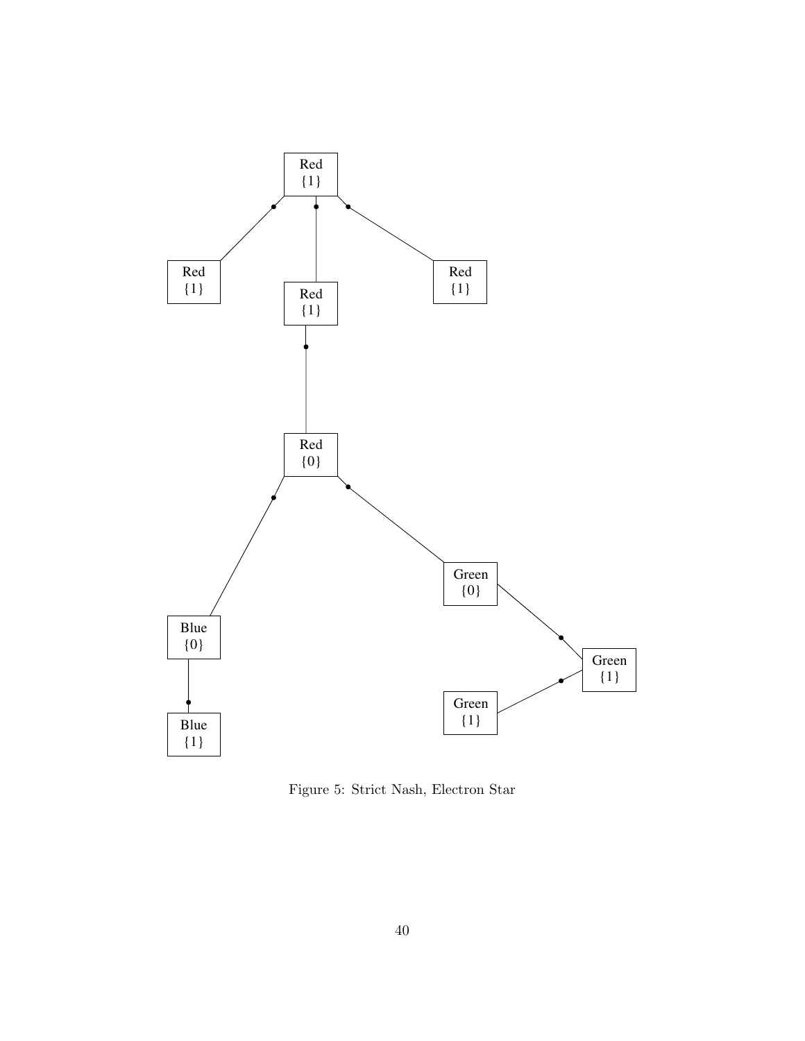Figure 5: Strict Nash, Electron Star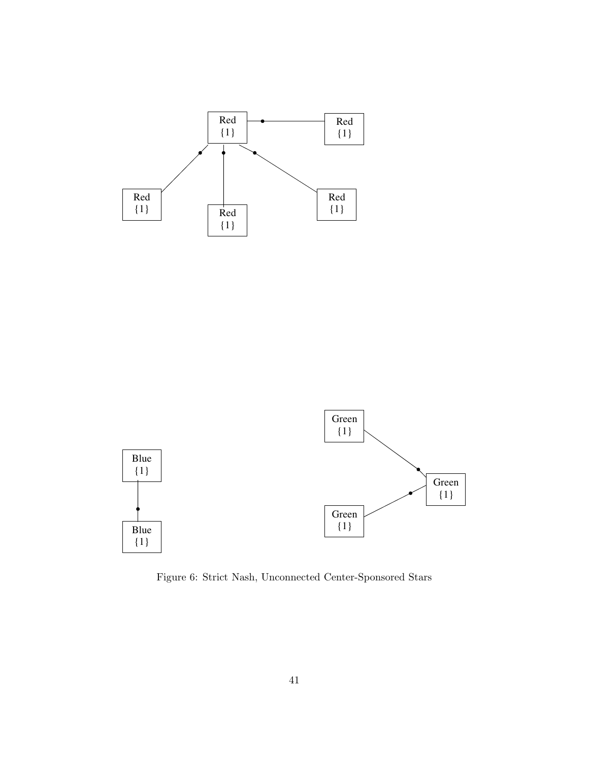Figure 6: Strict Nash, Unconnected Center-Sponsored Stars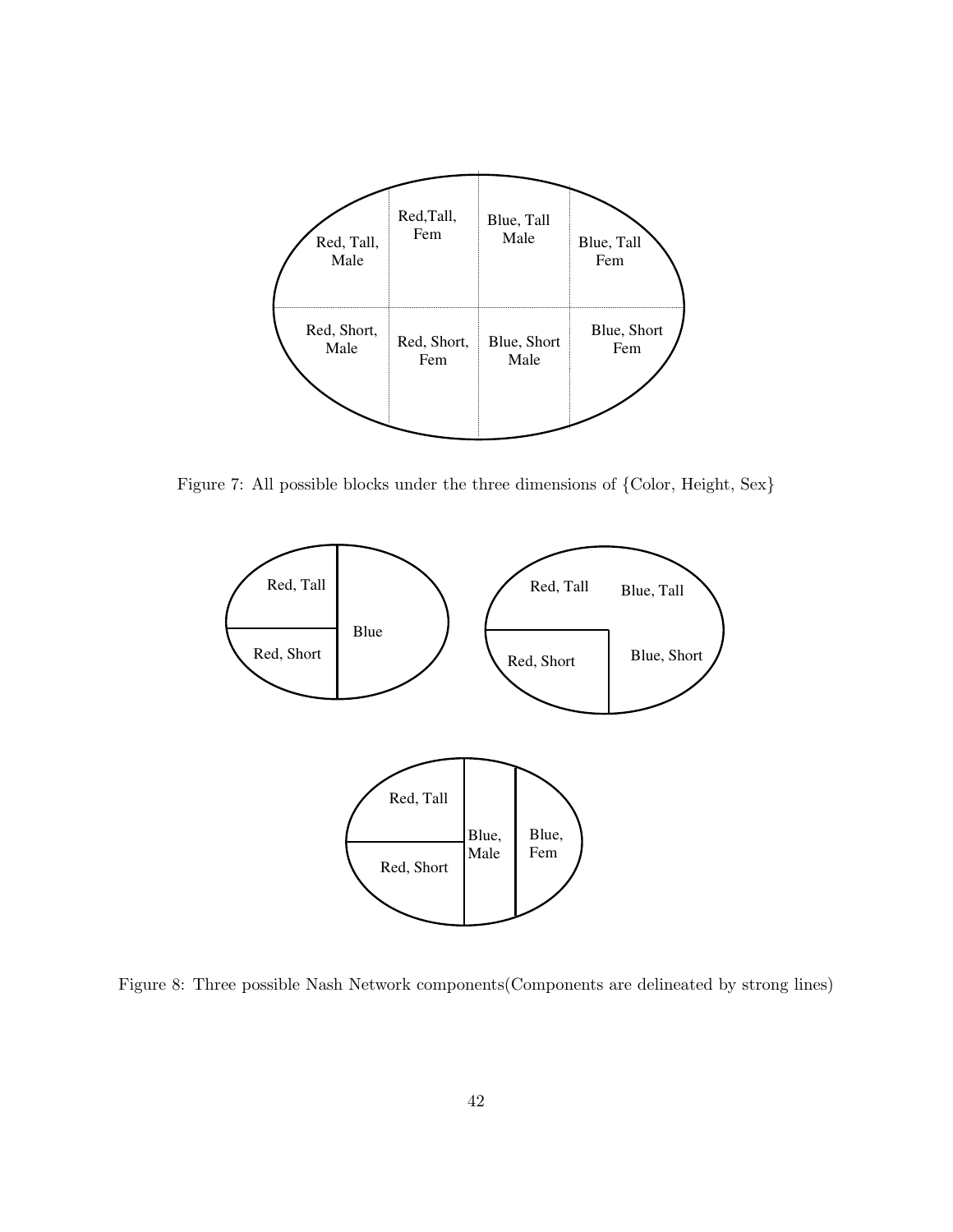Figure 7: All possible blocks under the three dimensions of {Color, Height, Sex}

Figure 8: Three possible Nash Network components(Components are delineated by strong lines)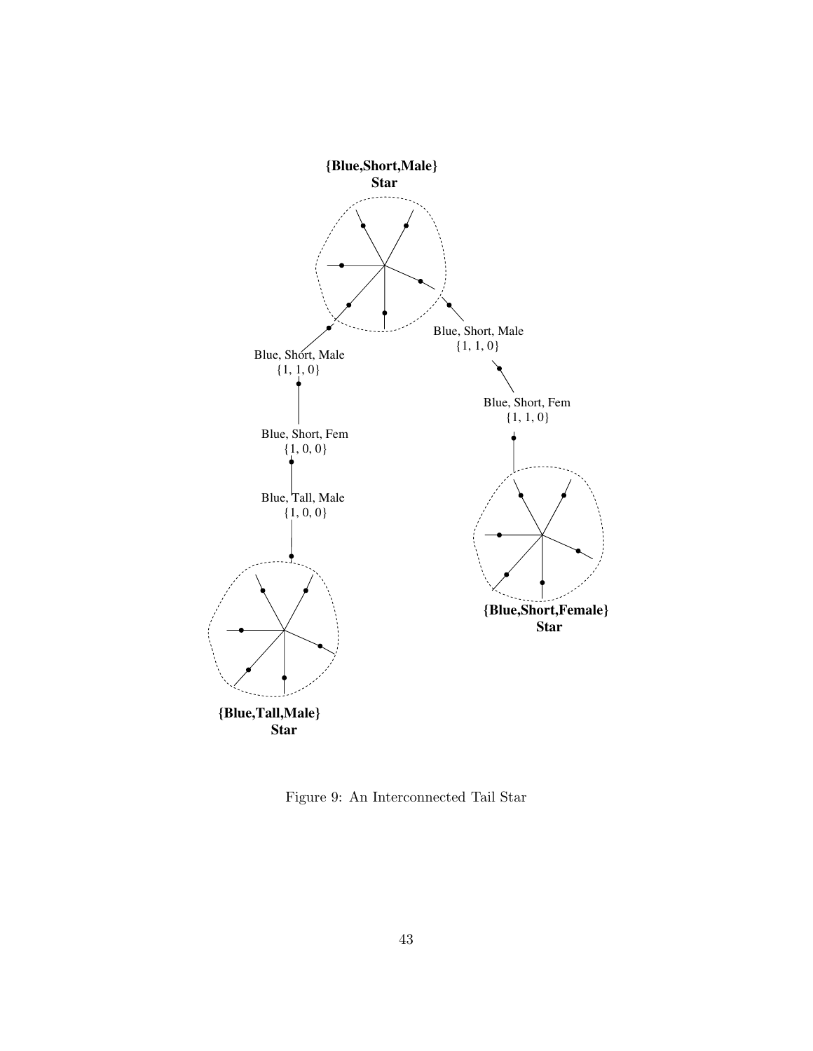**{Blue,Short,Male}**
**Star**

Blue, Short, Male
{1, 1, 0}

Blue, Short, Male
{1, 1, 0}

Blue, Short, Fem
{1, 0, 0}

Blue, Short, Fem
{1, 1, 0}

Blue, Tall, Male
{1, 0, 0}

**{Blue,Short,Female}**
**Star**

**{Blue,Tall,Male}**
**Star**

Figure 9: An Interconnected Tail Star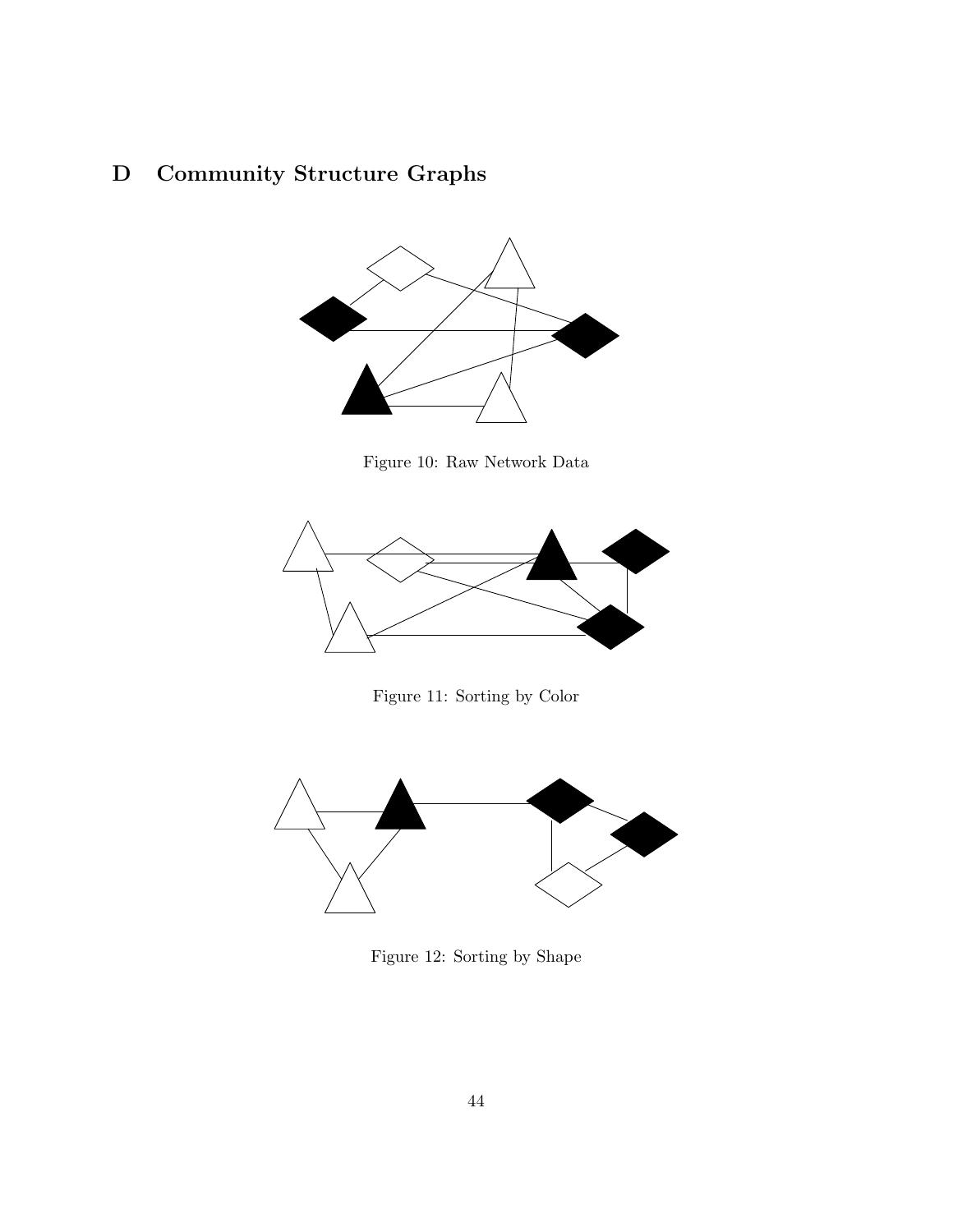# D Community Structure Graphs

Figure 10: Raw Network Data

Figure 11: Sorting by Color

Figure 12: Sorting by Shape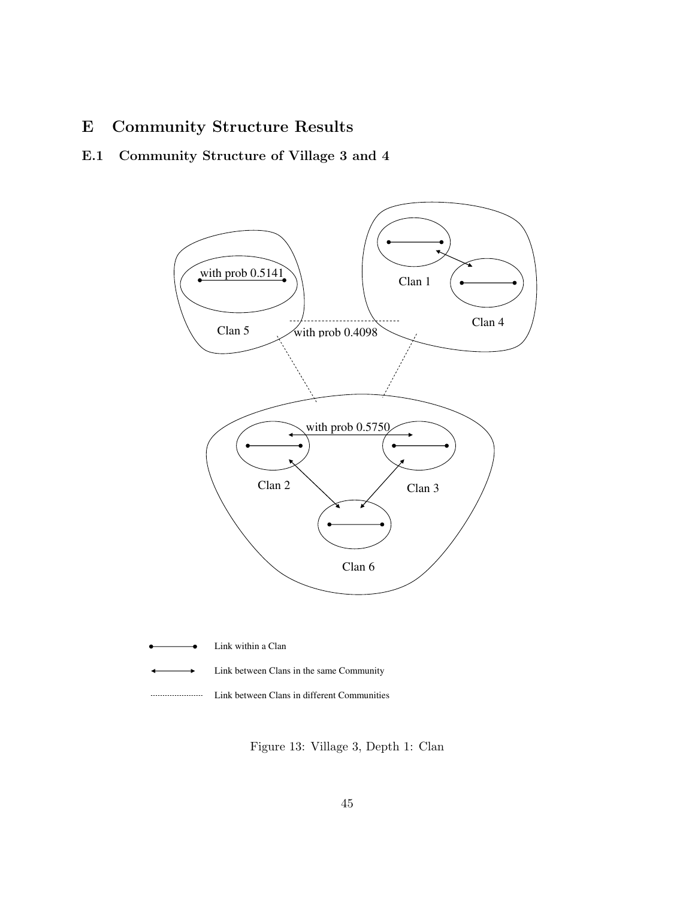# E Community Structure Results

## E.1 Community Structure of Village 3 and 4

Figure 13: Village 3, Depth 1: Clan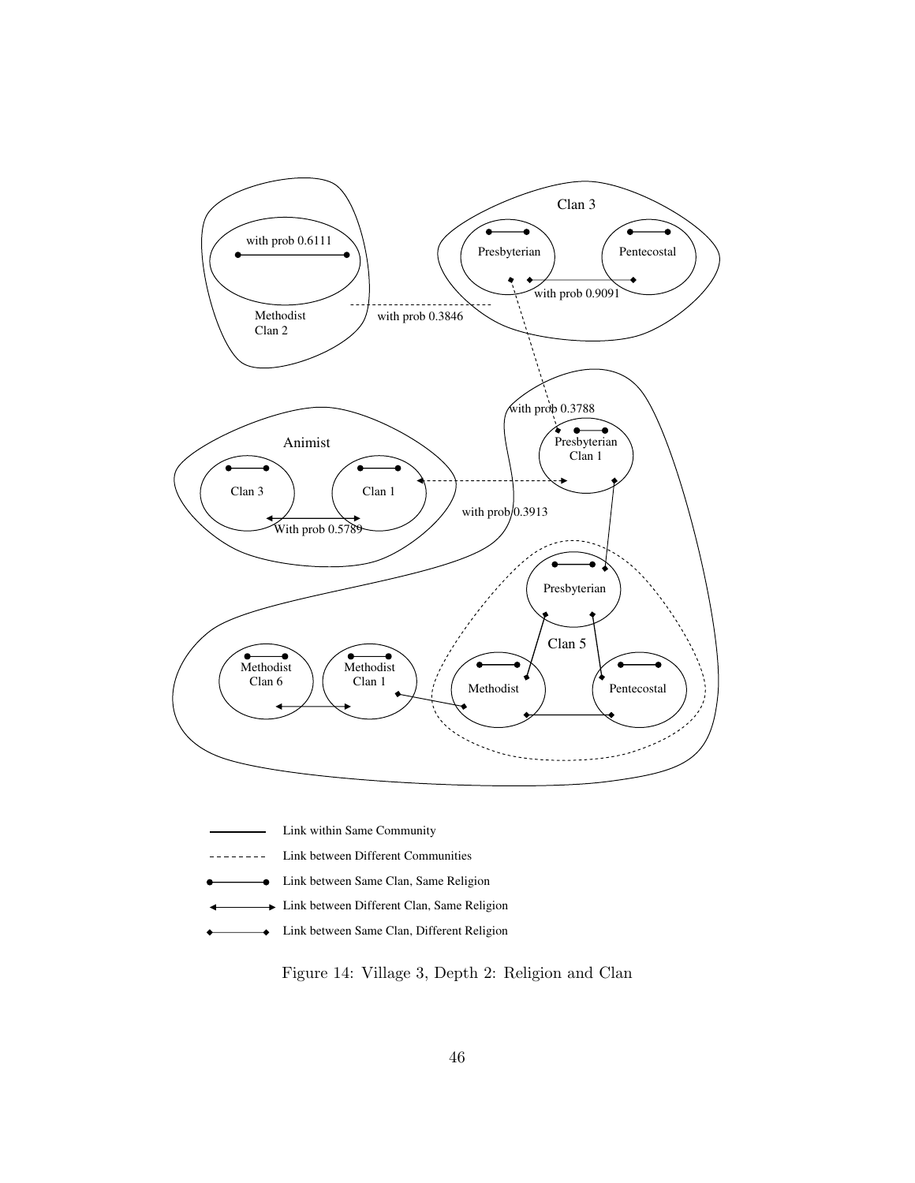Link within Same Community

Link between Different Communities

Link between Same Clan, Same Religion

Link between Different Clan, Same Religion

Link between Same Clan, Different Religion

Figure 14: Village 3, Depth 2: Religion and Clan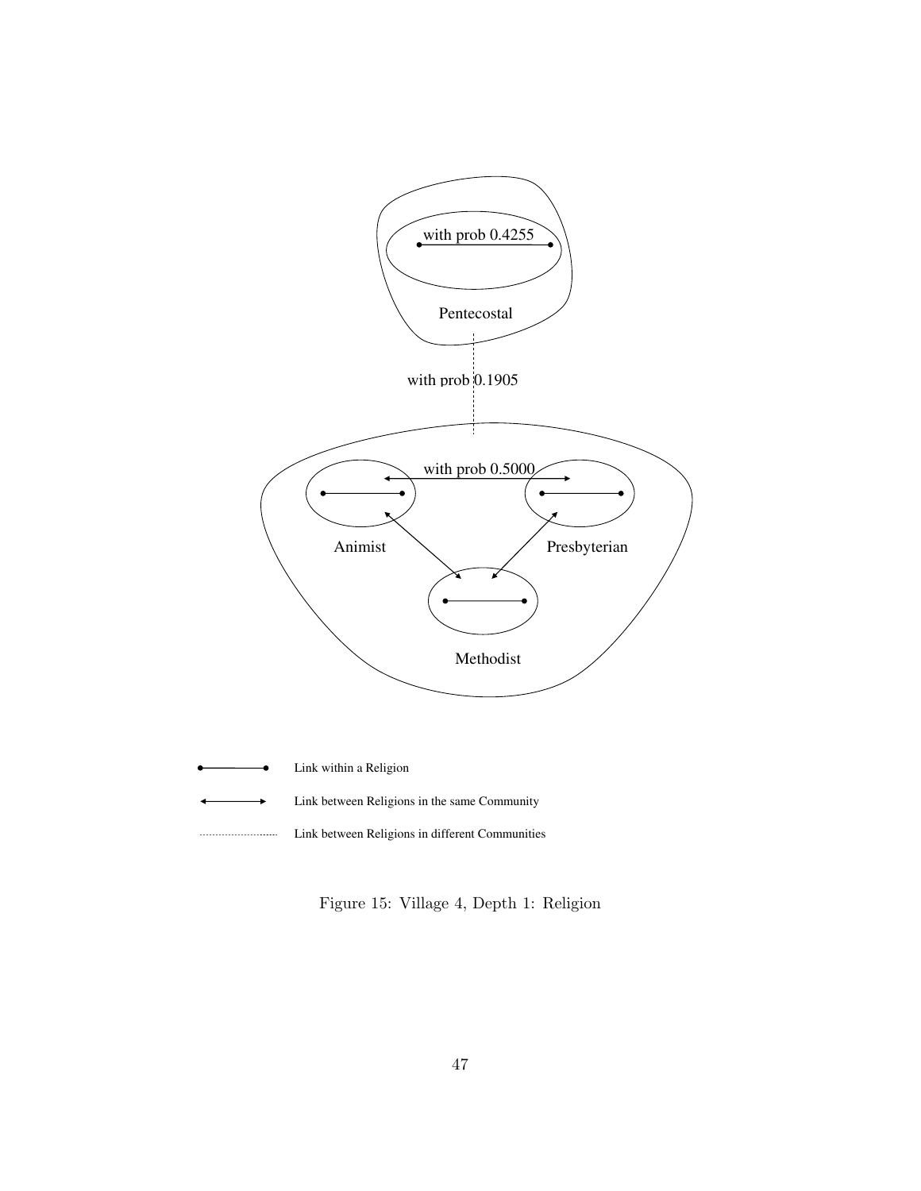with prob 0.4255

Pentecostal

with prob 0.1905

with prob 0.5000

Animist

Presbyterian

Methodist

Link within a Religion

Link between Religions in the same Community

Link between Religions in different Communities

Figure 15: Village 4, Depth 1: Religion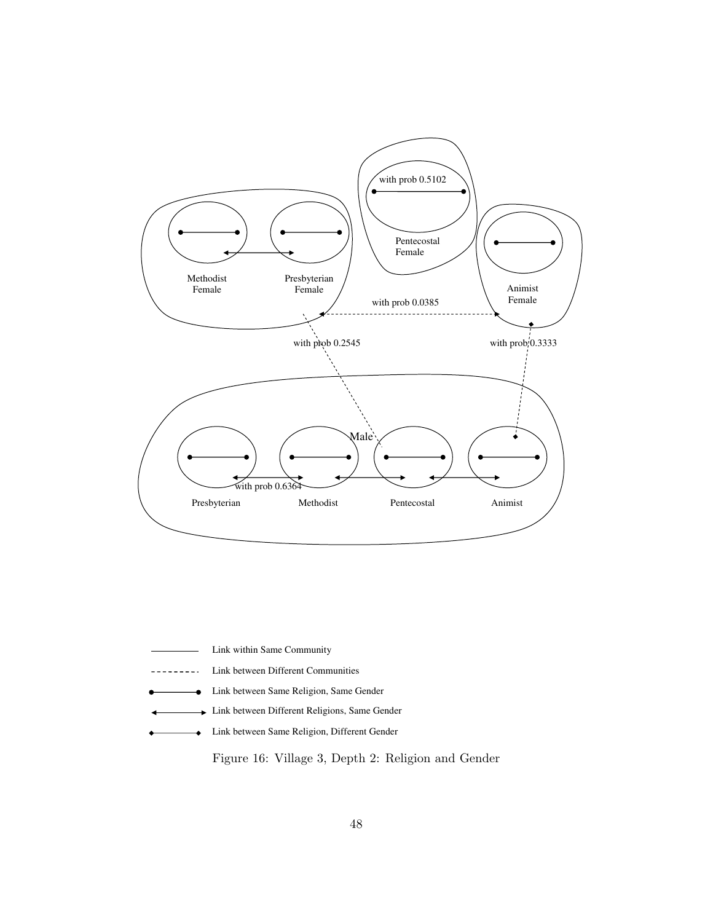with prob 0.5102

Pentecostal Female

Methodist Female

Presbyterian Female

Animist Female

with prob 0.0385

with prob 0.2545

with prob 0.3333

Male

with prob 0.6364

Presbyterian

Methodist

Pentecostal

Animist

Link within Same Community

Link between Different Communities

Link between Same Religion, Same Gender

Link between Different Religions, Same Gender

Link between Same Religion, Different Gender

Figure 16: Village 3, Depth 2: Religion and Gender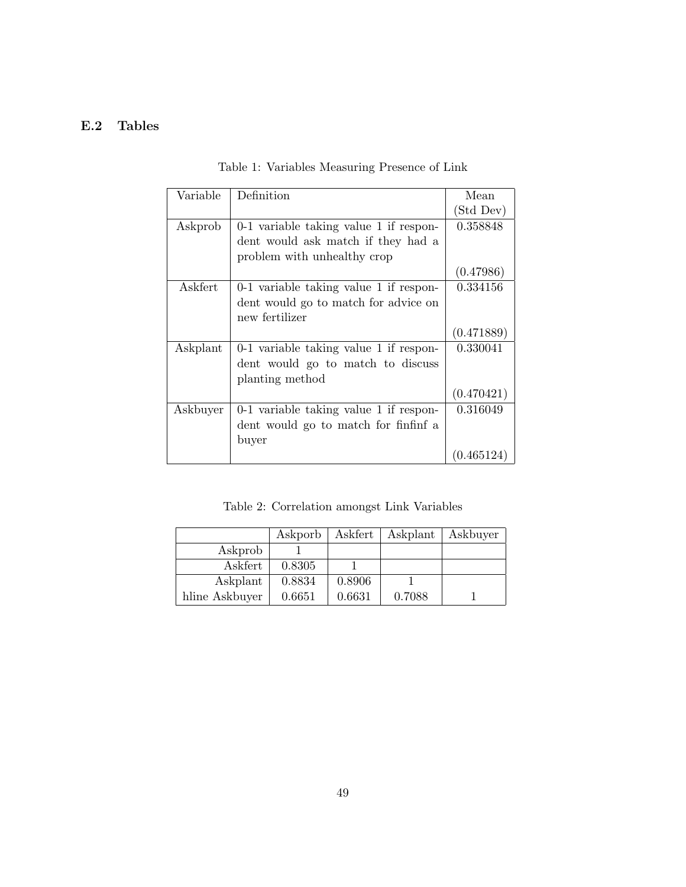### E.2 Tables

Table 1: Variables Measuring Presence of Link

| Variable | Definition | Mean (Std Dev) |
|---|---|---|
| Askprob | 0-1 variable taking value 1 if respondent would ask match if they had a problem with unhealthy crop | 0.358848 (0.47986) |
| Askfert | 0-1 variable taking value 1 if respondent would go to match for advice on new fertilizer | 0.334156 (0.471889) |
| Askplant | 0-1 variable taking value 1 if respondent would go to match to discuss planting method | 0.330041 (0.470421) |
| Askbuyer | 0-1 variable taking value 1 if respondent would go to match for finfinf a buyer | 0.316049 (0.465124) |

Table 2: Correlation amongst Link Variables

| | Askporb | Askfert | Askplant | Askbuyer |
|---|---|---|---|---|
| Askprob | 1 | | | |
| Askfert | 0.8305 | 1 | | |
| Askplant | 0.8834 | 0.8906 | 1 | |
| hline Askbuyer | 0.6651 | 0.6631 | 0.7088 | 1 |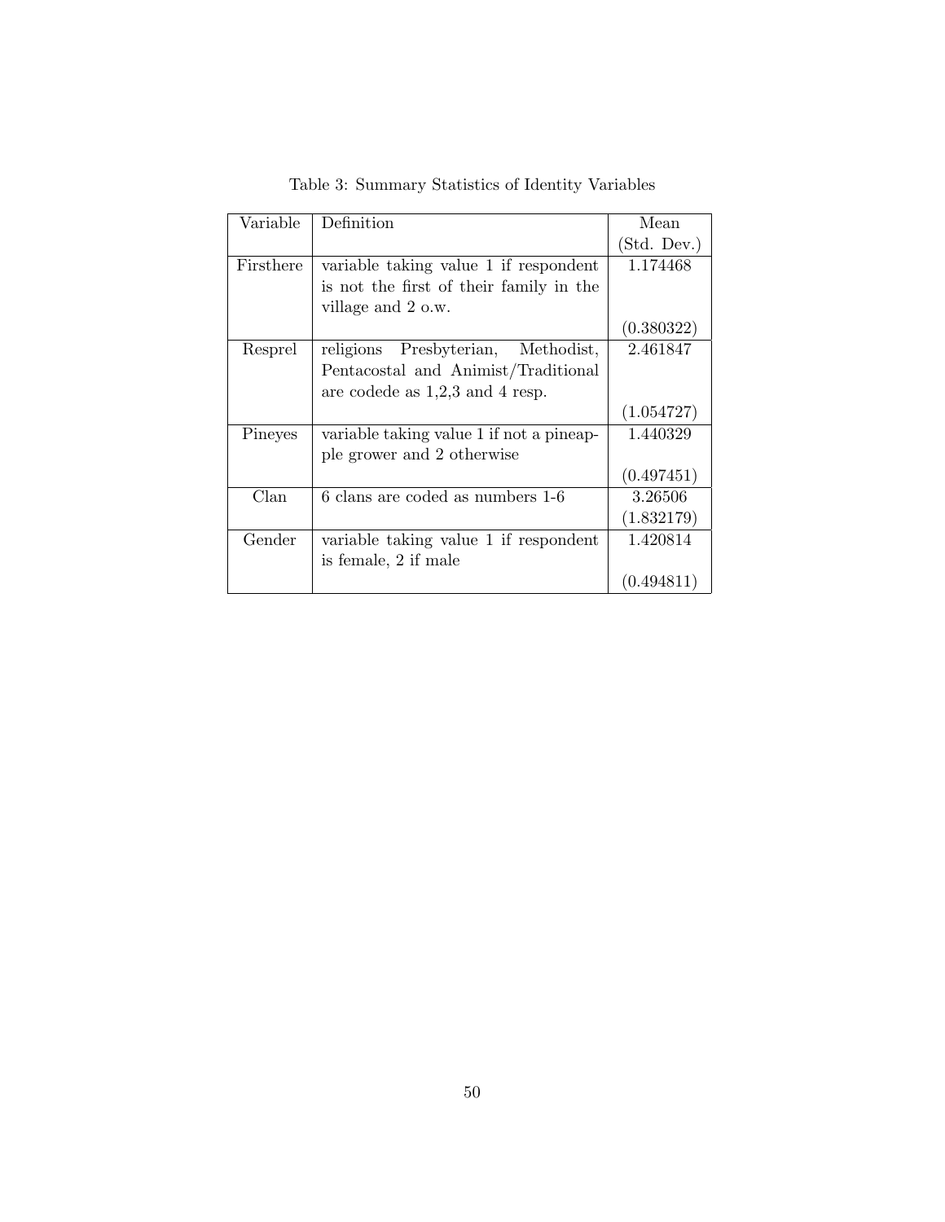Table 3: Summary Statistics of Identity Variables

| Variable | Definition | Mean (Std. Dev.) |
|---|---|---|
| Firsthere | variable taking value 1 if respondent is not the first of their family in the village and 2 o.w. | 1.174468 (0.380322) |
| Resprel | religions Presbyterian, Methodist, Pentacostal and Animist/Traditional are codede as 1,2,3 and 4 resp. | 2.461847 (1.054727) |
| Pineyes | variable taking value 1 if not a pineapple grower and 2 otherwise | 1.440329 (0.497451) |
| Clan | 6 clans are coded as numbers 1-6 | 3.26506 (1.832179) |
| Gender | variable taking value 1 if respondent is female, 2 if male | 1.420814 (0.494811) |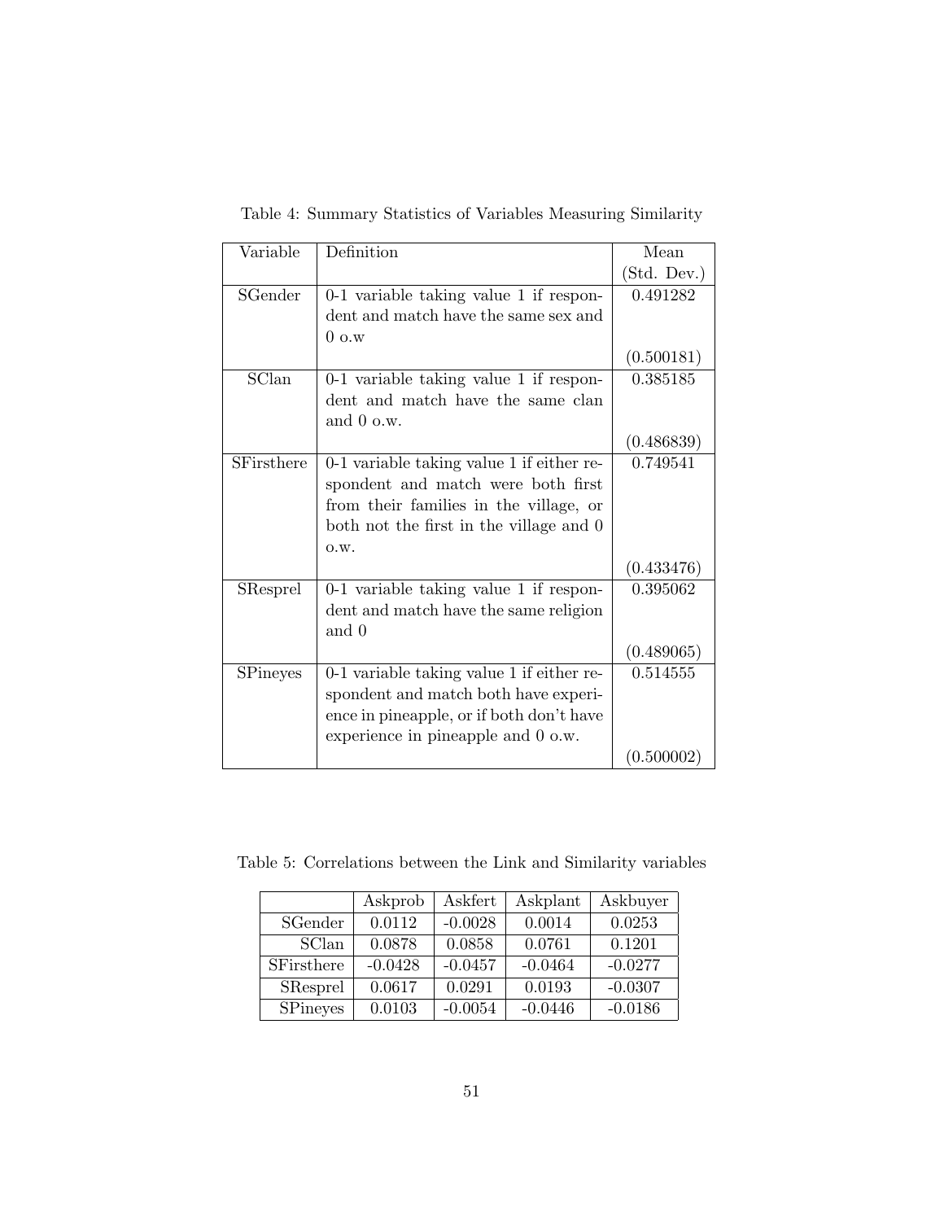Table 4: Summary Statistics of Variables Measuring Similarity

| Variable | Definition | Mean (Std. Dev.) |
|---|---|---|
| SGender | 0-1 variable taking value 1 if respondent and match have the same sex and 0 o.w | 0.491282 |
| | | (0.500181) |
| SClan | 0-1 variable taking value 1 if respondent and match have the same clan and 0 o.w. | 0.385185 |
| | | (0.486839) |
| SFirsthere | 0-1 variable taking value 1 if either respondent and match were both first from their families in the village, or both not the first in the village and 0 o.w. | 0.749541 |
| | | (0.433476) |
| SResprel | 0-1 variable taking value 1 if respondent and match have the same religion and 0 | 0.395062 |
| | | (0.489065) |
| SPineyes | 0-1 variable taking value 1 if either respondent and match both have experience in pineapple, or if both don't have experience in pineapple and 0 o.w. | 0.514555 |
| | | (0.500002) |

Table 5: Correlations between the Link and Similarity variables

| | Askprob | Askfert | Askplant | Askbuyer |
|---|---|---|---|---|
| SGender | 0.0112 | -0.0028 | 0.0014 | 0.0253 |
| SClan | 0.0878 | 0.0858 | 0.0761 | 0.1201 |
| SFirsthere | -0.0428 | -0.0457 | -0.0464 | -0.0277 |
| SResprel | 0.0617 | 0.0291 | 0.0193 | -0.0307 |
| SPineyes | 0.0103 | -0.0054 | -0.0446 | -0.0186 |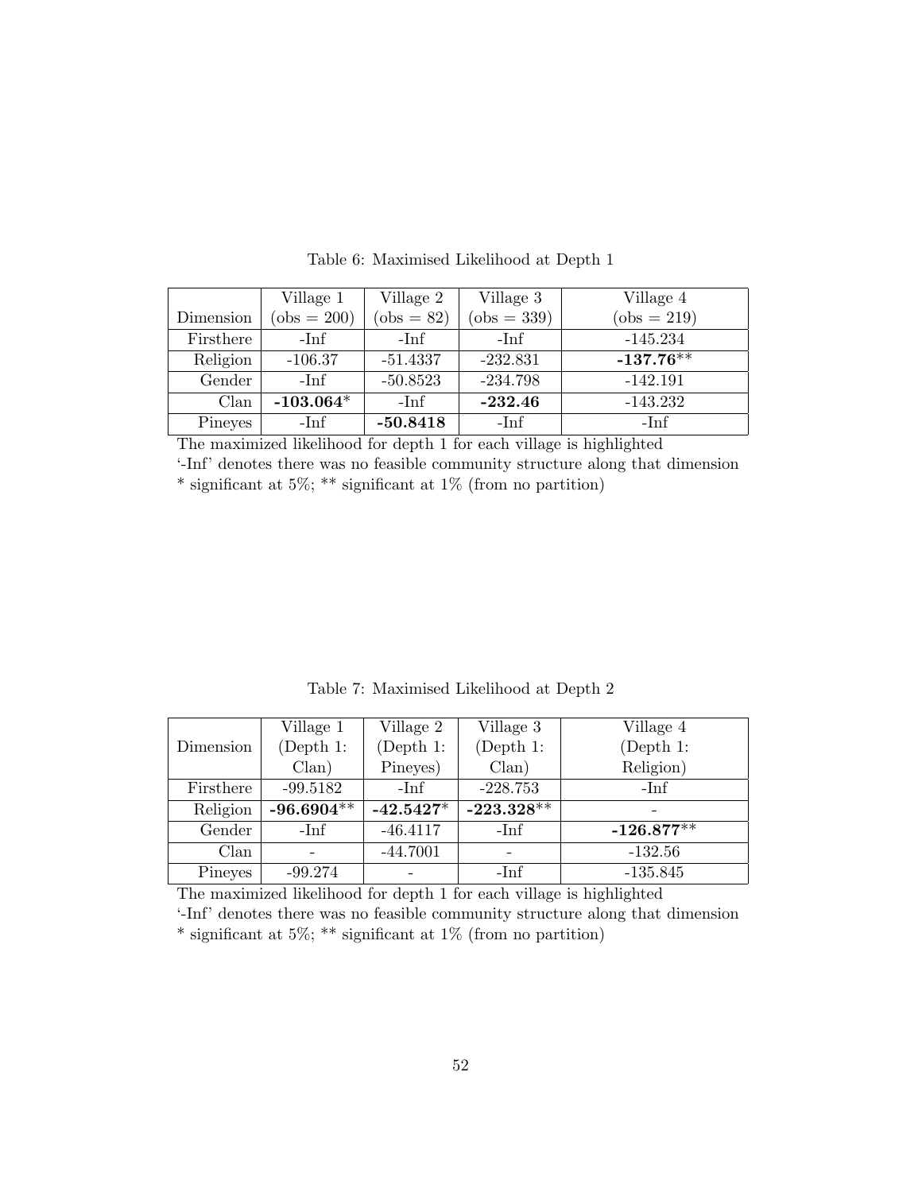Table 6: Maximised Likelihood at Depth 1

| Dimension | Village 1 (obs = 200) | Village 2 (obs = 82) | Village 3 (obs = 339) | Village 4 (obs = 219) |
|---|---|---|---|---|
| Firsthere | -Inf | -Inf | -Inf | -145.234 |
| Religion | -106.37 | -51.4337 | -232.831 | **-137.76**** |
| Gender | -Inf | -50.8523 | -234.798 | -142.191 |
| Clan | **-103.064*** | -Inf | **-232.46** | -143.232 |
| Pineyes | -Inf | **-50.8418** | -Inf | -Inf |

The maximized likelihood for depth 1 for each village is highlighted
'-Inf' denotes there was no feasible community structure along that dimension
* significant at 5%; ** significant at 1% (from no partition)

Table 7: Maximised Likelihood at Depth 2

| Dimension | Village 1 (Depth 1: Clan) | Village 2 (Depth 1: Pineyes) | Village 3 (Depth 1: Clan) | Village 4 (Depth 1: Religion) |
|---|---|---|---|---|
| Firsthere | -99.5182 | -Inf | -228.753 | -Inf |
| Religion | **-96.6904**** | **-42.5427*** | **-223.328**** | - |
| Gender | -Inf | -46.4117 | -Inf | **-126.877**** |
| Clan | - | -44.7001 | - | -132.56 |
| Pineyes | -99.274 | - | -Inf | -135.845 |

The maximized likelihood for depth 1 for each village is highlighted
'-Inf' denotes there was no feasible community structure along that dimension
* significant at 5%; ** significant at 1% (from no partition)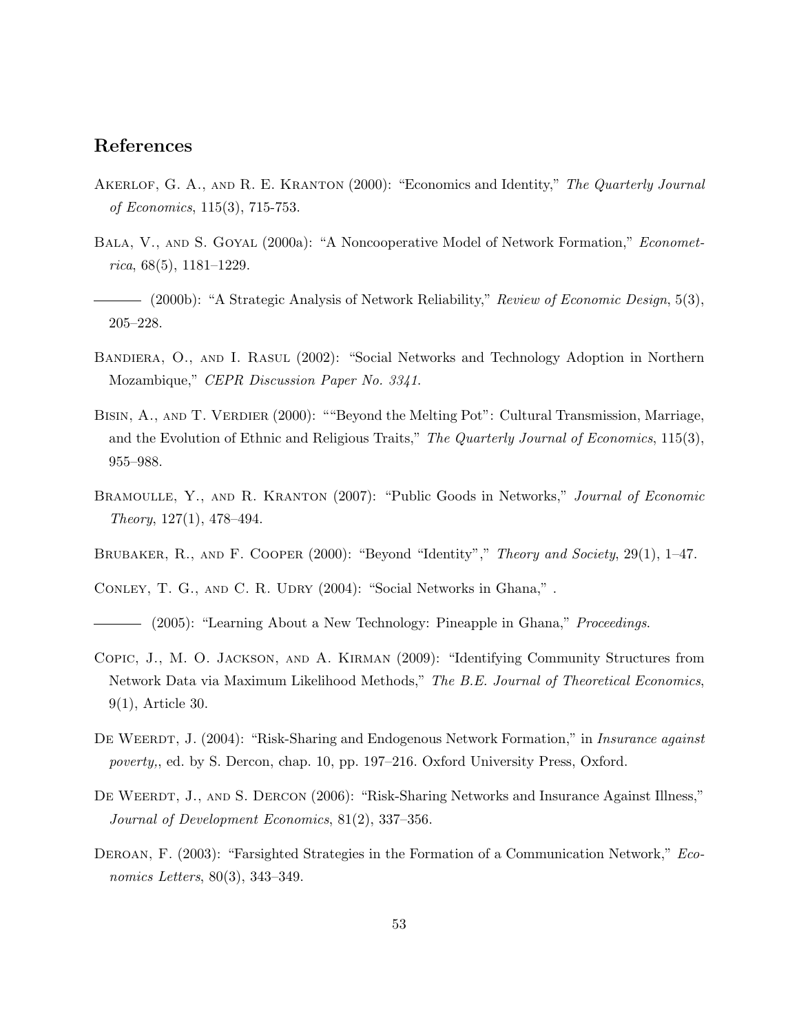## References

Akerlof, G. A., and R. E. Kranton (2000): "Economics and Identity," *The Quarterly Journal of Economics*, 115(3), 715-753.

Bala, V., and S. Goyal (2000a): "A Noncooperative Model of Network Formation," *Econometrica*, 68(5), 1181–1229.

——— (2000b): "A Strategic Analysis of Network Reliability," *Review of Economic Design*, 5(3), 205–228.

Bandiera, O., and I. Rasul (2002): "Social Networks and Technology Adoption in Northern Mozambique," *CEPR Discussion Paper No. 3341*.

Bisin, A., and T. Verdier (2000): ""Beyond the Melting Pot": Cultural Transmission, Marriage, and the Evolution of Ethnic and Religious Traits," *The Quarterly Journal of Economics*, 115(3), 955–988.

Bramoulle, Y., and R. Kranton (2007): "Public Goods in Networks," *Journal of Economic Theory*, 127(1), 478–494.

Brubaker, R., and F. Cooper (2000): "Beyond "Identity"," *Theory and Society*, 29(1), 1–47.

Conley, T. G., and C. R. Udry (2004): "Social Networks in Ghana," .

——— (2005): "Learning About a New Technology: Pineapple in Ghana," *Proceedings*.

Copic, J., M. O. Jackson, and A. Kirman (2009): "Identifying Community Structures from Network Data via Maximum Likelihood Methods," *The B.E. Journal of Theoretical Economics*, 9(1), Article 30.

De Weerdt, J. (2004): "Risk-Sharing and Endogenous Network Formation," in *Insurance against poverty,*, ed. by S. Dercon, chap. 10, pp. 197–216. Oxford University Press, Oxford.

De Weerdt, J., and S. Dercon (2006): "Risk-Sharing Networks and Insurance Against Illness," *Journal of Development Economics*, 81(2), 337–356.

Deroan, F. (2003): "Farsighted Strategies in the Formation of a Communication Network," *Economics Letters*, 80(3), 343–349.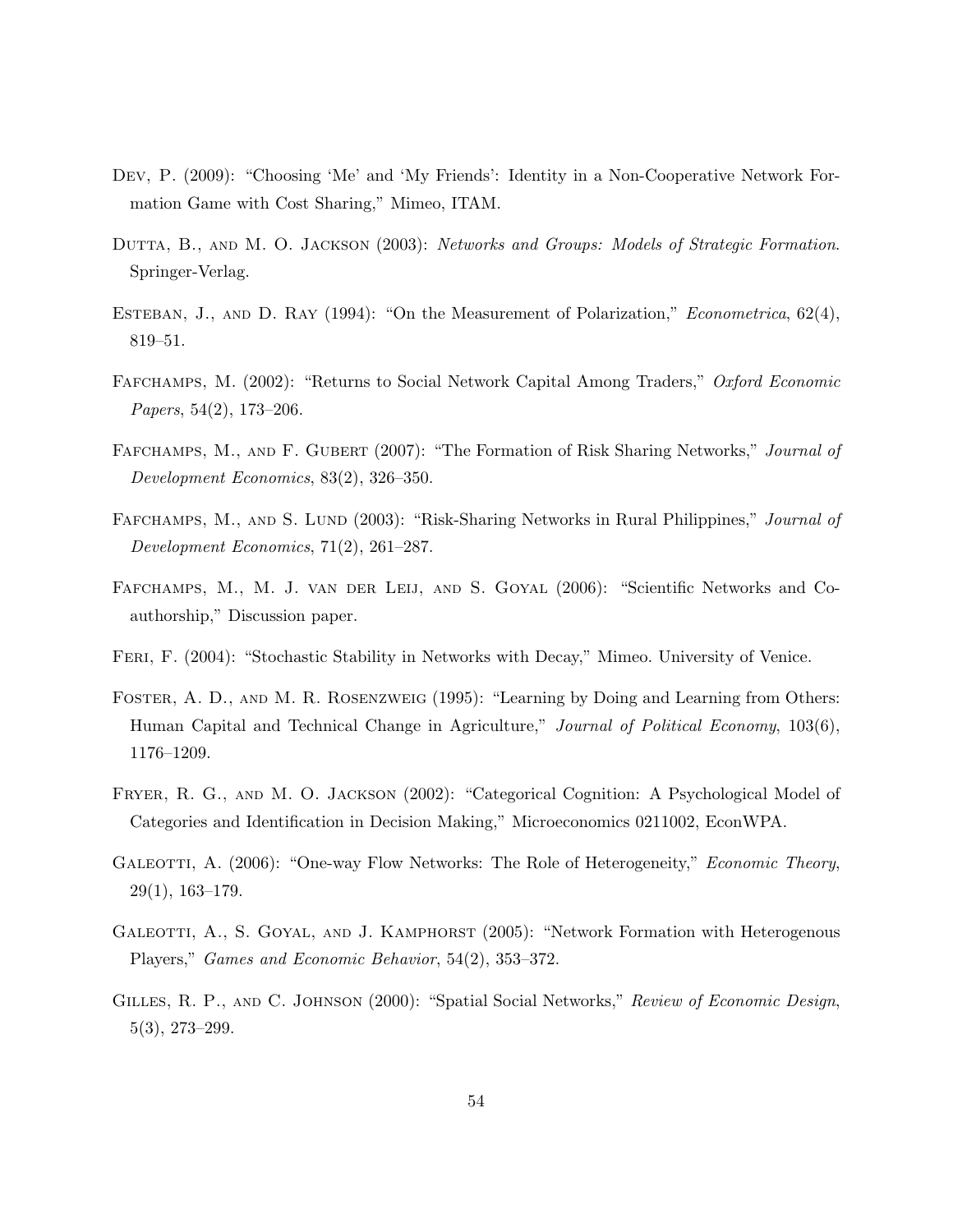Dev, P. (2009): "Choosing 'Me' and 'My Friends': Identity in a Non-Cooperative Network Formation Game with Cost Sharing," Mimeo, ITAM.

Dutta, B., and M. O. Jackson (2003): *Networks and Groups: Models of Strategic Formation*. Springer-Verlag.

Esteban, J., and D. Ray (1994): "On the Measurement of Polarization," *Econometrica*, 62(4), 819–51.

Fafchamps, M. (2002): "Returns to Social Network Capital Among Traders," *Oxford Economic Papers*, 54(2), 173–206.

Fafchamps, M., and F. Gubert (2007): "The Formation of Risk Sharing Networks," *Journal of Development Economics*, 83(2), 326–350.

Fafchamps, M., and S. Lund (2003): "Risk-Sharing Networks in Rural Philippines," *Journal of Development Economics*, 71(2), 261–287.

Fafchamps, M., M. J. van der Leij, and S. Goyal (2006): "Scientific Networks and Coauthorship," Discussion paper.

Feri, F. (2004): "Stochastic Stability in Networks with Decay," Mimeo. University of Venice.

Foster, A. D., and M. R. Rosenzweig (1995): "Learning by Doing and Learning from Others: Human Capital and Technical Change in Agriculture," *Journal of Political Economy*, 103(6), 1176–1209.

Fryer, R. G., and M. O. Jackson (2002): "Categorical Cognition: A Psychological Model of Categories and Identification in Decision Making," Microeconomics 0211002, EconWPA.

Galeotti, A. (2006): "One-way Flow Networks: The Role of Heterogeneity," *Economic Theory*, 29(1), 163–179.

Galeotti, A., S. Goyal, and J. Kamphorst (2005): "Network Formation with Heterogenous Players," *Games and Economic Behavior*, 54(2), 353–372.

Gilles, R. P., and C. Johnson (2000): "Spatial Social Networks," *Review of Economic Design*, 5(3), 273–299.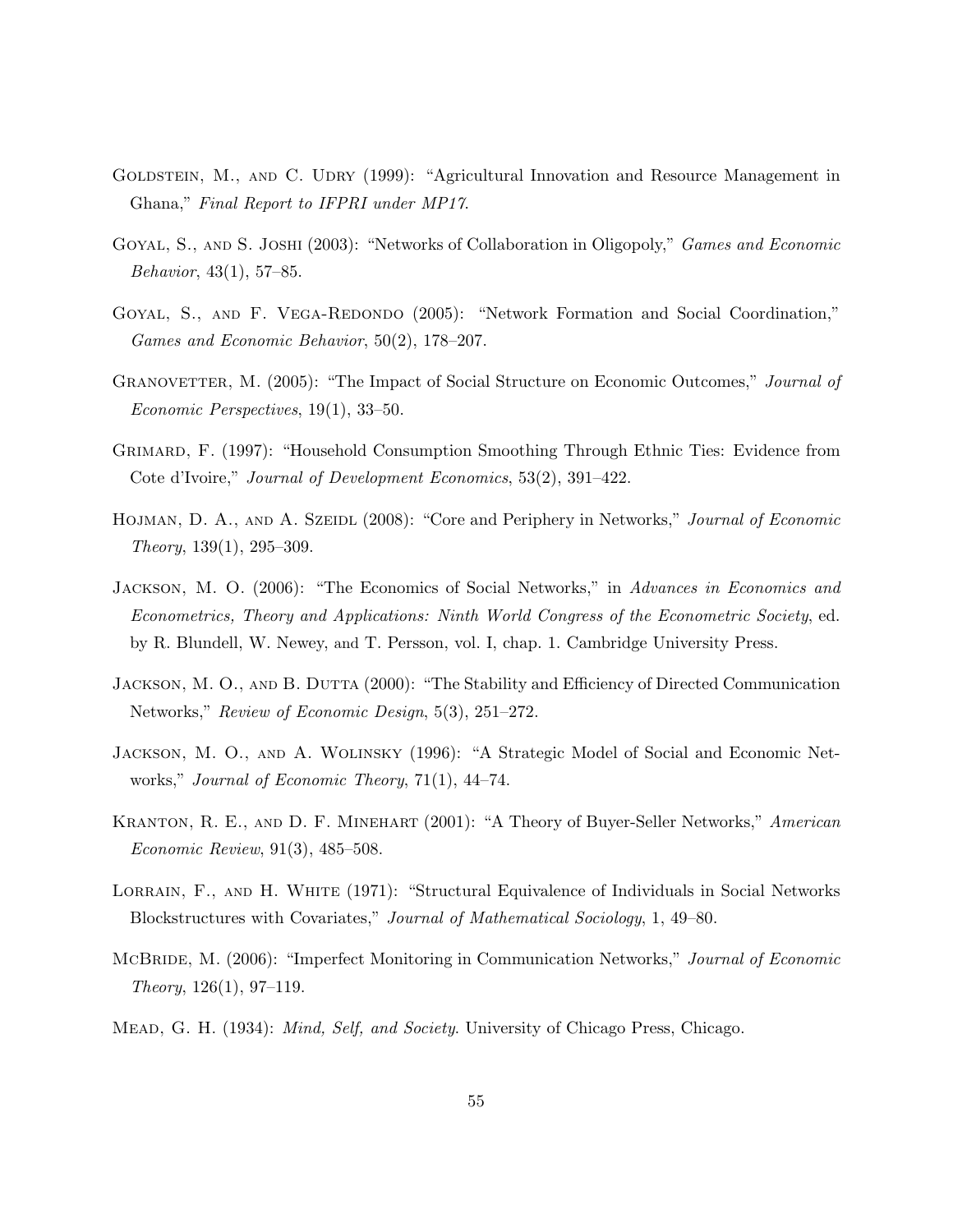Goldstein, M., and C. Udry (1999): "Agricultural Innovation and Resource Management in Ghana," *Final Report to IFPRI under MP17*.

Goyal, S., and S. Joshi (2003): "Networks of Collaboration in Oligopoly," *Games and Economic Behavior*, 43(1), 57–85.

Goyal, S., and F. Vega-Redondo (2005): "Network Formation and Social Coordination," *Games and Economic Behavior*, 50(2), 178–207.

Granovetter, M. (2005): "The Impact of Social Structure on Economic Outcomes," *Journal of Economic Perspectives*, 19(1), 33–50.

Grimard, F. (1997): "Household Consumption Smoothing Through Ethnic Ties: Evidence from Cote d'Ivoire," *Journal of Development Economics*, 53(2), 391–422.

Hojman, D. A., and A. Szeidl (2008): "Core and Periphery in Networks," *Journal of Economic Theory*, 139(1), 295–309.

Jackson, M. O. (2006): "The Economics of Social Networks," in *Advances in Economics and Econometrics, Theory and Applications: Ninth World Congress of the Econometric Society*, ed. by R. Blundell, W. Newey, and T. Persson, vol. I, chap. 1. Cambridge University Press.

Jackson, M. O., and B. Dutta (2000): "The Stability and Efficiency of Directed Communication Networks," *Review of Economic Design*, 5(3), 251–272.

Jackson, M. O., and A. Wolinsky (1996): "A Strategic Model of Social and Economic Networks," *Journal of Economic Theory*, 71(1), 44–74.

Kranton, R. E., and D. F. Minehart (2001): "A Theory of Buyer-Seller Networks," *American Economic Review*, 91(3), 485–508.

Lorrain, F., and H. White (1971): "Structural Equivalence of Individuals in Social Networks Blockstructures with Covariates," *Journal of Mathematical Sociology*, 1, 49–80.

McBride, M. (2006): "Imperfect Monitoring in Communication Networks," *Journal of Economic Theory*, 126(1), 97–119.

Mead, G. H. (1934): *Mind, Self, and Society*. University of Chicago Press, Chicago.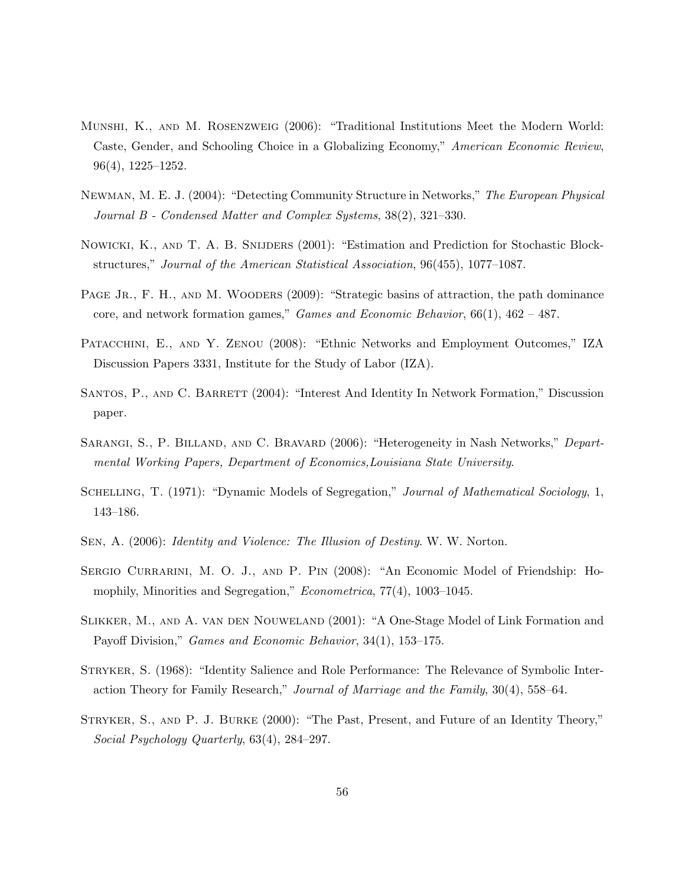Munshi, K., and M. Rosenzweig (2006): "Traditional Institutions Meet the Modern World: Caste, Gender, and Schooling Choice in a Globalizing Economy," *American Economic Review*, 96(4), 1225–1252.

Newman, M. E. J. (2004): "Detecting Community Structure in Networks," *The European Physical Journal B - Condensed Matter and Complex Systems*, 38(2), 321–330.

Nowicki, K., and T. A. B. Snijders (2001): "Estimation and Prediction for Stochastic Blockstructures," *Journal of the American Statistical Association*, 96(455), 1077–1087.

Page Jr., F. H., and M. Wooders (2009): "Strategic basins of attraction, the path dominance core, and network formation games," *Games and Economic Behavior*, 66(1), 462 – 487.

Patacchini, E., and Y. Zenou (2008): "Ethnic Networks and Employment Outcomes," IZA Discussion Papers 3331, Institute for the Study of Labor (IZA).

Santos, P., and C. Barrett (2004): "Interest And Identity In Network Formation," Discussion paper.

Sarangi, S., P. Billand, and C. Bravard (2006): "Heterogeneity in Nash Networks," *Departmental Working Papers, Department of Economics,Louisiana State University*.

Schelling, T. (1971): "Dynamic Models of Segregation," *Journal of Mathematical Sociology*, 1, 143–186.

Sen, A. (2006): *Identity and Violence: The Illusion of Destiny*. W. W. Norton.

Sergio Currarini, M. O. J., and P. Pin (2008): "An Economic Model of Friendship: Homophily, Minorities and Segregation," *Econometrica*, 77(4), 1003–1045.

Slikker, M., and A. van den Nouweland (2001): "A One-Stage Model of Link Formation and Payoff Division," *Games and Economic Behavior*, 34(1), 153–175.

Stryker, S. (1968): "Identity Salience and Role Performance: The Relevance of Symbolic Interaction Theory for Family Research," *Journal of Marriage and the Family*, 30(4), 558–64.

Stryker, S., and P. J. Burke (2000): "The Past, Present, and Future of an Identity Theory," *Social Psychology Quarterly*, 63(4), 284–297.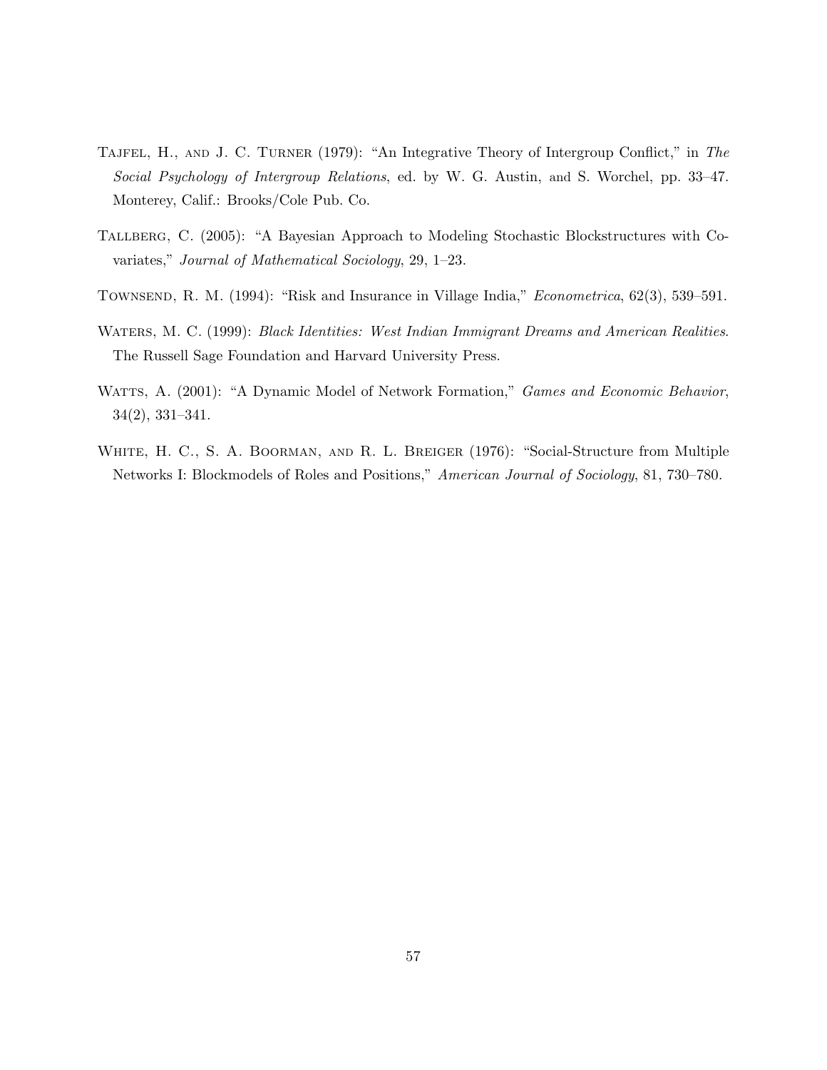Tajfel, H., and J. C. Turner (1979): "An Integrative Theory of Intergroup Conflict," in *The Social Psychology of Intergroup Relations*, ed. by W. G. Austin, and S. Worchel, pp. 33–47. Monterey, Calif.: Brooks/Cole Pub. Co.

Tallberg, C. (2005): "A Bayesian Approach to Modeling Stochastic Blockstructures with Covariates," *Journal of Mathematical Sociology*, 29, 1–23.

Townsend, R. M. (1994): "Risk and Insurance in Village India," *Econometrica*, 62(3), 539–591.

Waters, M. C. (1999): *Black Identities: West Indian Immigrant Dreams and American Realities*. The Russell Sage Foundation and Harvard University Press.

Watts, A. (2001): "A Dynamic Model of Network Formation," *Games and Economic Behavior*, 34(2), 331–341.

White, H. C., S. A. Boorman, and R. L. Breiger (1976): "Social-Structure from Multiple Networks I: Blockmodels of Roles and Positions," *American Journal of Sociology*, 81, 730–780.